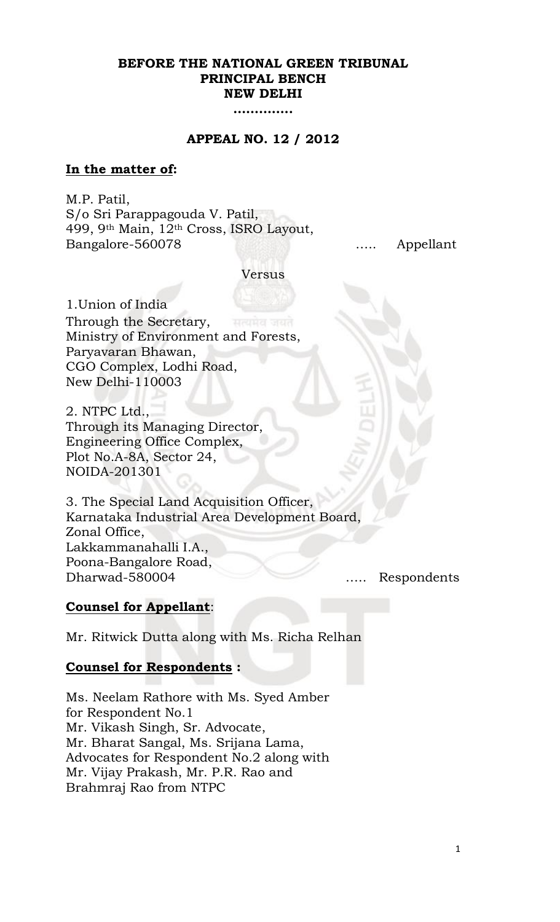**BEFORE THE NATIONAL GREEN TRIBUNAL**
**PRINCIPAL BENCH**
**NEW DELHI**

**..............**

**APPEAL NO. 12 / 2012**

**In the matter of:**

M.P. Patil,
S/o Sri Parappagouda V. Patil,
499, 9th Main, 12th Cross, ISRO Layout,
Bangalore-560078 ..... Appellant

Versus

1.Union of India
Through the Secretary,
Ministry of Environment and Forests,
Paryavaran Bhawan,
CGO Complex, Lodhi Road,
New Delhi-110003

2. NTPC Ltd.,
Through its Managing Director,
Engineering Office Complex,
Plot No.A-8A, Sector 24,
NOIDA-201301

3. The Special Land Acquisition Officer,
Karnataka Industrial Area Development Board,
Zonal Office,
Lakkammanahalli I.A.,
Poona-Bangalore Road,
Dharwad-580004 ..... Respondents

**Counsel for Appellant**:

Mr. Ritwick Dutta along with Ms. Richa Relhan

**Counsel for Respondents :**

Ms. Neelam Rathore with Ms. Syed Amber
for Respondent No.1
Mr. Vikash Singh, Sr. Advocate,
Mr. Bharat Sangal, Ms. Srijana Lama,
Advocates for Respondent No.2 along with
Mr. Vijay Prakash, Mr. P.R. Rao and
Brahmraj Rao from NTPC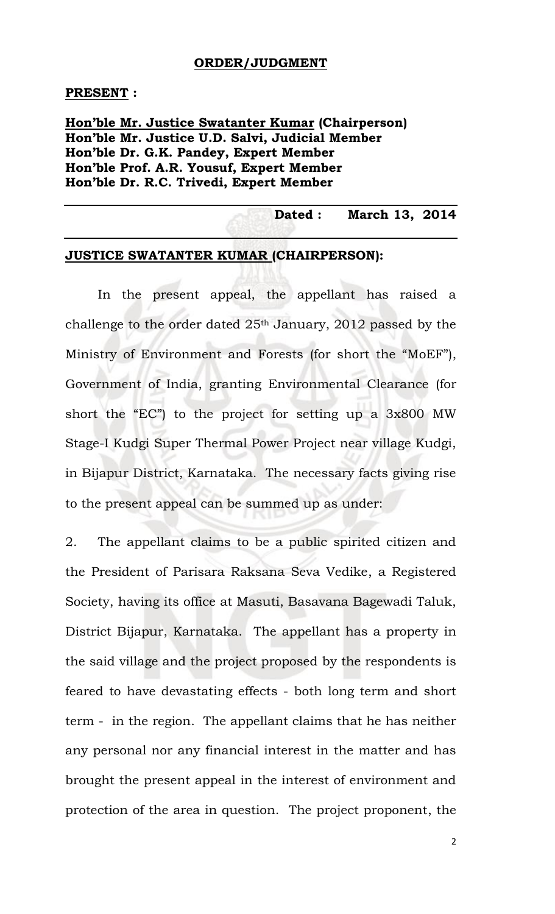**ORDER/JUDGMENT**

**PRESENT :**

**Hon'ble Mr. Justice Swatanter Kumar (Chairperson)**
**Hon'ble Mr. Justice U.D. Salvi, Judicial Member**
**Hon'ble Dr. G.K. Pandey, Expert Member**
**Hon'ble Prof. A.R. Yousuf, Expert Member**
**Hon'ble Dr. R.C. Trivedi, Expert Member**

**Dated : March 13, 2014**

**JUSTICE SWATANTER KUMAR (CHAIRPERSON):**

In the present appeal, the appellant has raised a challenge to the order dated 25th January, 2012 passed by the Ministry of Environment and Forests (for short the "MoEF"), Government of India, granting Environmental Clearance (for short the "EC") to the project for setting up a 3x800 MW Stage-I Kudgi Super Thermal Power Project near village Kudgi, in Bijapur District, Karnataka. The necessary facts giving rise to the present appeal can be summed up as under:

2. The appellant claims to be a public spirited citizen and the President of Parisara Raksana Seva Vedike, a Registered Society, having its office at Masuti, Basavana Bagewadi Taluk, District Bijapur, Karnataka. The appellant has a property in the said village and the project proposed by the respondents is feared to have devastating effects - both long term and short term - in the region. The appellant claims that he has neither any personal nor any financial interest in the matter and has brought the present appeal in the interest of environment and protection of the area in question. The project proponent, the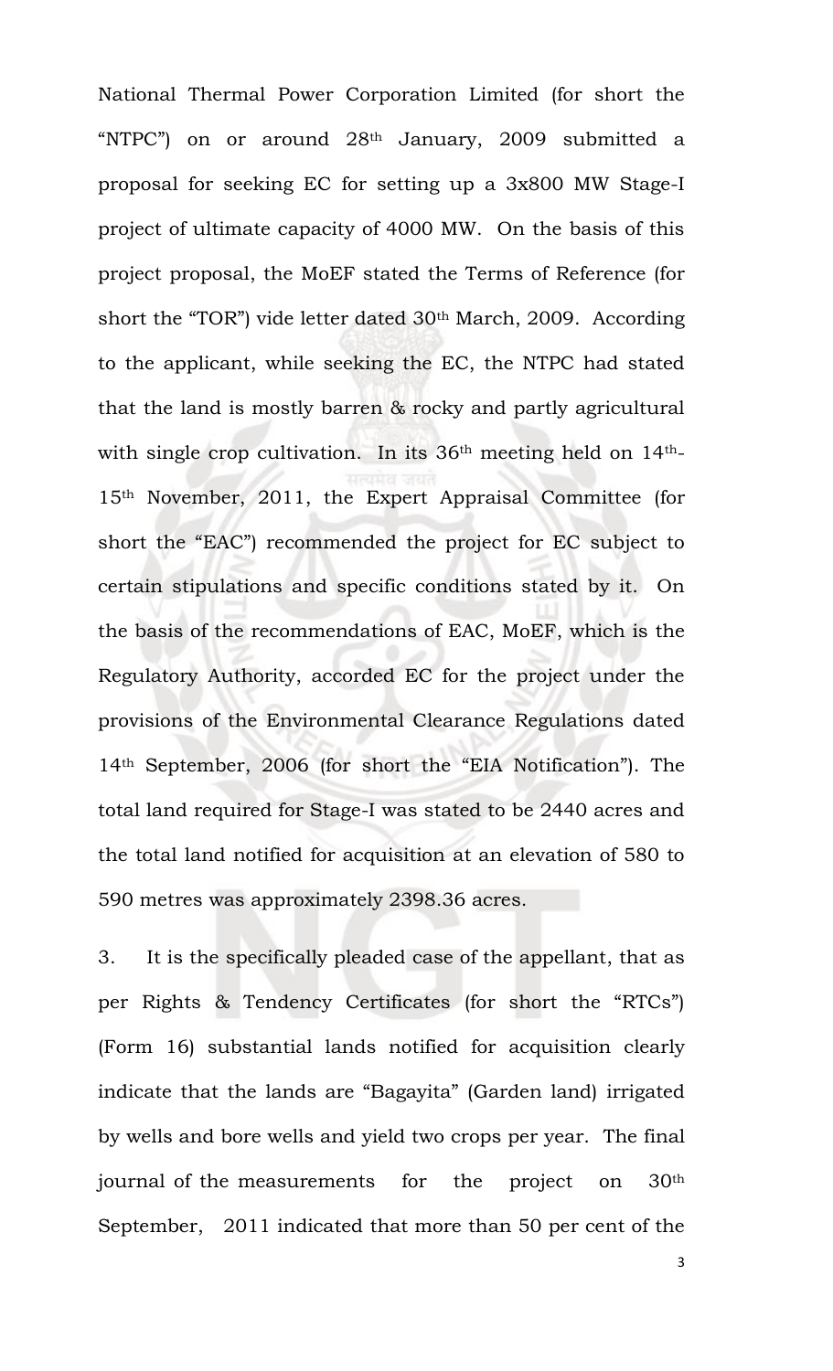National Thermal Power Corporation Limited (for short the "NTPC") on or around 28th January, 2009 submitted a proposal for seeking EC for setting up a 3x800 MW Stage-I project of ultimate capacity of 4000 MW. On the basis of this project proposal, the MoEF stated the Terms of Reference (for short the "TOR") vide letter dated 30th March, 2009. According to the applicant, while seeking the EC, the NTPC had stated that the land is mostly barren & rocky and partly agricultural with single crop cultivation. In its 36th meeting held on 14th-15th November, 2011, the Expert Appraisal Committee (for short the "EAC") recommended the project for EC subject to certain stipulations and specific conditions stated by it. On the basis of the recommendations of EAC, MoEF, which is the Regulatory Authority, accorded EC for the project under the provisions of the Environmental Clearance Regulations dated 14th September, 2006 (for short the "EIA Notification"). The total land required for Stage-I was stated to be 2440 acres and the total land notified for acquisition at an elevation of 580 to 590 metres was approximately 2398.36 acres.

3. It is the specifically pleaded case of the appellant, that as per Rights & Tendency Certificates (for short the "RTCs") (Form 16) substantial lands notified for acquisition clearly indicate that the lands are "Bagayita" (Garden land) irrigated by wells and bore wells and yield two crops per year. The final journal of the measurements for the project on 30th September, 2011 indicated that more than 50 per cent of the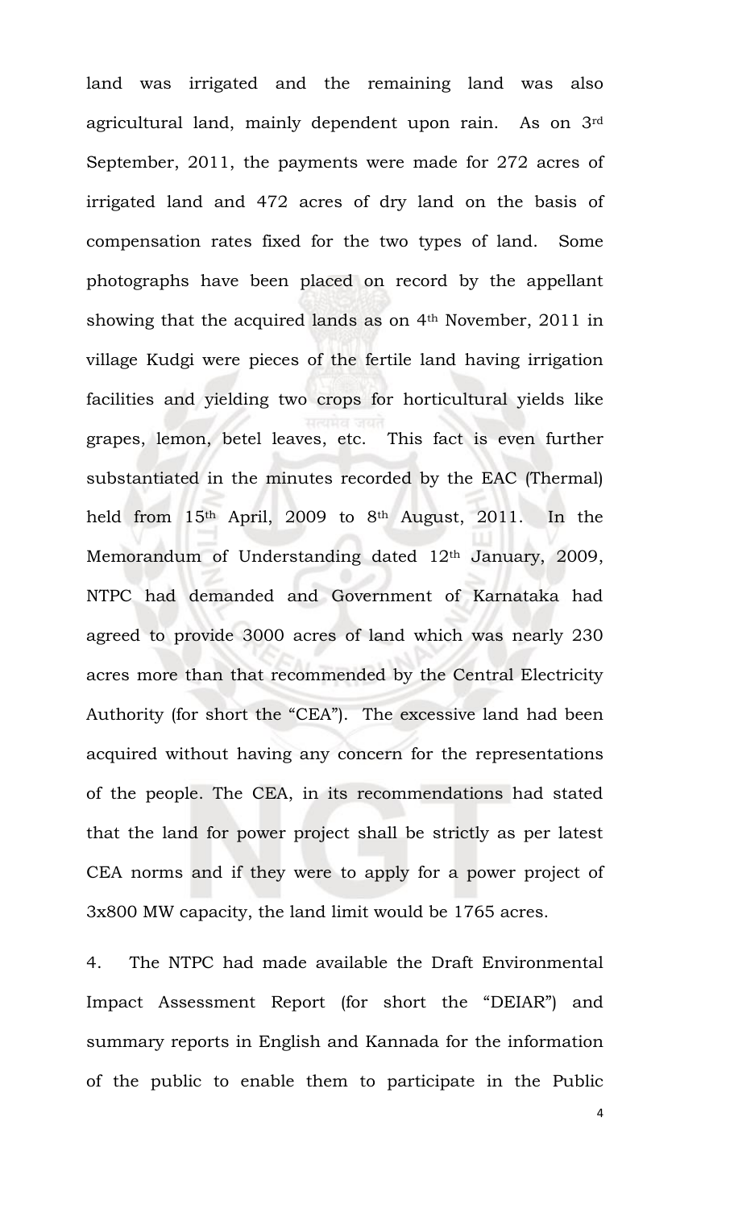land was irrigated and the remaining land was also agricultural land, mainly dependent upon rain. As on 3rd September, 2011, the payments were made for 272 acres of irrigated land and 472 acres of dry land on the basis of compensation rates fixed for the two types of land. Some photographs have been placed on record by the appellant showing that the acquired lands as on 4th November, 2011 in village Kudgi were pieces of the fertile land having irrigation facilities and yielding two crops for horticultural yields like grapes, lemon, betel leaves, etc. This fact is even further substantiated in the minutes recorded by the EAC (Thermal) held from 15th April, 2009 to 8th August, 2011. In the Memorandum of Understanding dated 12th January, 2009, NTPC had demanded and Government of Karnataka had agreed to provide 3000 acres of land which was nearly 230 acres more than that recommended by the Central Electricity Authority (for short the "CEA"). The excessive land had been acquired without having any concern for the representations of the people. The CEA, in its recommendations had stated that the land for power project shall be strictly as per latest CEA norms and if they were to apply for a power project of 3x800 MW capacity, the land limit would be 1765 acres.

4. The NTPC had made available the Draft Environmental Impact Assessment Report (for short the "DEIAR") and summary reports in English and Kannada for the information of the public to enable them to participate in the Public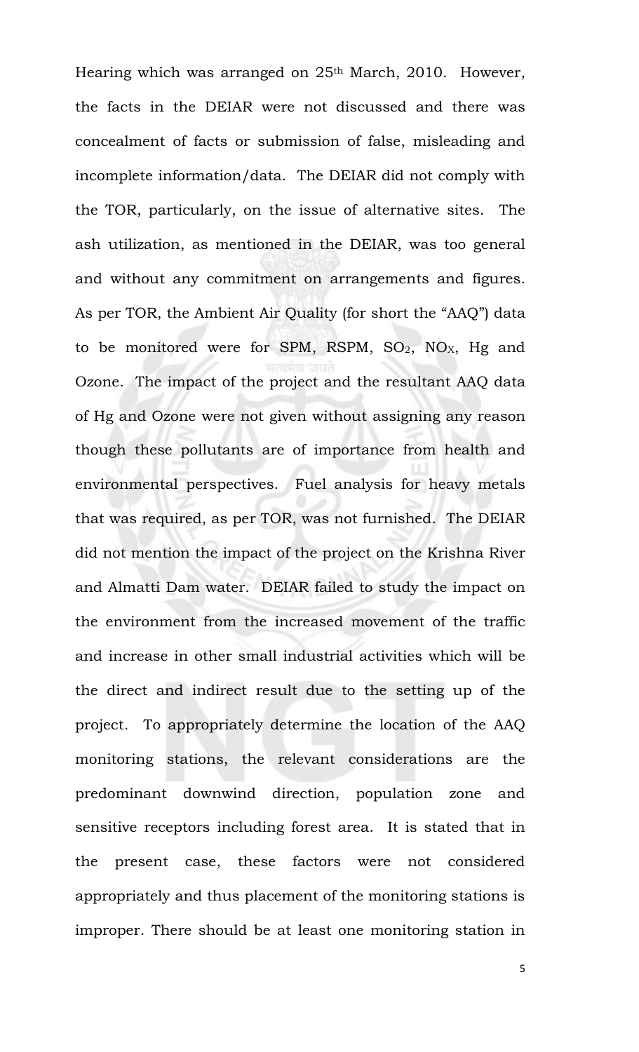Hearing which was arranged on 25th March, 2010. However, the facts in the DEIAR were not discussed and there was concealment of facts or submission of false, misleading and incomplete information/data. The DEIAR did not comply with the TOR, particularly, on the issue of alternative sites. The ash utilization, as mentioned in the DEIAR, was too general and without any commitment on arrangements and figures. As per TOR, the Ambient Air Quality (for short the "AAQ") data to be monitored were for SPM, RSPM, $SO_2$, $NO_X$, Hg and Ozone. The impact of the project and the resultant AAQ data of Hg and Ozone were not given without assigning any reason though these pollutants are of importance from health and environmental perspectives. Fuel analysis for heavy metals that was required, as per TOR, was not furnished. The DEIAR did not mention the impact of the project on the Krishna River and Almatti Dam water. DEIAR failed to study the impact on the environment from the increased movement of the traffic and increase in other small industrial activities which will be the direct and indirect result due to the setting up of the project. To appropriately determine the location of the AAQ monitoring stations, the relevant considerations are the predominant downwind direction, population zone and sensitive receptors including forest area. It is stated that in the present case, these factors were not considered appropriately and thus placement of the monitoring stations is improper. There should be at least one monitoring station in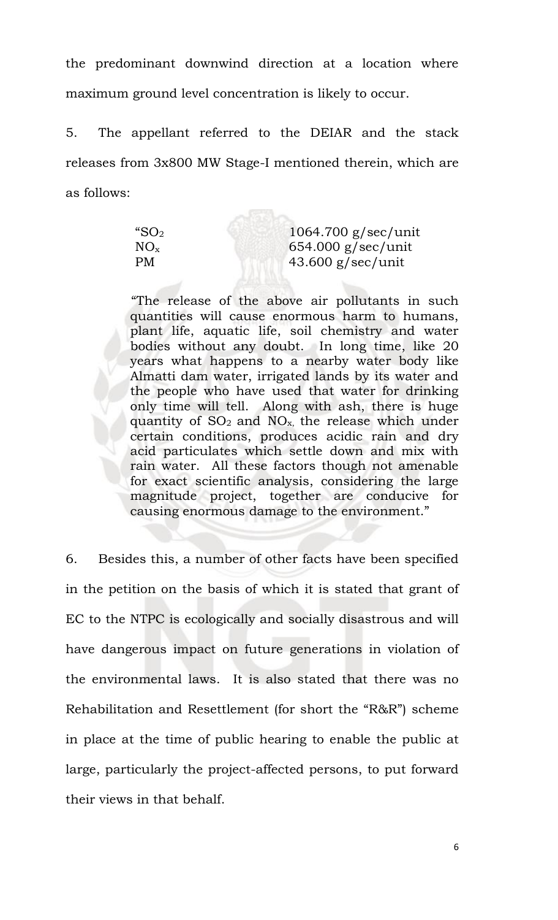the predominant downwind direction at a location where maximum ground level concentration is likely to occur.

5. The appellant referred to the DEIAR and the stack releases from 3x800 MW Stage-I mentioned therein, which are as follows:

> "$SO_2$ 1064.700 g/sec/unit
> $NO_x$ 654.000 g/sec/unit
> PM 43.600 g/sec/unit
>
> "The release of the above air pollutants in such quantities will cause enormous harm to humans, plant life, aquatic life, soil chemistry and water bodies without any doubt. In long time, like 20 years what happens to a nearby water body like Almatti dam water, irrigated lands by its water and the people who have used that water for drinking only time will tell. Along with ash, there is huge quantity of $SO_2$ and $NO_x$, the release which under certain conditions, produces acidic rain and dry acid particulates which settle down and mix with rain water. All these factors though not amenable for exact scientific analysis, considering the large magnitude project, together are conducive for causing enormous damage to the environment."

6. Besides this, a number of other facts have been specified in the petition on the basis of which it is stated that grant of EC to the NTPC is ecologically and socially disastrous and will have dangerous impact on future generations in violation of the environmental laws. It is also stated that there was no Rehabilitation and Resettlement (for short the "R&R") scheme in place at the time of public hearing to enable the public at large, particularly the project-affected persons, to put forward their views in that behalf.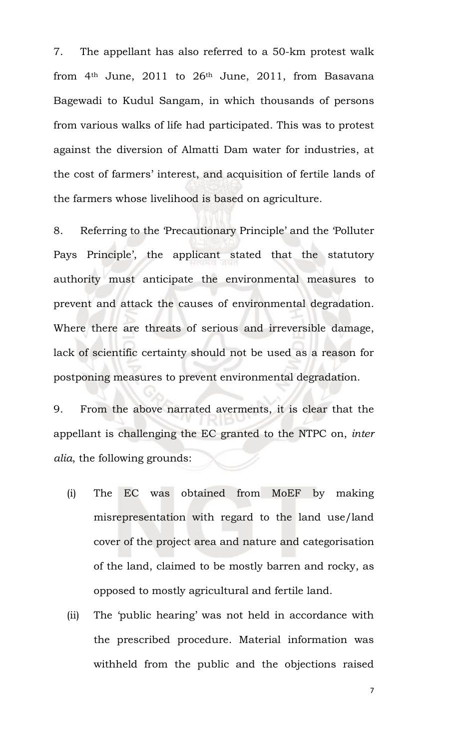7. The appellant has also referred to a 50-km protest walk from 4th June, 2011 to 26th June, 2011, from Basavana Bagewadi to Kudul Sangam, in which thousands of persons from various walks of life had participated. This was to protest against the diversion of Almatti Dam water for industries, at the cost of farmers' interest, and acquisition of fertile lands of the farmers whose livelihood is based on agriculture.

8. Referring to the 'Precautionary Principle' and the 'Polluter Pays Principle', the applicant stated that the statutory authority must anticipate the environmental measures to prevent and attack the causes of environmental degradation. Where there are threats of serious and irreversible damage, lack of scientific certainty should not be used as a reason for postponing measures to prevent environmental degradation.

9. From the above narrated averments, it is clear that the appellant is challenging the EC granted to the NTPC on, *inter alia*, the following grounds:

(i) The EC was obtained from MoEF by making misrepresentation with regard to the land use/land cover of the project area and nature and categorisation of the land, claimed to be mostly barren and rocky, as opposed to mostly agricultural and fertile land.

(ii) The 'public hearing' was not held in accordance with the prescribed procedure. Material information was withheld from the public and the objections raised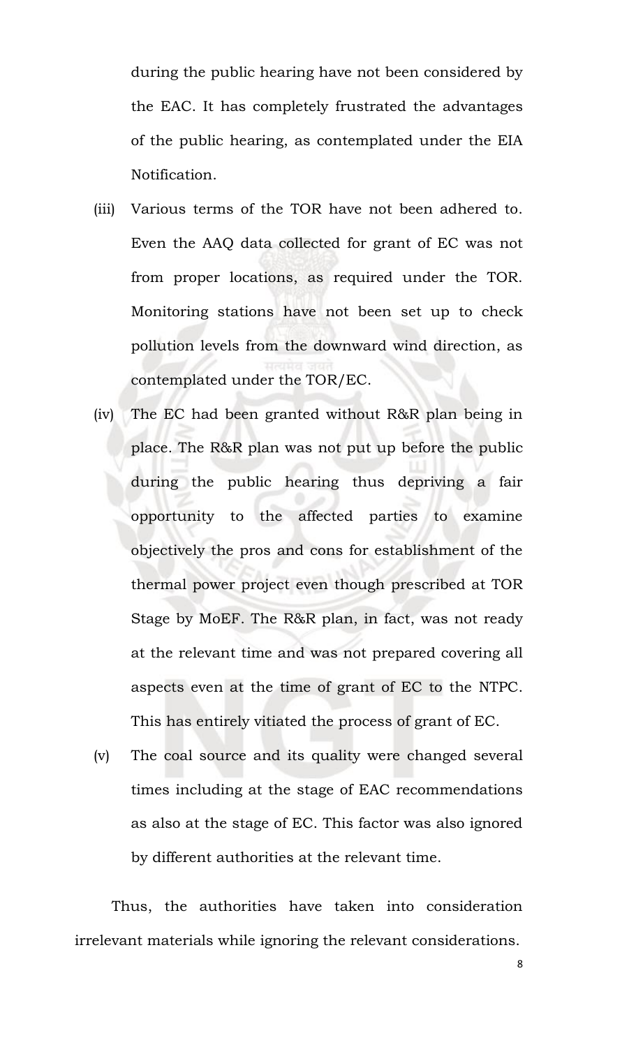during the public hearing have not been considered by the EAC. It has completely frustrated the advantages of the public hearing, as contemplated under the EIA Notification.

(iii) Various terms of the TOR have not been adhered to. Even the AAQ data collected for grant of EC was not from proper locations, as required under the TOR. Monitoring stations have not been set up to check pollution levels from the downward wind direction, as contemplated under the TOR/EC.

(iv) The EC had been granted without R&R plan being in place. The R&R plan was not put up before the public during the public hearing thus depriving a fair opportunity to the affected parties to examine objectively the pros and cons for establishment of the thermal power project even though prescribed at TOR Stage by MoEF. The R&R plan, in fact, was not ready at the relevant time and was not prepared covering all aspects even at the time of grant of EC to the NTPC. This has entirely vitiated the process of grant of EC.

(v) The coal source and its quality were changed several times including at the stage of EAC recommendations as also at the stage of EC. This factor was also ignored by different authorities at the relevant time.

Thus, the authorities have taken into consideration irrelevant materials while ignoring the relevant considerations.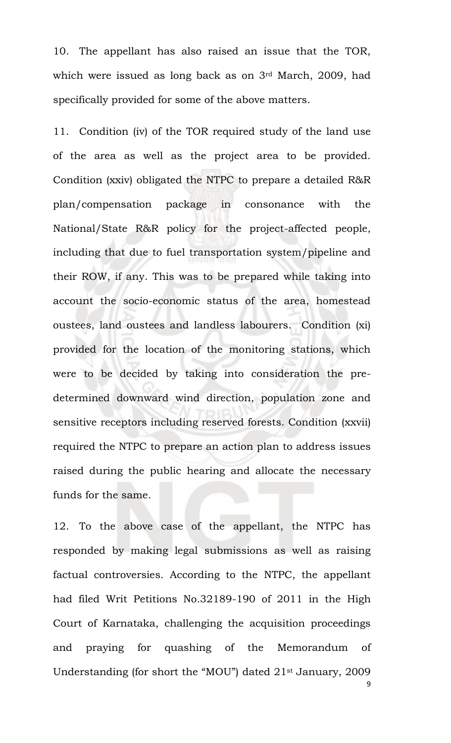10. The appellant has also raised an issue that the TOR, which were issued as long back as on 3rd March, 2009, had specifically provided for some of the above matters.

11. Condition (iv) of the TOR required study of the land use of the area as well as the project area to be provided. Condition (xxiv) obligated the NTPC to prepare a detailed R&R plan/compensation package in consonance with the National/State R&R policy for the project-affected people, including that due to fuel transportation system/pipeline and their ROW, if any. This was to be prepared while taking into account the socio-economic status of the area, homestead oustees, land oustees and landless labourers. Condition (xi) provided for the location of the monitoring stations, which were to be decided by taking into consideration the pre-determined downward wind direction, population zone and sensitive receptors including reserved forests. Condition (xxvii) required the NTPC to prepare an action plan to address issues raised during the public hearing and allocate the necessary funds for the same.

12. To the above case of the appellant, the NTPC has responded by making legal submissions as well as raising factual controversies. According to the NTPC, the appellant had filed Writ Petitions No.32189-190 of 2011 in the High Court of Karnataka, challenging the acquisition proceedings and praying for quashing of the Memorandum of Understanding (for short the "MOU") dated 21st January, 2009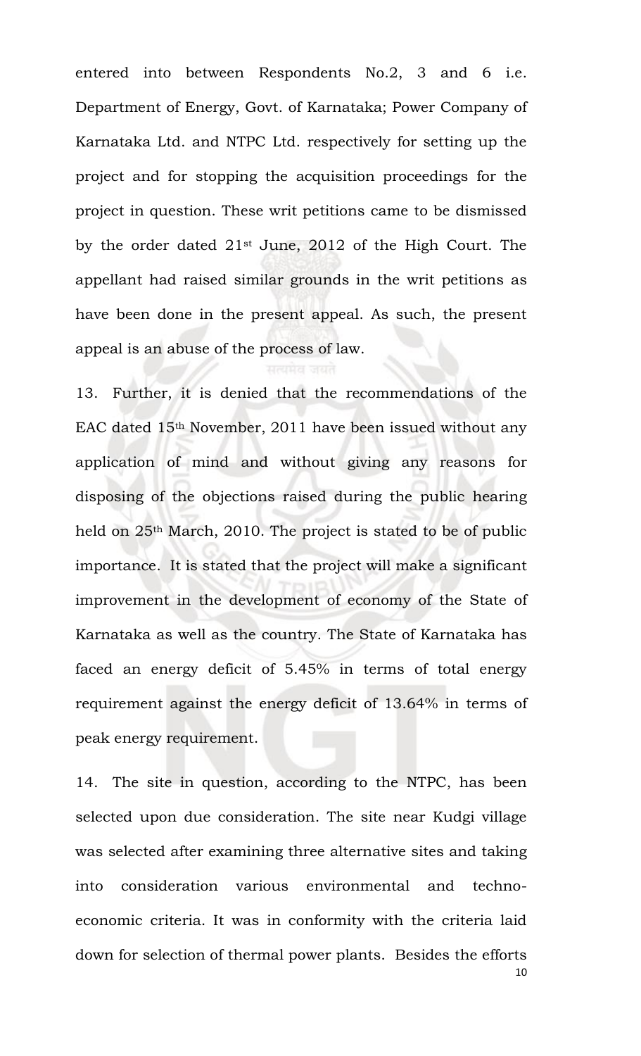entered into between Respondents No.2, 3 and 6 i.e. Department of Energy, Govt. of Karnataka; Power Company of Karnataka Ltd. and NTPC Ltd. respectively for setting up the project and for stopping the acquisition proceedings for the project in question. These writ petitions came to be dismissed by the order dated 21st June, 2012 of the High Court. The appellant had raised similar grounds in the writ petitions as have been done in the present appeal. As such, the present appeal is an abuse of the process of law.

13. Further, it is denied that the recommendations of the EAC dated 15th November, 2011 have been issued without any application of mind and without giving any reasons for disposing of the objections raised during the public hearing held on 25th March, 2010. The project is stated to be of public importance. It is stated that the project will make a significant improvement in the development of economy of the State of Karnataka as well as the country. The State of Karnataka has faced an energy deficit of 5.45% in terms of total energy requirement against the energy deficit of 13.64% in terms of peak energy requirement.

14. The site in question, according to the NTPC, has been selected upon due consideration. The site near Kudgi village was selected after examining three alternative sites and taking into consideration various environmental and techno-economic criteria. It was in conformity with the criteria laid down for selection of thermal power plants. Besides the efforts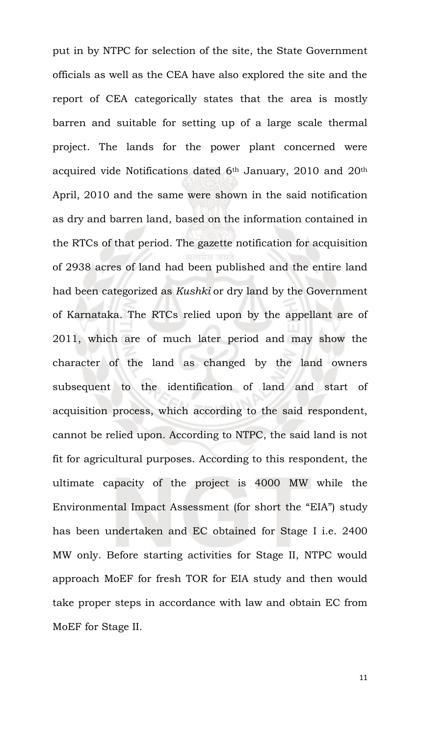put in by NTPC for selection of the site, the State Government officials as well as the CEA have also explored the site and the report of CEA categorically states that the area is mostly barren and suitable for setting up of a large scale thermal project. The lands for the power plant concerned were acquired vide Notifications dated 6th January, 2010 and 20th April, 2010 and the same were shown in the said notification as dry and barren land, based on the information contained in the RTCs of that period. The gazette notification for acquisition of 2938 acres of land had been published and the entire land had been categorized as *Kushki* or dry land by the Government of Karnataka. The RTCs relied upon by the appellant are of 2011, which are of much later period and may show the character of the land as changed by the land owners subsequent to the identification of land and start of acquisition process, which according to the said respondent, cannot be relied upon. According to NTPC, the said land is not fit for agricultural purposes. According to this respondent, the ultimate capacity of the project is 4000 MW while the Environmental Impact Assessment (for short the "EIA") study has been undertaken and EC obtained for Stage I i.e. 2400 MW only. Before starting activities for Stage II, NTPC would approach MoEF for fresh TOR for EIA study and then would take proper steps in accordance with law and obtain EC from MoEF for Stage II.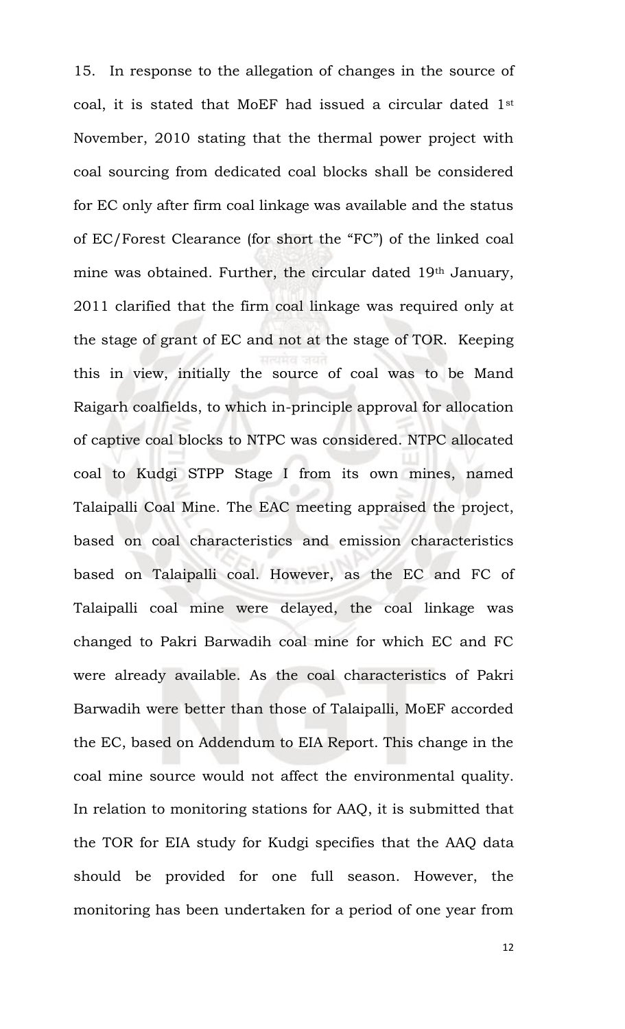15. In response to the allegation of changes in the source of coal, it is stated that MoEF had issued a circular dated 1st November, 2010 stating that the thermal power project with coal sourcing from dedicated coal blocks shall be considered for EC only after firm coal linkage was available and the status of EC/Forest Clearance (for short the "FC") of the linked coal mine was obtained. Further, the circular dated 19th January, 2011 clarified that the firm coal linkage was required only at the stage of grant of EC and not at the stage of TOR. Keeping this in view, initially the source of coal was to be Mand Raigarh coalfields, to which in-principle approval for allocation of captive coal blocks to NTPC was considered. NTPC allocated coal to Kudgi STPP Stage I from its own mines, named Talaipalli Coal Mine. The EAC meeting appraised the project, based on coal characteristics and emission characteristics based on Talaipalli coal. However, as the EC and FC of Talaipalli coal mine were delayed, the coal linkage was changed to Pakri Barwadih coal mine for which EC and FC were already available. As the coal characteristics of Pakri Barwadih were better than those of Talaipalli, MoEF accorded the EC, based on Addendum to EIA Report. This change in the coal mine source would not affect the environmental quality. In relation to monitoring stations for AAQ, it is submitted that the TOR for EIA study for Kudgi specifies that the AAQ data should be provided for one full season. However, the monitoring has been undertaken for a period of one year from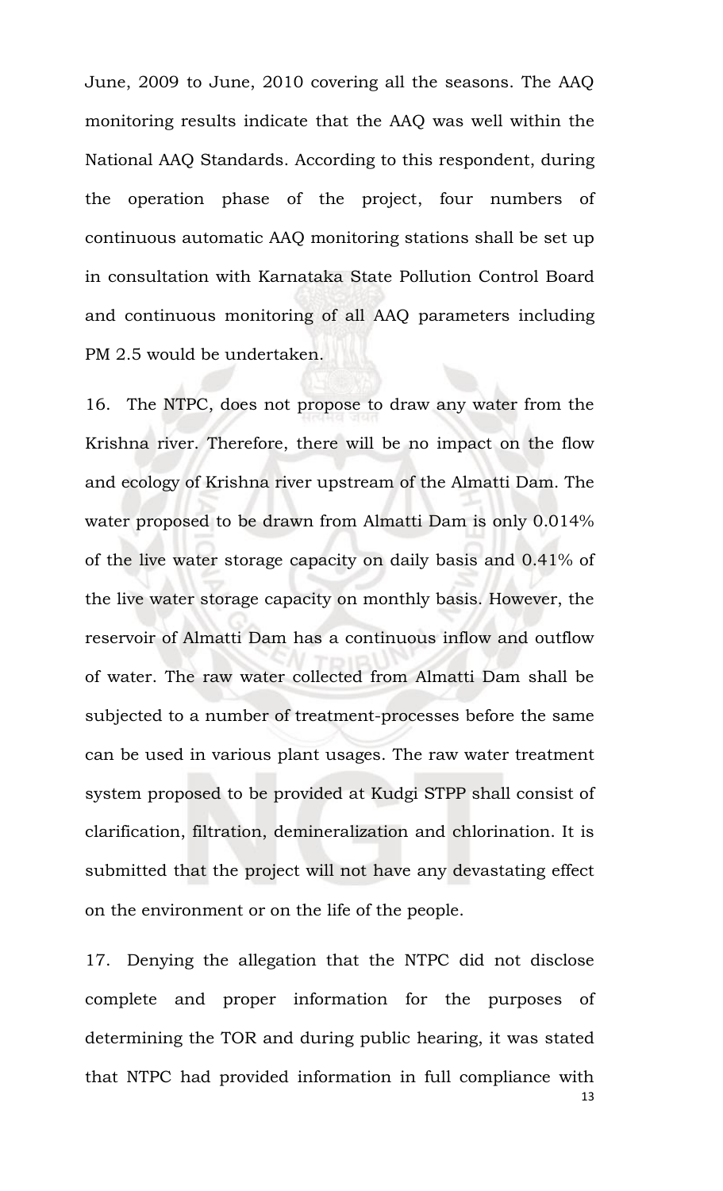June, 2009 to June, 2010 covering all the seasons. The AAQ monitoring results indicate that the AAQ was well within the National AAQ Standards. According to this respondent, during the operation phase of the project, four numbers of continuous automatic AAQ monitoring stations shall be set up in consultation with Karnataka State Pollution Control Board and continuous monitoring of all AAQ parameters including PM 2.5 would be undertaken.

16. The NTPC, does not propose to draw any water from the Krishna river. Therefore, there will be no impact on the flow and ecology of Krishna river upstream of the Almatti Dam. The water proposed to be drawn from Almatti Dam is only 0.014% of the live water storage capacity on daily basis and 0.41% of the live water storage capacity on monthly basis. However, the reservoir of Almatti Dam has a continuous inflow and outflow of water. The raw water collected from Almatti Dam shall be subjected to a number of treatment-processes before the same can be used in various plant usages. The raw water treatment system proposed to be provided at Kudgi STPP shall consist of clarification, filtration, demineralization and chlorination. It is submitted that the project will not have any devastating effect on the environment or on the life of the people.

17. Denying the allegation that the NTPC did not disclose complete and proper information for the purposes of determining the TOR and during public hearing, it was stated that NTPC had provided information in full compliance with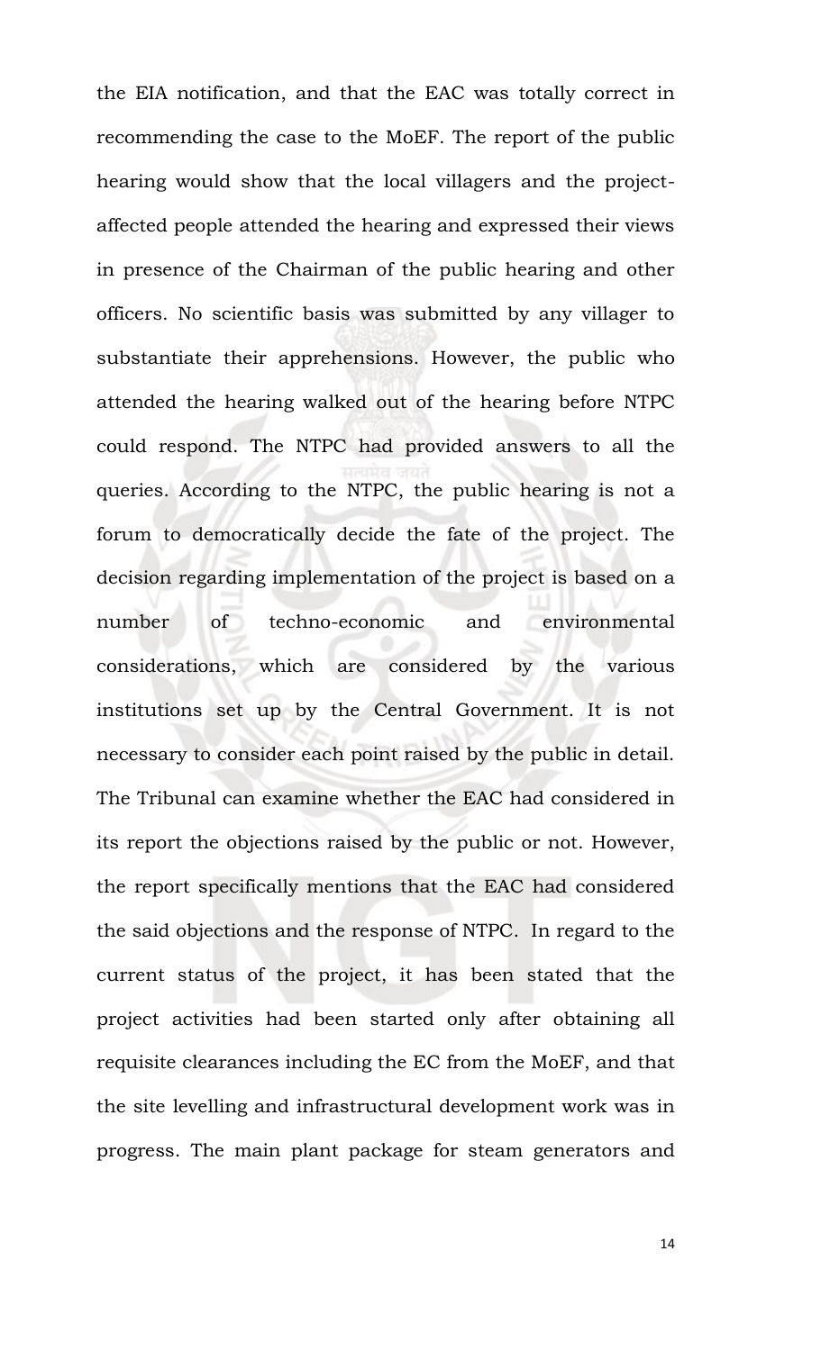the EIA notification, and that the EAC was totally correct in recommending the case to the MoEF. The report of the public hearing would show that the local villagers and the project-affected people attended the hearing and expressed their views in presence of the Chairman of the public hearing and other officers. No scientific basis was submitted by any villager to substantiate their apprehensions. However, the public who attended the hearing walked out of the hearing before NTPC could respond. The NTPC had provided answers to all the queries. According to the NTPC, the public hearing is not a forum to democratically decide the fate of the project. The decision regarding implementation of the project is based on a number of techno-economic and environmental considerations, which are considered by the various institutions set up by the Central Government. It is not necessary to consider each point raised by the public in detail. The Tribunal can examine whether the EAC had considered in its report the objections raised by the public or not. However, the report specifically mentions that the EAC had considered the said objections and the response of NTPC. In regard to the current status of the project, it has been stated that the project activities had been started only after obtaining all requisite clearances including the EC from the MoEF, and that the site levelling and infrastructural development work was in progress. The main plant package for steam generators and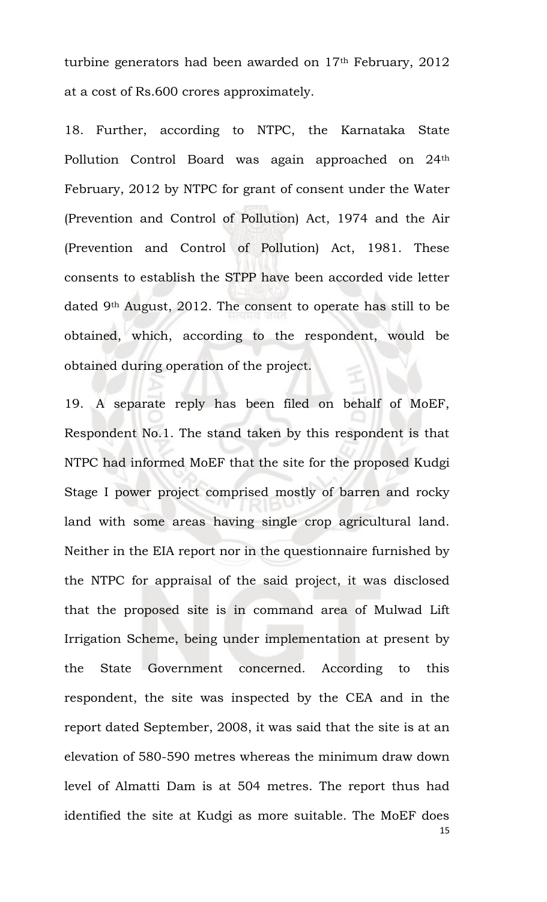turbine generators had been awarded on 17th February, 2012 at a cost of Rs.600 crores approximately.

18. Further, according to NTPC, the Karnataka State Pollution Control Board was again approached on 24th February, 2012 by NTPC for grant of consent under the Water (Prevention and Control of Pollution) Act, 1974 and the Air (Prevention and Control of Pollution) Act, 1981. These consents to establish the STPP have been accorded vide letter dated 9th August, 2012. The consent to operate has still to be obtained, which, according to the respondent, would be obtained during operation of the project.

19. A separate reply has been filed on behalf of MoEF, Respondent No.1. The stand taken by this respondent is that NTPC had informed MoEF that the site for the proposed Kudgi Stage I power project comprised mostly of barren and rocky land with some areas having single crop agricultural land. Neither in the EIA report nor in the questionnaire furnished by the NTPC for appraisal of the said project, it was disclosed that the proposed site is in command area of Mulwad Lift Irrigation Scheme, being under implementation at present by the State Government concerned. According to this respondent, the site was inspected by the CEA and in the report dated September, 2008, it was said that the site is at an elevation of 580-590 metres whereas the minimum draw down level of Almatti Dam is at 504 metres. The report thus had identified the site at Kudgi as more suitable. The MoEF does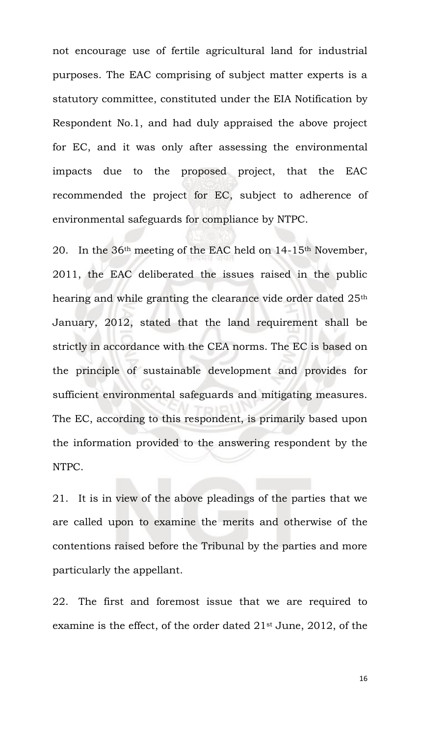not encourage use of fertile agricultural land for industrial purposes. The EAC comprising of subject matter experts is a statutory committee, constituted under the EIA Notification by Respondent No.1, and had duly appraised the above project for EC, and it was only after assessing the environmental impacts due to the proposed project, that the EAC recommended the project for EC, subject to adherence of environmental safeguards for compliance by NTPC.

20. In the 36th meeting of the EAC held on 14-15th November, 2011, the EAC deliberated the issues raised in the public hearing and while granting the clearance vide order dated 25th January, 2012, stated that the land requirement shall be strictly in accordance with the CEA norms. The EC is based on the principle of sustainable development and provides for sufficient environmental safeguards and mitigating measures. The EC, according to this respondent, is primarily based upon the information provided to the answering respondent by the NTPC.

21. It is in view of the above pleadings of the parties that we are called upon to examine the merits and otherwise of the contentions raised before the Tribunal by the parties and more particularly the appellant.

22. The first and foremost issue that we are required to examine is the effect, of the order dated 21st June, 2012, of the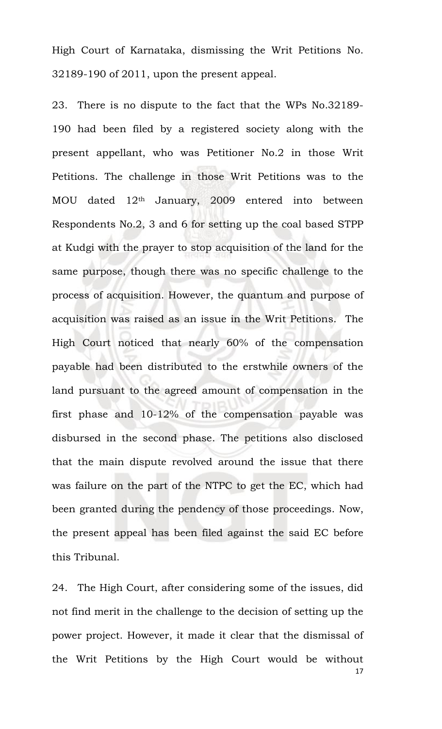High Court of Karnataka, dismissing the Writ Petitions No. 32189-190 of 2011, upon the present appeal.

23. There is no dispute to the fact that the WPs No.32189-190 had been filed by a registered society along with the present appellant, who was Petitioner No.2 in those Writ Petitions. The challenge in those Writ Petitions was to the MOU dated 12th January, 2009 entered into between Respondents No.2, 3 and 6 for setting up the coal based STPP at Kudgi with the prayer to stop acquisition of the land for the same purpose, though there was no specific challenge to the process of acquisition. However, the quantum and purpose of acquisition was raised as an issue in the Writ Petitions. The High Court noticed that nearly 60% of the compensation payable had been distributed to the erstwhile owners of the land pursuant to the agreed amount of compensation in the first phase and 10-12% of the compensation payable was disbursed in the second phase. The petitions also disclosed that the main dispute revolved around the issue that there was failure on the part of the NTPC to get the EC, which had been granted during the pendency of those proceedings. Now, the present appeal has been filed against the said EC before this Tribunal.

24. The High Court, after considering some of the issues, did not find merit in the challenge to the decision of setting up the power project. However, it made it clear that the dismissal of the Writ Petitions by the High Court would be without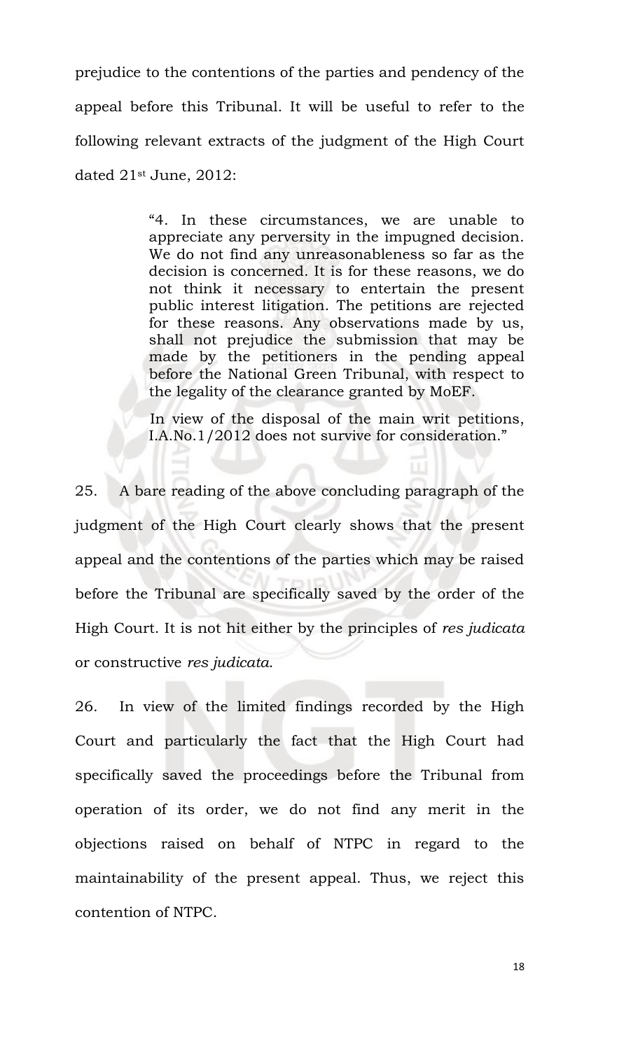prejudice to the contentions of the parties and pendency of the appeal before this Tribunal. It will be useful to refer to the following relevant extracts of the judgment of the High Court dated 21st June, 2012:

> "4. In these circumstances, we are unable to appreciate any perversity in the impugned decision. We do not find any unreasonableness so far as the decision is concerned. It is for these reasons, we do not think it necessary to entertain the present public interest litigation. The petitions are rejected for these reasons. Any observations made by us, shall not prejudice the submission that may be made by the petitioners in the pending appeal before the National Green Tribunal, with respect to the legality of the clearance granted by MoEF.
>
> In view of the disposal of the main writ petitions, I.A.No.1/2012 does not survive for consideration."

25. A bare reading of the above concluding paragraph of the judgment of the High Court clearly shows that the present appeal and the contentions of the parties which may be raised before the Tribunal are specifically saved by the order of the High Court. It is not hit either by the principles of *res judicata* or constructive *res judicata*.

26. In view of the limited findings recorded by the High Court and particularly the fact that the High Court had specifically saved the proceedings before the Tribunal from operation of its order, we do not find any merit in the objections raised on behalf of NTPC in regard to the maintainability of the present appeal. Thus, we reject this contention of NTPC.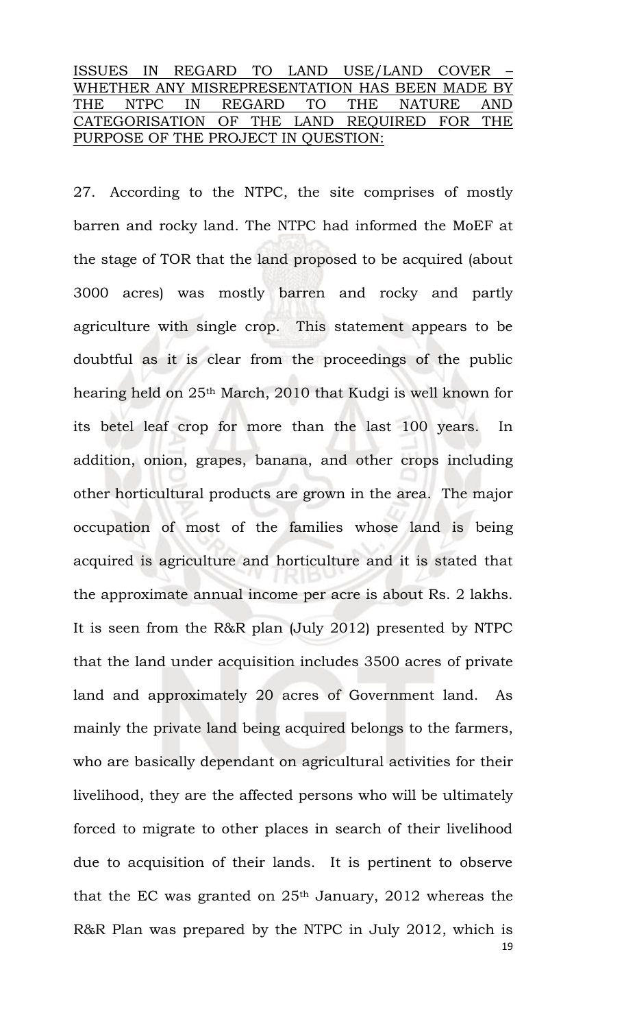ISSUES IN REGARD TO LAND USE/LAND COVER – WHETHER ANY MISREPRESENTATION HAS BEEN MADE BY THE NTPC IN REGARD TO THE NATURE AND CATEGORISATION OF THE LAND REQUIRED FOR THE PURPOSE OF THE PROJECT IN QUESTION:

27. According to the NTPC, the site comprises of mostly barren and rocky land. The NTPC had informed the MoEF at the stage of TOR that the land proposed to be acquired (about 3000 acres) was mostly barren and rocky and partly agriculture with single crop. This statement appears to be doubtful as it is clear from the proceedings of the public hearing held on 25th March, 2010 that Kudgi is well known for its betel leaf crop for more than the last 100 years. In addition, onion, grapes, banana, and other crops including other horticultural products are grown in the area. The major occupation of most of the families whose land is being acquired is agriculture and horticulture and it is stated that the approximate annual income per acre is about Rs. 2 lakhs. It is seen from the R&R plan (July 2012) presented by NTPC that the land under acquisition includes 3500 acres of private land and approximately 20 acres of Government land. As mainly the private land being acquired belongs to the farmers, who are basically dependant on agricultural activities for their livelihood, they are the affected persons who will be ultimately forced to migrate to other places in search of their livelihood due to acquisition of their lands. It is pertinent to observe that the EC was granted on 25th January, 2012 whereas the R&R Plan was prepared by the NTPC in July 2012, which is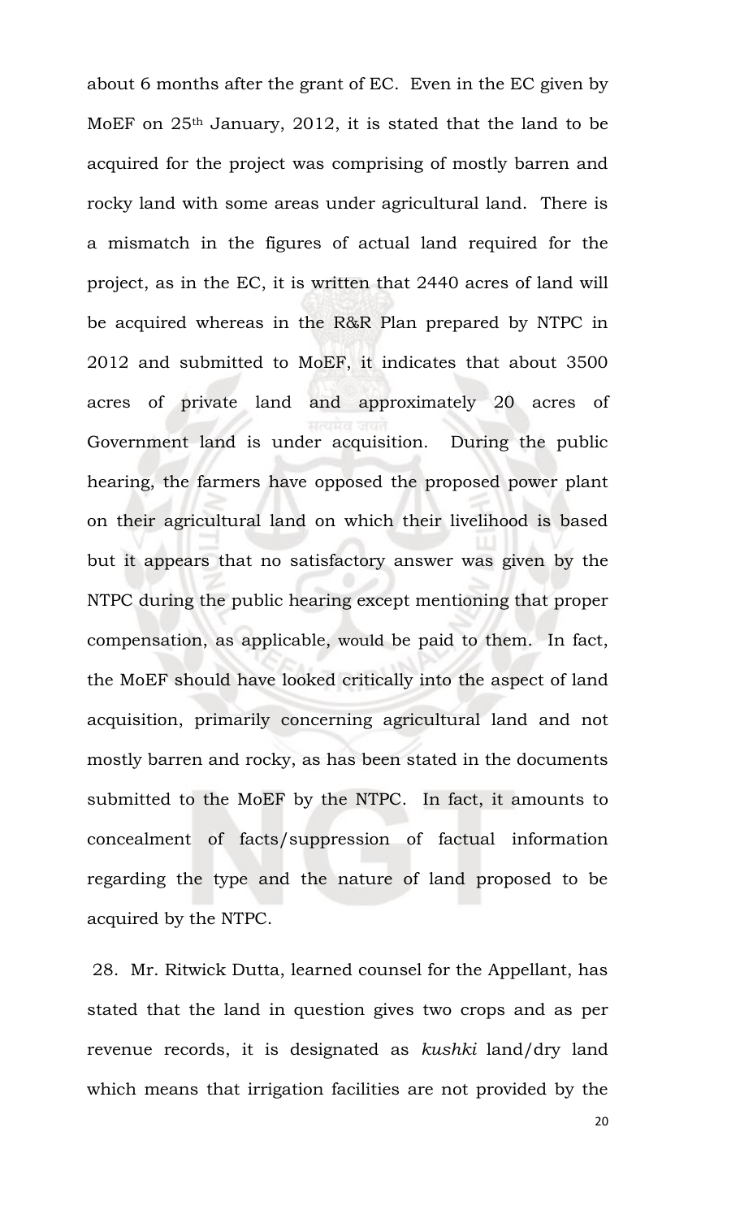about 6 months after the grant of EC. Even in the EC given by MoEF on 25th January, 2012, it is stated that the land to be acquired for the project was comprising of mostly barren and rocky land with some areas under agricultural land. There is a mismatch in the figures of actual land required for the project, as in the EC, it is written that 2440 acres of land will be acquired whereas in the R&R Plan prepared by NTPC in 2012 and submitted to MoEF, it indicates that about 3500 acres of private land and approximately 20 acres of Government land is under acquisition. During the public hearing, the farmers have opposed the proposed power plant on their agricultural land on which their livelihood is based but it appears that no satisfactory answer was given by the NTPC during the public hearing except mentioning that proper compensation, as applicable, would be paid to them. In fact, the MoEF should have looked critically into the aspect of land acquisition, primarily concerning agricultural land and not mostly barren and rocky, as has been stated in the documents submitted to the MoEF by the NTPC. In fact, it amounts to concealment of facts/suppression of factual information regarding the type and the nature of land proposed to be acquired by the NTPC.

28. Mr. Ritwick Dutta, learned counsel for the Appellant, has stated that the land in question gives two crops and as per revenue records, it is designated as *kushki* land/dry land which means that irrigation facilities are not provided by the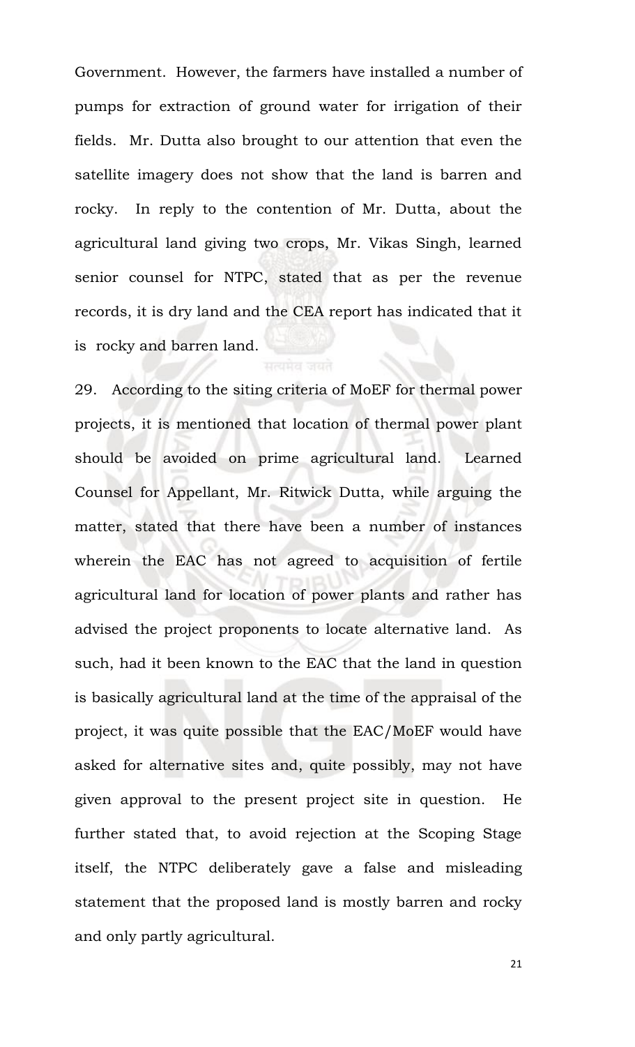Government. However, the farmers have installed a number of pumps for extraction of ground water for irrigation of their fields. Mr. Dutta also brought to our attention that even the satellite imagery does not show that the land is barren and rocky. In reply to the contention of Mr. Dutta, about the agricultural land giving two crops, Mr. Vikas Singh, learned senior counsel for NTPC, stated that as per the revenue records, it is dry land and the CEA report has indicated that it is rocky and barren land.

29. According to the siting criteria of MoEF for thermal power projects, it is mentioned that location of thermal power plant should be avoided on prime agricultural land. Learned Counsel for Appellant, Mr. Ritwick Dutta, while arguing the matter, stated that there have been a number of instances wherein the EAC has not agreed to acquisition of fertile agricultural land for location of power plants and rather has advised the project proponents to locate alternative land. As such, had it been known to the EAC that the land in question is basically agricultural land at the time of the appraisal of the project, it was quite possible that the EAC/MoEF would have asked for alternative sites and, quite possibly, may not have given approval to the present project site in question. He further stated that, to avoid rejection at the Scoping Stage itself, the NTPC deliberately gave a false and misleading statement that the proposed land is mostly barren and rocky and only partly agricultural.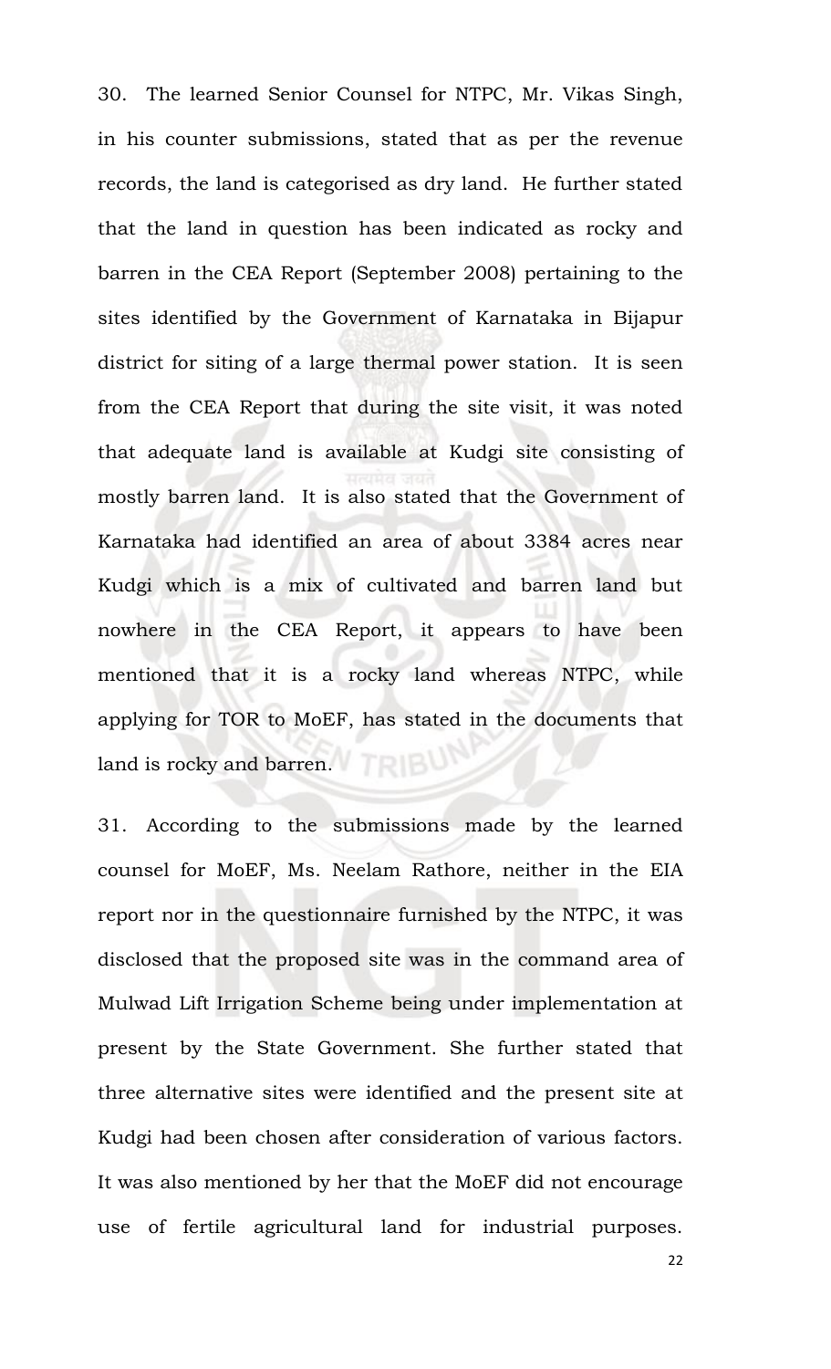30. The learned Senior Counsel for NTPC, Mr. Vikas Singh, in his counter submissions, stated that as per the revenue records, the land is categorised as dry land. He further stated that the land in question has been indicated as rocky and barren in the CEA Report (September 2008) pertaining to the sites identified by the Government of Karnataka in Bijapur district for siting of a large thermal power station. It is seen from the CEA Report that during the site visit, it was noted that adequate land is available at Kudgi site consisting of mostly barren land. It is also stated that the Government of Karnataka had identified an area of about 3384 acres near Kudgi which is a mix of cultivated and barren land but nowhere in the CEA Report, it appears to have been mentioned that it is a rocky land whereas NTPC, while applying for TOR to MoEF, has stated in the documents that land is rocky and barren.

31. According to the submissions made by the learned counsel for MoEF, Ms. Neelam Rathore, neither in the EIA report nor in the questionnaire furnished by the NTPC, it was disclosed that the proposed site was in the command area of Mulwad Lift Irrigation Scheme being under implementation at present by the State Government. She further stated that three alternative sites were identified and the present site at Kudgi had been chosen after consideration of various factors. It was also mentioned by her that the MoEF did not encourage use of fertile agricultural land for industrial purposes.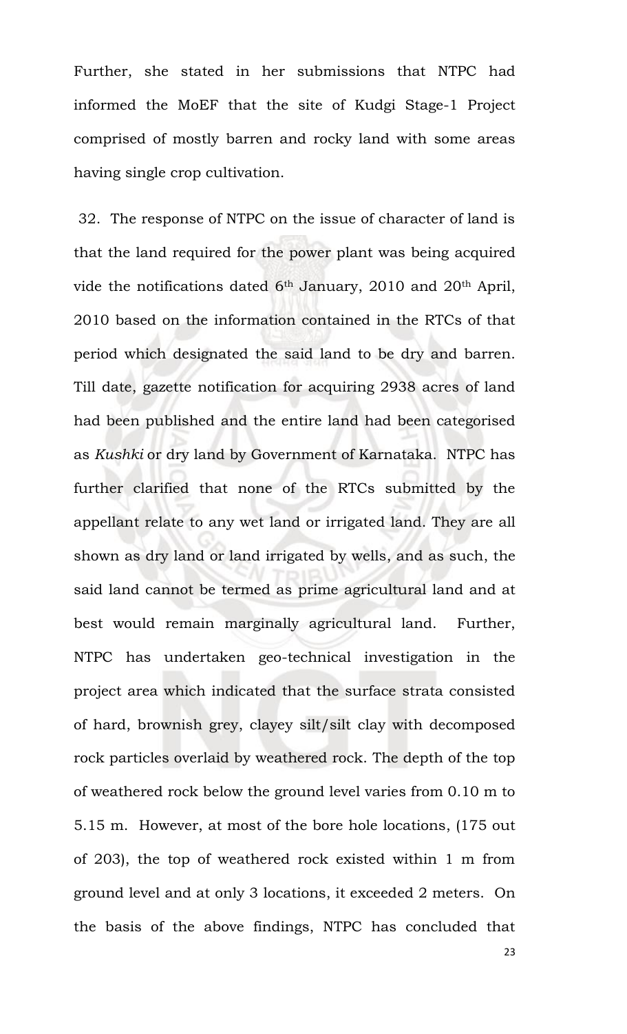Further, she stated in her submissions that NTPC had informed the MoEF that the site of Kudgi Stage-1 Project comprised of mostly barren and rocky land with some areas having single crop cultivation.

32. The response of NTPC on the issue of character of land is that the land required for the power plant was being acquired vide the notifications dated 6th January, 2010 and 20th April, 2010 based on the information contained in the RTCs of that period which designated the said land to be dry and barren. Till date, gazette notification for acquiring 2938 acres of land had been published and the entire land had been categorised as *Kushki* or dry land by Government of Karnataka. NTPC has further clarified that none of the RTCs submitted by the appellant relate to any wet land or irrigated land. They are all shown as dry land or land irrigated by wells, and as such, the said land cannot be termed as prime agricultural land and at best would remain marginally agricultural land. Further, NTPC has undertaken geo-technical investigation in the project area which indicated that the surface strata consisted of hard, brownish grey, clayey silt/silt clay with decomposed rock particles overlaid by weathered rock. The depth of the top of weathered rock below the ground level varies from 0.10 m to 5.15 m. However, at most of the bore hole locations, (175 out of 203), the top of weathered rock existed within 1 m from ground level and at only 3 locations, it exceeded 2 meters. On the basis of the above findings, NTPC has concluded that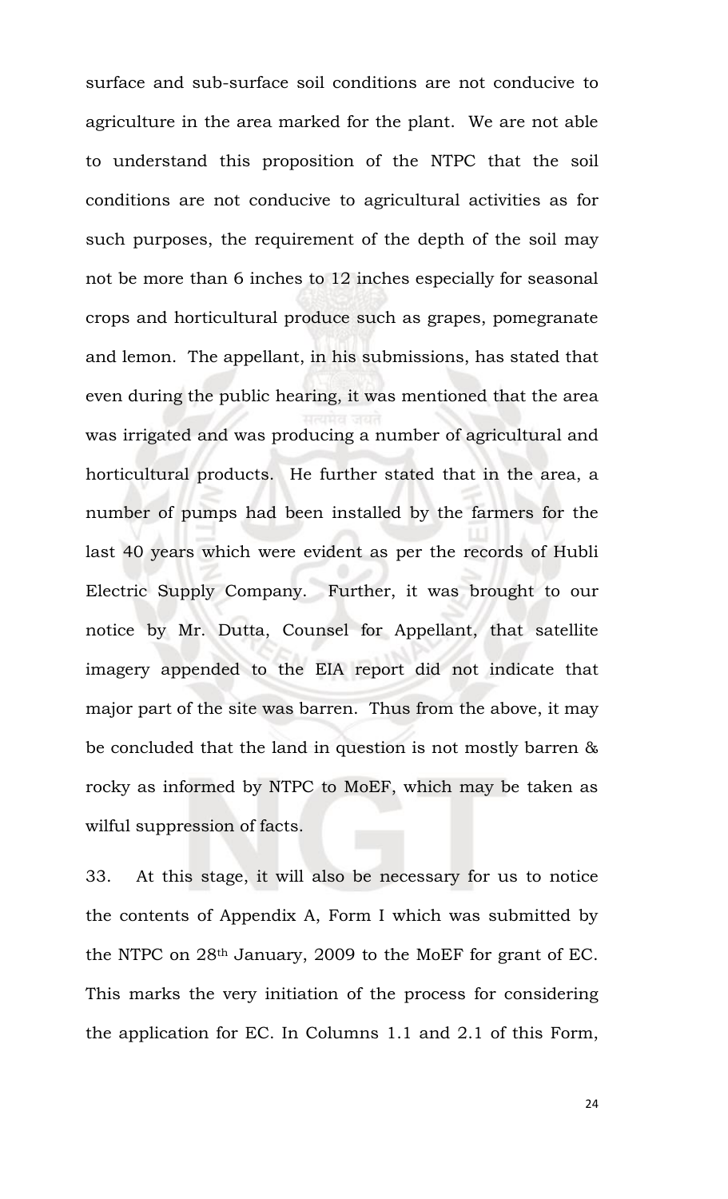surface and sub-surface soil conditions are not conducive to agriculture in the area marked for the plant. We are not able to understand this proposition of the NTPC that the soil conditions are not conducive to agricultural activities as for such purposes, the requirement of the depth of the soil may not be more than 6 inches to 12 inches especially for seasonal crops and horticultural produce such as grapes, pomegranate and lemon. The appellant, in his submissions, has stated that even during the public hearing, it was mentioned that the area was irrigated and was producing a number of agricultural and horticultural products. He further stated that in the area, a number of pumps had been installed by the farmers for the last 40 years which were evident as per the records of Hubli Electric Supply Company. Further, it was brought to our notice by Mr. Dutta, Counsel for Appellant, that satellite imagery appended to the EIA report did not indicate that major part of the site was barren. Thus from the above, it may be concluded that the land in question is not mostly barren & rocky as informed by NTPC to MoEF, which may be taken as wilful suppression of facts.

33. At this stage, it will also be necessary for us to notice the contents of Appendix A, Form I which was submitted by the NTPC on 28th January, 2009 to the MoEF for grant of EC. This marks the very initiation of the process for considering the application for EC. In Columns 1.1 and 2.1 of this Form,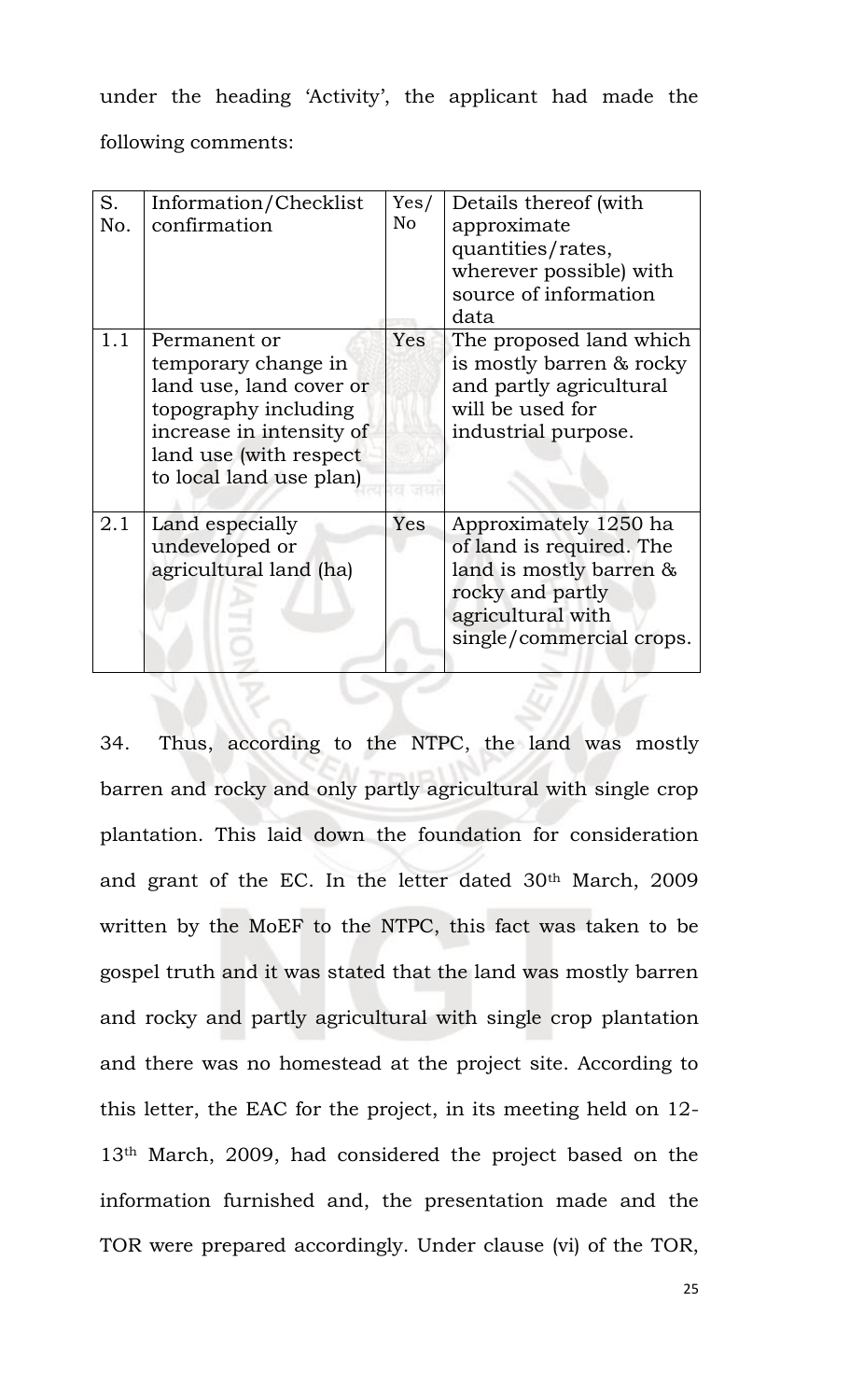under the heading 'Activity', the applicant had made the following comments:

| S. No. | Information/Checklist confirmation | Yes/ No | Details thereof (with approximate quantities/rates, wherever possible) with source of information data |
|---|---|---|---|
| 1.1 | Permanent or temporary change in land use, land cover or topography including increase in intensity of land use (with respect to local land use plan) | Yes | The proposed land which is mostly barren & rocky and partly agricultural will be used for industrial purpose. |
| 2.1 | Land especially undeveloped or agricultural land (ha) | Yes | Approximately 1250 ha of land is required. The land is mostly barren & rocky and partly agricultural with single/commercial crops. |

34. Thus, according to the NTPC, the land was mostly barren and rocky and only partly agricultural with single crop plantation. This laid down the foundation for consideration and grant of the EC. In the letter dated 30th March, 2009 written by the MoEF to the NTPC, this fact was taken to be gospel truth and it was stated that the land was mostly barren and rocky and partly agricultural with single crop plantation and there was no homestead at the project site. According to this letter, the EAC for the project, in its meeting held on 12-13th March, 2009, had considered the project based on the information furnished and, the presentation made and the TOR were prepared accordingly. Under clause (vi) of the TOR,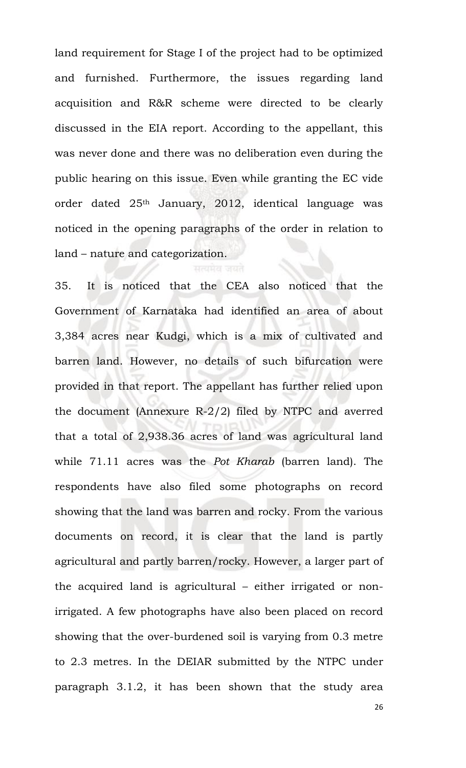land requirement for Stage I of the project had to be optimized and furnished. Furthermore, the issues regarding land acquisition and R&R scheme were directed to be clearly discussed in the EIA report. According to the appellant, this was never done and there was no deliberation even during the public hearing on this issue. Even while granting the EC vide order dated 25th January, 2012, identical language was noticed in the opening paragraphs of the order in relation to land – nature and categorization.

35. It is noticed that the CEA also noticed that the Government of Karnataka had identified an area of about 3,384 acres near Kudgi, which is a mix of cultivated and barren land. However, no details of such bifurcation were provided in that report. The appellant has further relied upon the document (Annexure R-2/2) filed by NTPC and averred that a total of 2,938.36 acres of land was agricultural land while 71.11 acres was the *Pot Kharab* (barren land). The respondents have also filed some photographs on record showing that the land was barren and rocky. From the various documents on record, it is clear that the land is partly agricultural and partly barren/rocky. However, a larger part of the acquired land is agricultural – either irrigated or non-irrigated. A few photographs have also been placed on record showing that the over-burdened soil is varying from 0.3 metre to 2.3 metres. In the DEIAR submitted by the NTPC under paragraph 3.1.2, it has been shown that the study area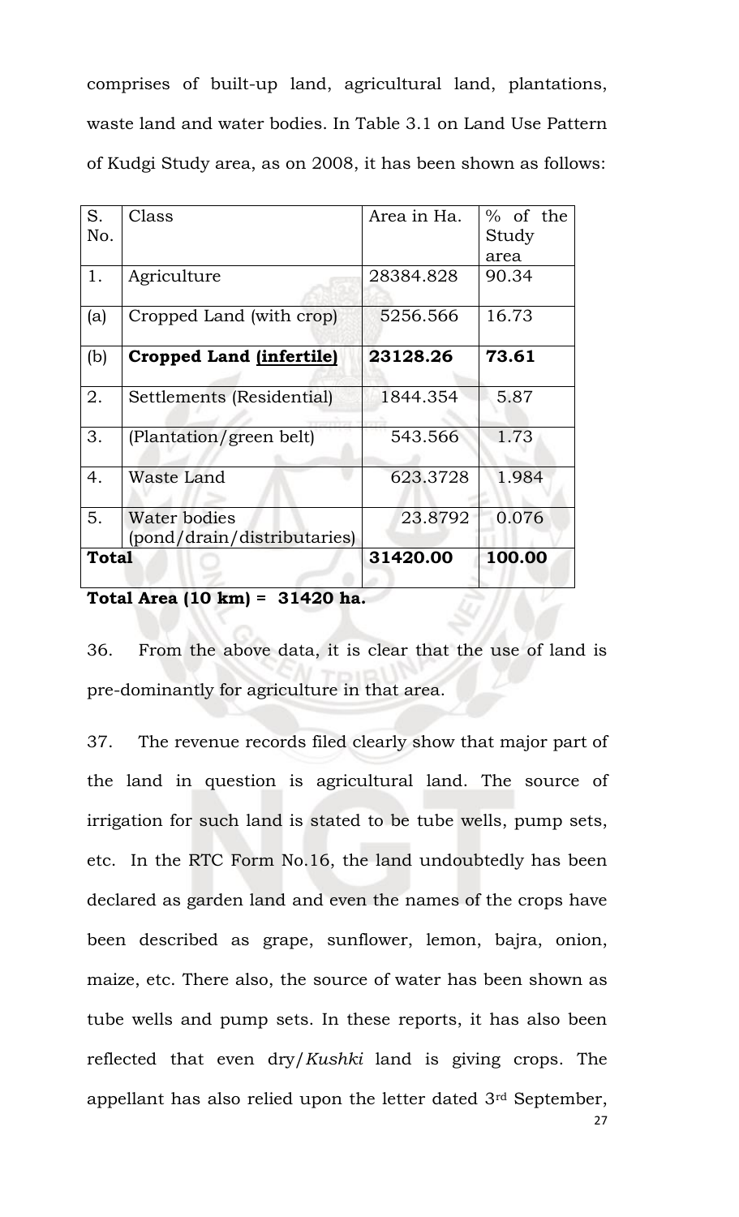comprises of built-up land, agricultural land, plantations, waste land and water bodies. In Table 3.1 on Land Use Pattern of Kudgi Study area, as on 2008, it has been shown as follows:

| S. No. | Class | Area in Ha. | % of the Study area |
|---|---|---|---|
| 1. | Agriculture | 28384.828 | 90.34 |
| (a) | Cropped Land (with crop) | 5256.566 | 16.73 |
| (b) | **Cropped Land (infertile)** | **23128.26** | **73.61** |
| 2. | Settlements (Residential) | 1844.354 | 5.87 |
| 3. | (Plantation/green belt) | 543.566 | 1.73 |
| 4. | Waste Land | 623.3728 | 1.984 |
| 5. | Water bodies (pond/drain/distributaries) | 23.8792 | 0.076 |
| **Total** | | **31420.00** | **100.00** |

**Total Area (10 km) = 31420 ha.**

36. From the above data, it is clear that the use of land is pre-dominantly for agriculture in that area.

37. The revenue records filed clearly show that major part of the land in question is agricultural land. The source of irrigation for such land is stated to be tube wells, pump sets, etc. In the RTC Form No.16, the land undoubtedly has been declared as garden land and even the names of the crops have been described as grape, sunflower, lemon, bajra, onion, maize, etc. There also, the source of water has been shown as tube wells and pump sets. In these reports, it has also been reflected that even dry/*Kushki* land is giving crops. The appellant has also relied upon the letter dated 3rd September,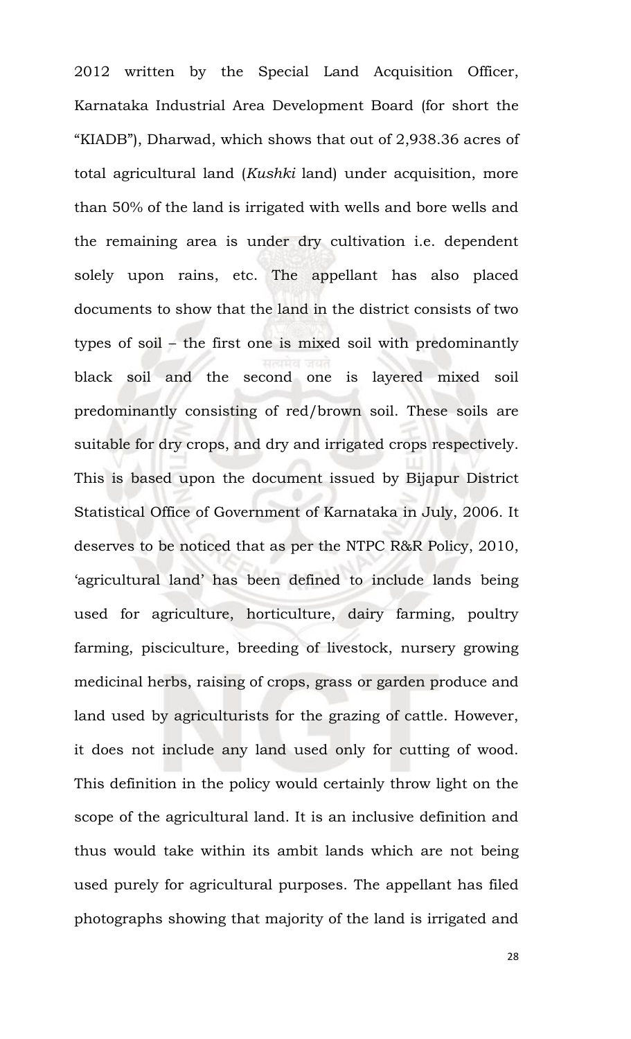2012 written by the Special Land Acquisition Officer, Karnataka Industrial Area Development Board (for short the "KIADB"), Dharwad, which shows that out of 2,938.36 acres of total agricultural land (*Kushki* land) under acquisition, more than 50% of the land is irrigated with wells and bore wells and the remaining area is under dry cultivation i.e. dependent solely upon rains, etc. The appellant has also placed documents to show that the land in the district consists of two types of soil – the first one is mixed soil with predominantly black soil and the second one is layered mixed soil predominantly consisting of red/brown soil. These soils are suitable for dry crops, and dry and irrigated crops respectively. This is based upon the document issued by Bijapur District Statistical Office of Government of Karnataka in July, 2006. It deserves to be noticed that as per the NTPC R&R Policy, 2010, 'agricultural land' has been defined to include lands being used for agriculture, horticulture, dairy farming, poultry farming, pisciculture, breeding of livestock, nursery growing medicinal herbs, raising of crops, grass or garden produce and land used by agriculturists for the grazing of cattle. However, it does not include any land used only for cutting of wood. This definition in the policy would certainly throw light on the scope of the agricultural land. It is an inclusive definition and thus would take within its ambit lands which are not being used purely for agricultural purposes. The appellant has filed photographs showing that majority of the land is irrigated and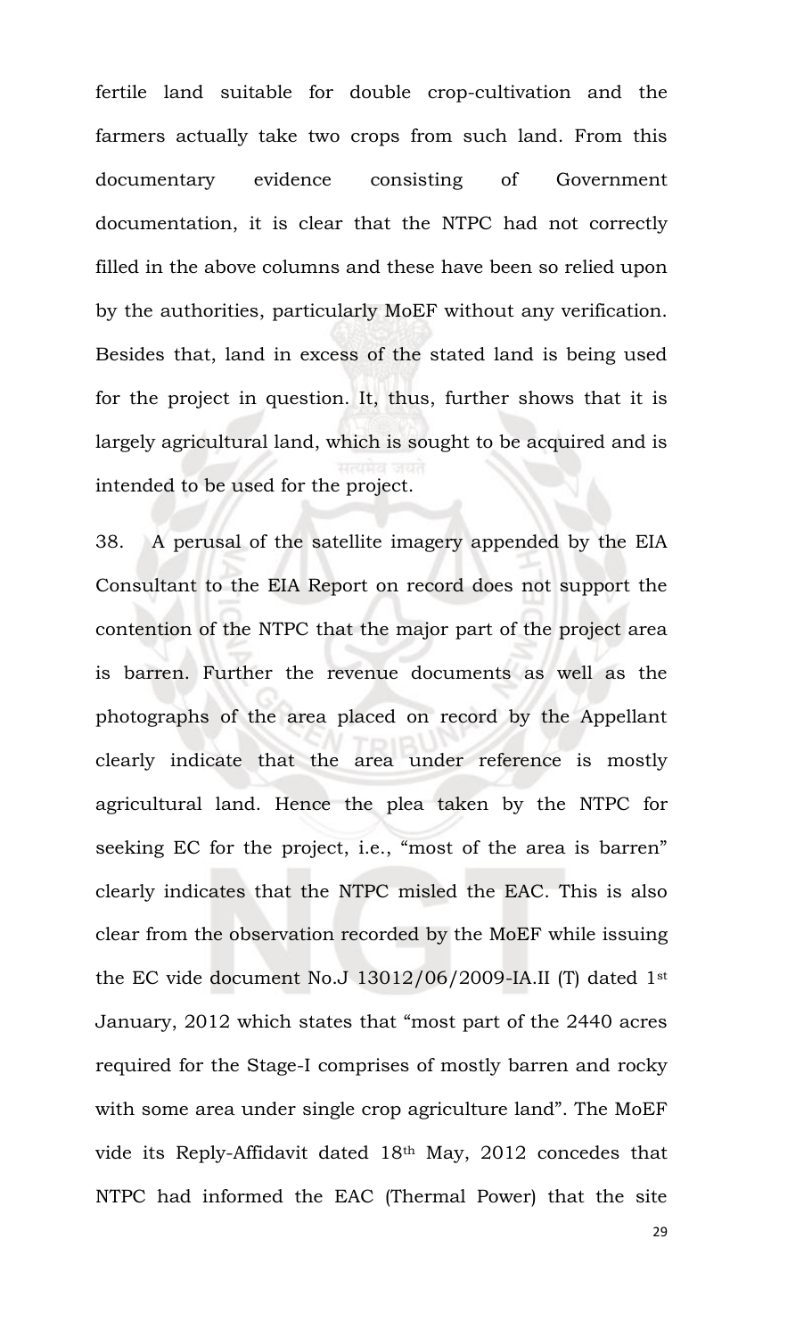fertile land suitable for double crop-cultivation and the farmers actually take two crops from such land. From this documentary evidence consisting of Government documentation, it is clear that the NTPC had not correctly filled in the above columns and these have been so relied upon by the authorities, particularly MoEF without any verification. Besides that, land in excess of the stated land is being used for the project in question. It, thus, further shows that it is largely agricultural land, which is sought to be acquired and is intended to be used for the project.

38. A perusal of the satellite imagery appended by the EIA Consultant to the EIA Report on record does not support the contention of the NTPC that the major part of the project area is barren. Further the revenue documents as well as the photographs of the area placed on record by the Appellant clearly indicate that the area under reference is mostly agricultural land. Hence the plea taken by the NTPC for seeking EC for the project, i.e., "most of the area is barren" clearly indicates that the NTPC misled the EAC. This is also clear from the observation recorded by the MoEF while issuing the EC vide document No.J 13012/06/2009-IA.II (T) dated 1st January, 2012 which states that "most part of the 2440 acres required for the Stage-I comprises of mostly barren and rocky with some area under single crop agriculture land". The MoEF vide its Reply-Affidavit dated 18th May, 2012 concedes that NTPC had informed the EAC (Thermal Power) that the site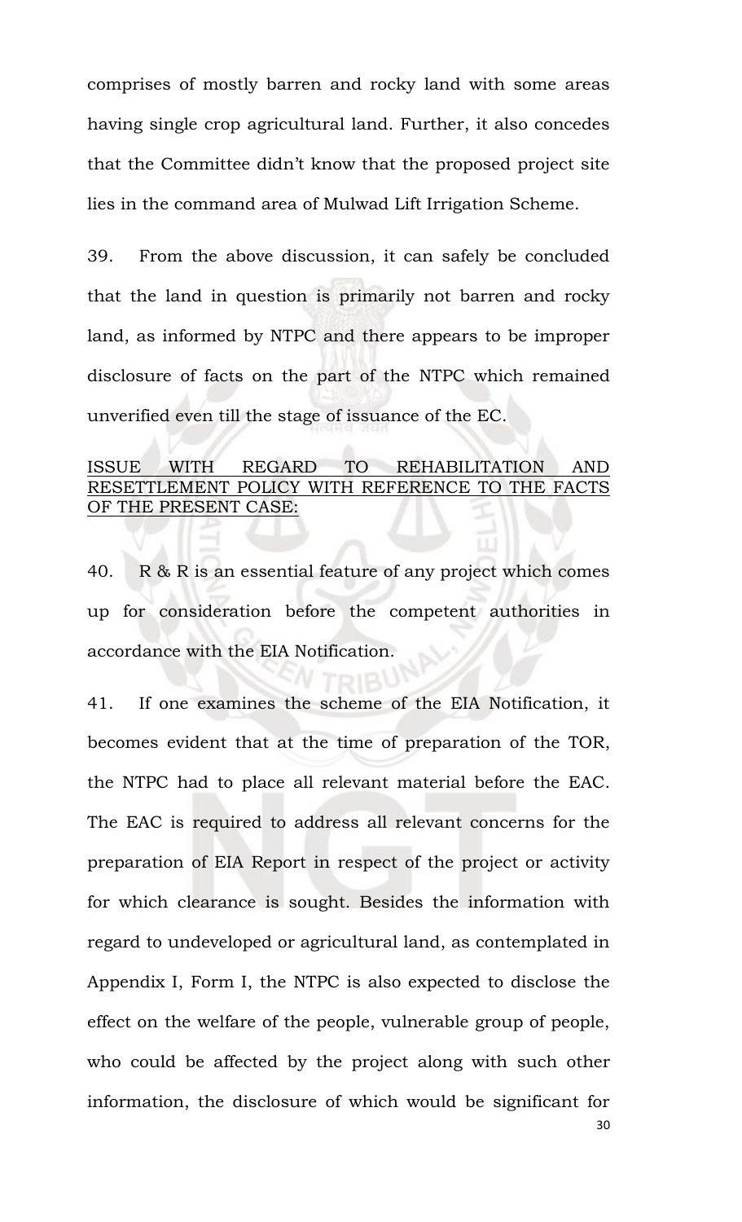comprises of mostly barren and rocky land with some areas having single crop agricultural land. Further, it also concedes that the Committee didn't know that the proposed project site lies in the command area of Mulwad Lift Irrigation Scheme.

39. From the above discussion, it can safely be concluded that the land in question is primarily not barren and rocky land, as informed by NTPC and there appears to be improper disclosure of facts on the part of the NTPC which remained unverified even till the stage of issuance of the EC.

<u>ISSUE WITH REGARD TO REHABILITATION AND RESETTLEMENT POLICY WITH REFERENCE TO THE FACTS OF THE PRESENT CASE:</u>

40. R & R is an essential feature of any project which comes up for consideration before the competent authorities in accordance with the EIA Notification.

41. If one examines the scheme of the EIA Notification, it becomes evident that at the time of preparation of the TOR, the NTPC had to place all relevant material before the EAC. The EAC is required to address all relevant concerns for the preparation of EIA Report in respect of the project or activity for which clearance is sought. Besides the information with regard to undeveloped or agricultural land, as contemplated in Appendix I, Form I, the NTPC is also expected to disclose the effect on the welfare of the people, vulnerable group of people, who could be affected by the project along with such other information, the disclosure of which would be significant for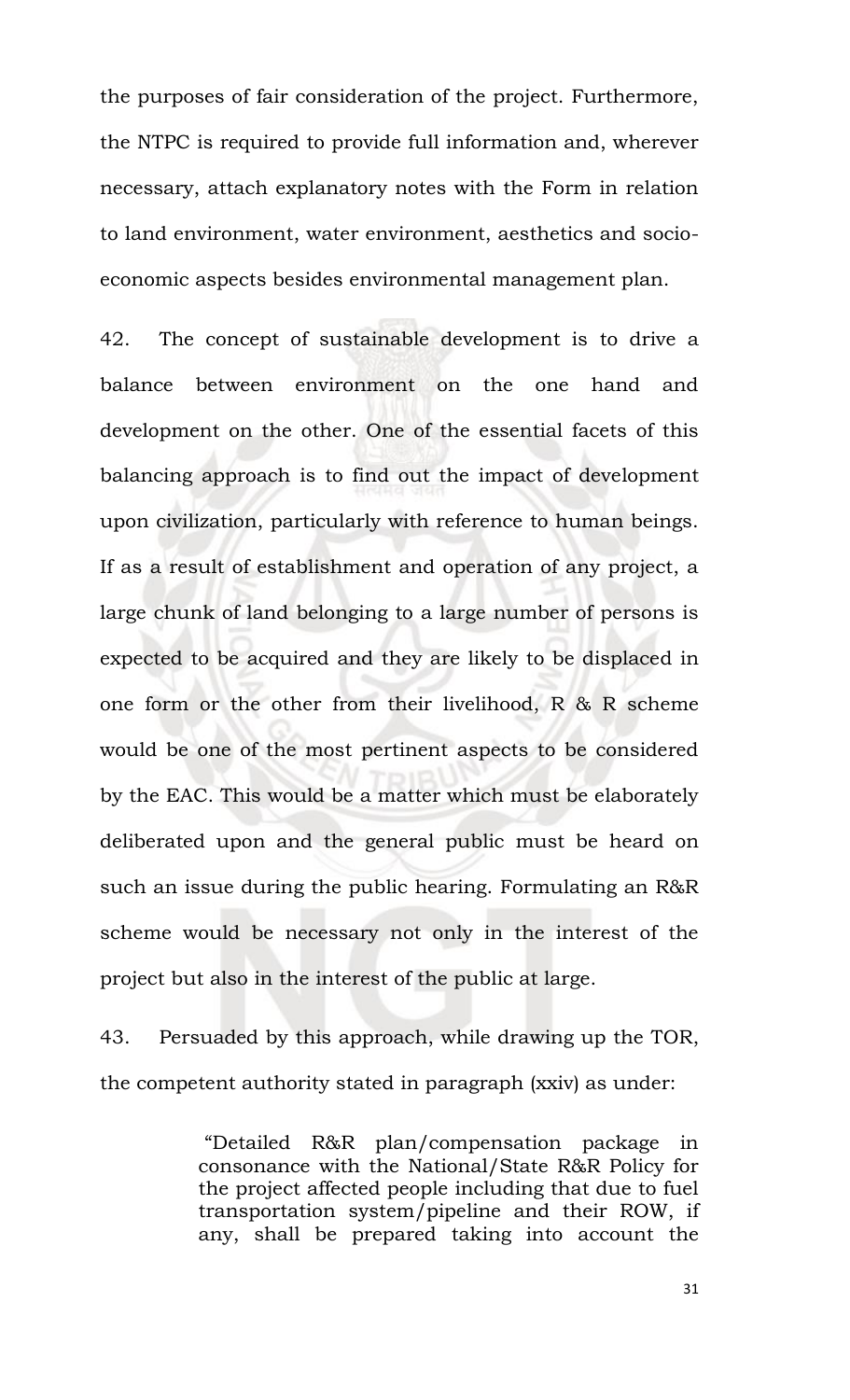the purposes of fair consideration of the project. Furthermore, the NTPC is required to provide full information and, wherever necessary, attach explanatory notes with the Form in relation to land environment, water environment, aesthetics and socio-economic aspects besides environmental management plan.

42. The concept of sustainable development is to drive a balance between environment on the one hand and development on the other. One of the essential facets of this balancing approach is to find out the impact of development upon civilization, particularly with reference to human beings. If as a result of establishment and operation of any project, a large chunk of land belonging to a large number of persons is expected to be acquired and they are likely to be displaced in one form or the other from their livelihood, R & R scheme would be one of the most pertinent aspects to be considered by the EAC. This would be a matter which must be elaborately deliberated upon and the general public must be heard on such an issue during the public hearing. Formulating an R&R scheme would be necessary not only in the interest of the project but also in the interest of the public at large.

43. Persuaded by this approach, while drawing up the TOR, the competent authority stated in paragraph (xxiv) as under:

> "Detailed R&R plan/compensation package in consonance with the National/State R&R Policy for the project affected people including that due to fuel transportation system/pipeline and their ROW, if any, shall be prepared taking into account the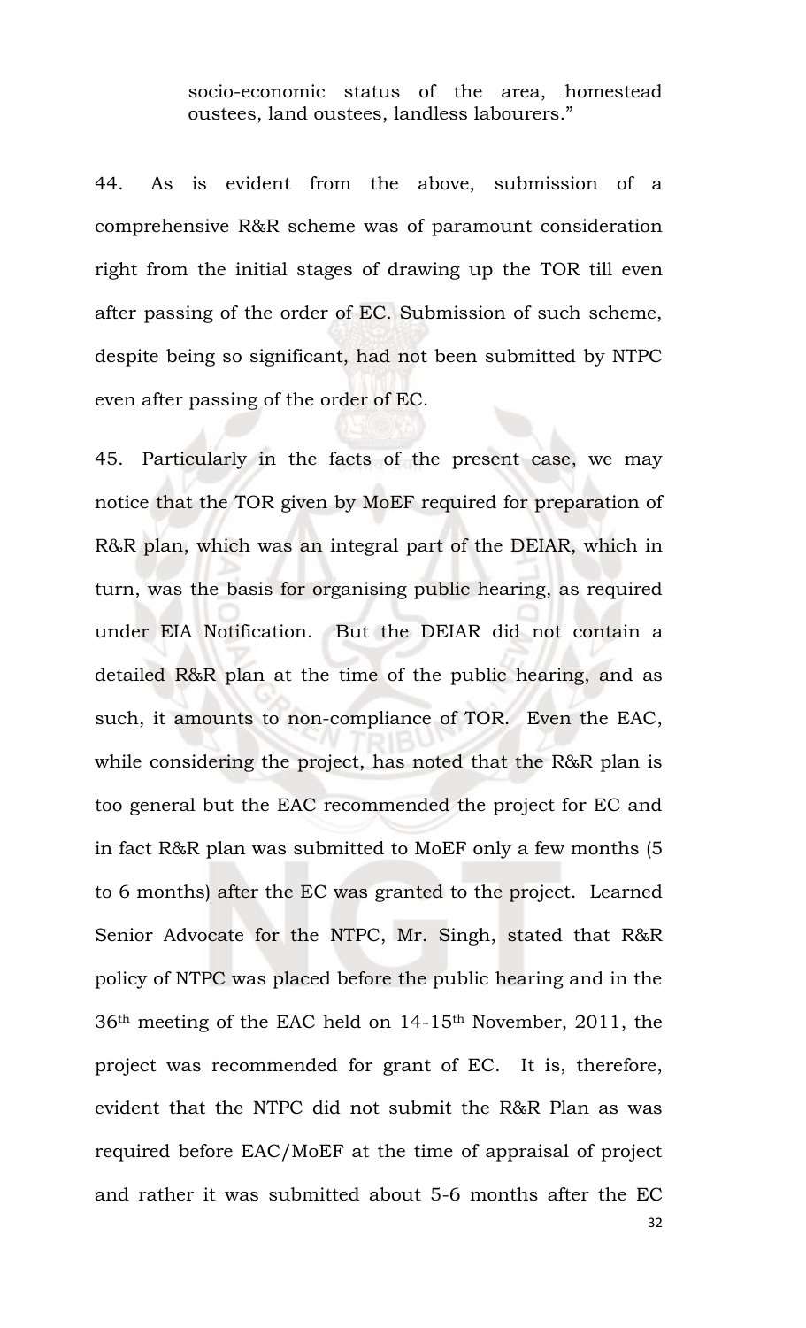> socio-economic status of the area, homestead oustees, land oustees, landless labourers."

44. As is evident from the above, submission of a comprehensive R&R scheme was of paramount consideration right from the initial stages of drawing up the TOR till even after passing of the order of EC. Submission of such scheme, despite being so significant, had not been submitted by NTPC even after passing of the order of EC.

45. Particularly in the facts of the present case, we may notice that the TOR given by MoEF required for preparation of R&R plan, which was an integral part of the DEIAR, which in turn, was the basis for organising public hearing, as required under EIA Notification. But the DEIAR did not contain a detailed R&R plan at the time of the public hearing, and as such, it amounts to non-compliance of TOR. Even the EAC, while considering the project, has noted that the R&R plan is too general but the EAC recommended the project for EC and in fact R&R plan was submitted to MoEF only a few months (5 to 6 months) after the EC was granted to the project. Learned Senior Advocate for the NTPC, Mr. Singh, stated that R&R policy of NTPC was placed before the public hearing and in the 36th meeting of the EAC held on 14-15th November, 2011, the project was recommended for grant of EC. It is, therefore, evident that the NTPC did not submit the R&R Plan as was required before EAC/MoEF at the time of appraisal of project and rather it was submitted about 5-6 months after the EC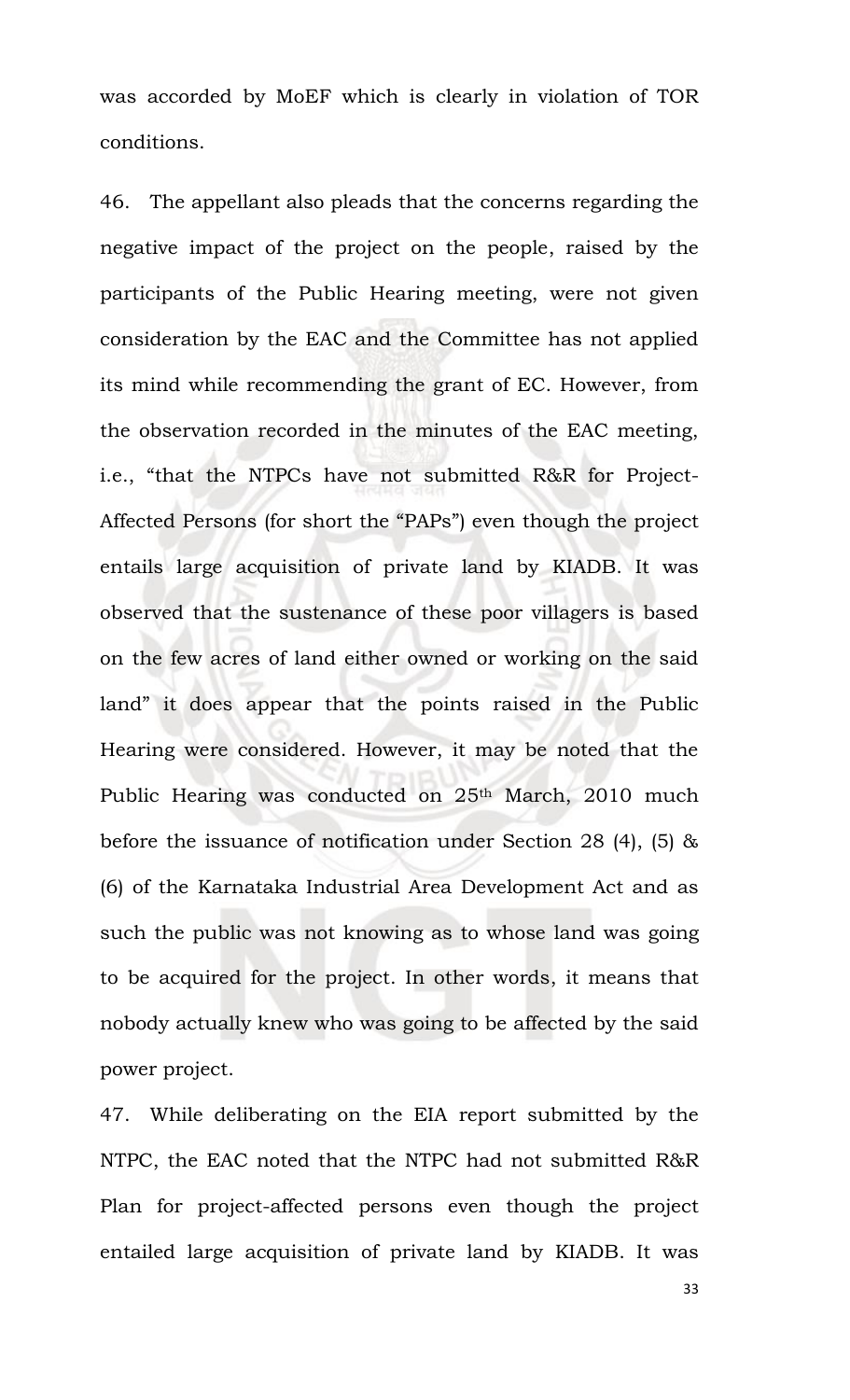was accorded by MoEF which is clearly in violation of TOR conditions.

46. The appellant also pleads that the concerns regarding the negative impact of the project on the people, raised by the participants of the Public Hearing meeting, were not given consideration by the EAC and the Committee has not applied its mind while recommending the grant of EC. However, from the observation recorded in the minutes of the EAC meeting, i.e., "that the NTPCs have not submitted R&R for Project-Affected Persons (for short the "PAPs") even though the project entails large acquisition of private land by KIADB. It was observed that the sustenance of these poor villagers is based on the few acres of land either owned or working on the said land" it does appear that the points raised in the Public Hearing were considered. However, it may be noted that the Public Hearing was conducted on 25th March, 2010 much before the issuance of notification under Section 28 (4), (5) & (6) of the Karnataka Industrial Area Development Act and as such the public was not knowing as to whose land was going to be acquired for the project. In other words, it means that nobody actually knew who was going to be affected by the said power project.

47. While deliberating on the EIA report submitted by the NTPC, the EAC noted that the NTPC had not submitted R&R Plan for project-affected persons even though the project entailed large acquisition of private land by KIADB. It was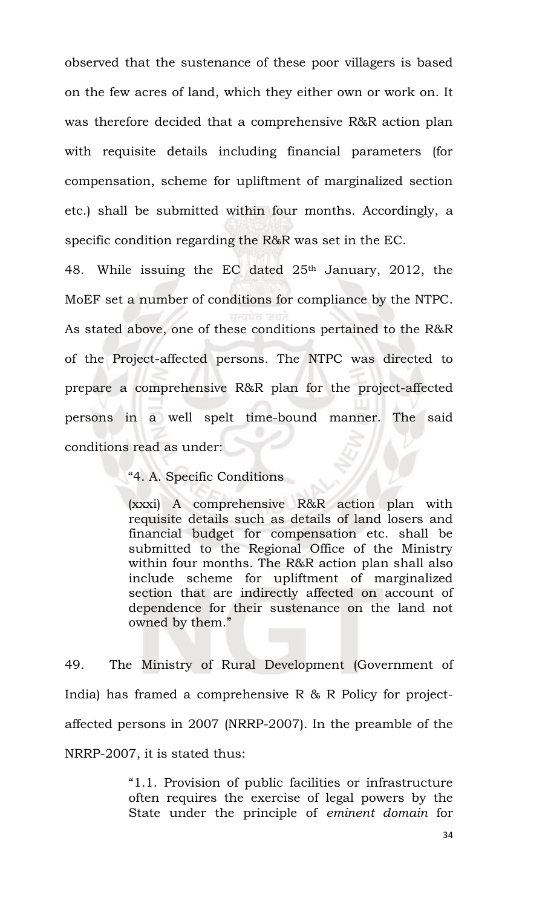observed that the sustenance of these poor villagers is based on the few acres of land, which they either own or work on. It was therefore decided that a comprehensive R&R action plan with requisite details including financial parameters (for compensation, scheme for upliftment of marginalized section etc.) shall be submitted within four months. Accordingly, a specific condition regarding the R&R was set in the EC.

48. While issuing the EC dated 25th January, 2012, the MoEF set a number of conditions for compliance by the NTPC. As stated above, one of these conditions pertained to the R&R of the Project-affected persons. The NTPC was directed to prepare a comprehensive R&R plan for the project-affected persons in a well spelt time-bound manner. The said conditions read as under:

> "4. A. Specific Conditions
>
> (xxxi) A comprehensive R&R action plan with requisite details such as details of land losers and financial budget for compensation etc. shall be submitted to the Regional Office of the Ministry within four months. The R&R action plan shall also include scheme for upliftment of marginalized section that are indirectly affected on account of dependence for their sustenance on the land not owned by them."

49. The Ministry of Rural Development (Government of India) has framed a comprehensive R & R Policy for project-affected persons in 2007 (NRRP-2007). In the preamble of the NRRP-2007, it is stated thus:

> "1.1. Provision of public facilities or infrastructure often requires the exercise of legal powers by the State under the principle of *eminent domain* for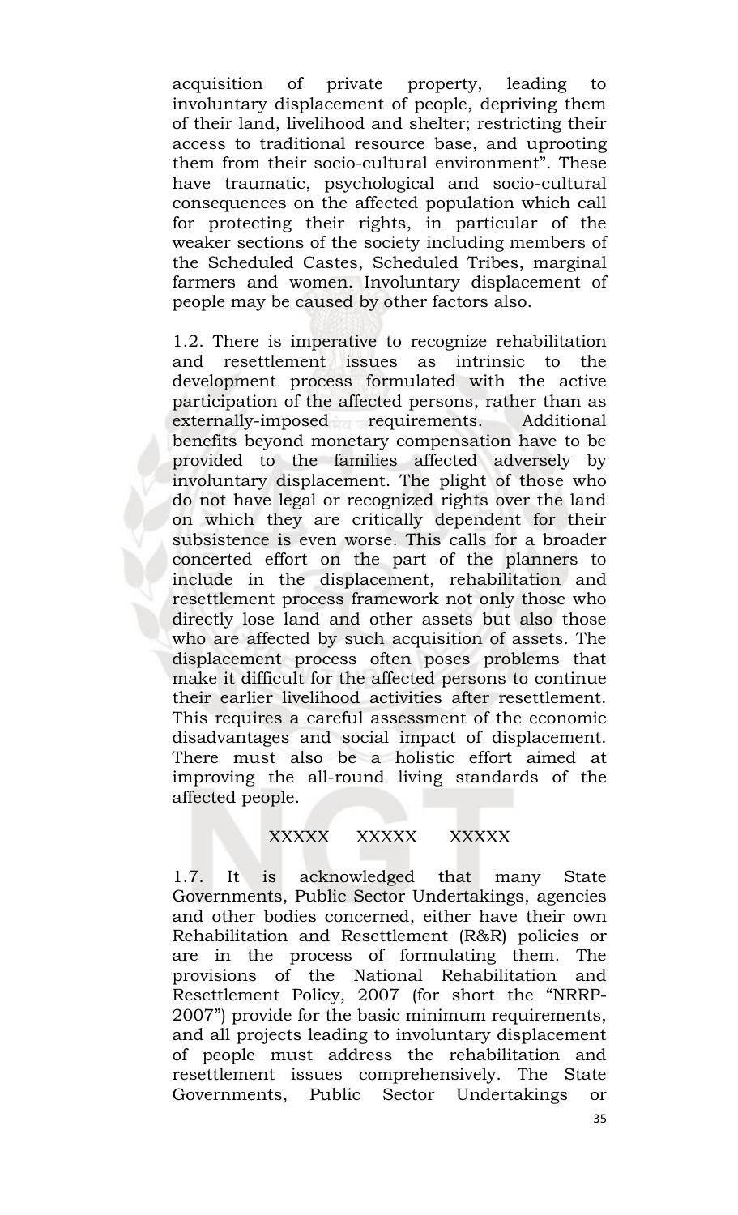acquisition of private property, leading to involuntary displacement of people, depriving them of their land, livelihood and shelter; restricting their access to traditional resource base, and uprooting them from their socio-cultural environment". These have traumatic, psychological and socio-cultural consequences on the affected population which call for protecting their rights, in particular of the weaker sections of the society including members of the Scheduled Castes, Scheduled Tribes, marginal farmers and women. Involuntary displacement of people may be caused by other factors also.

1.2. There is imperative to recognize rehabilitation and resettlement issues as intrinsic to the development process formulated with the active participation of the affected persons, rather than as externally-imposed requirements. Additional benefits beyond monetary compensation have to be provided to the families affected adversely by involuntary displacement. The plight of those who do not have legal or recognized rights over the land on which they are critically dependent for their subsistence is even worse. This calls for a broader concerted effort on the part of the planners to include in the displacement, rehabilitation and resettlement process framework not only those who directly lose land and other assets but also those who are affected by such acquisition of assets. The displacement process often poses problems that make it difficult for the affected persons to continue their earlier livelihood activities after resettlement. This requires a careful assessment of the economic disadvantages and social impact of displacement. There must also be a holistic effort aimed at improving the all-round living standards of the affected people.

XXXXX XXXXX XXXXX

1.7. It is acknowledged that many State Governments, Public Sector Undertakings, agencies and other bodies concerned, either have their own Rehabilitation and Resettlement (R&R) policies or are in the process of formulating them. The provisions of the National Rehabilitation and Resettlement Policy, 2007 (for short the "NRRP-2007") provide for the basic minimum requirements, and all projects leading to involuntary displacement of people must address the rehabilitation and resettlement issues comprehensively. The State Governments, Public Sector Undertakings or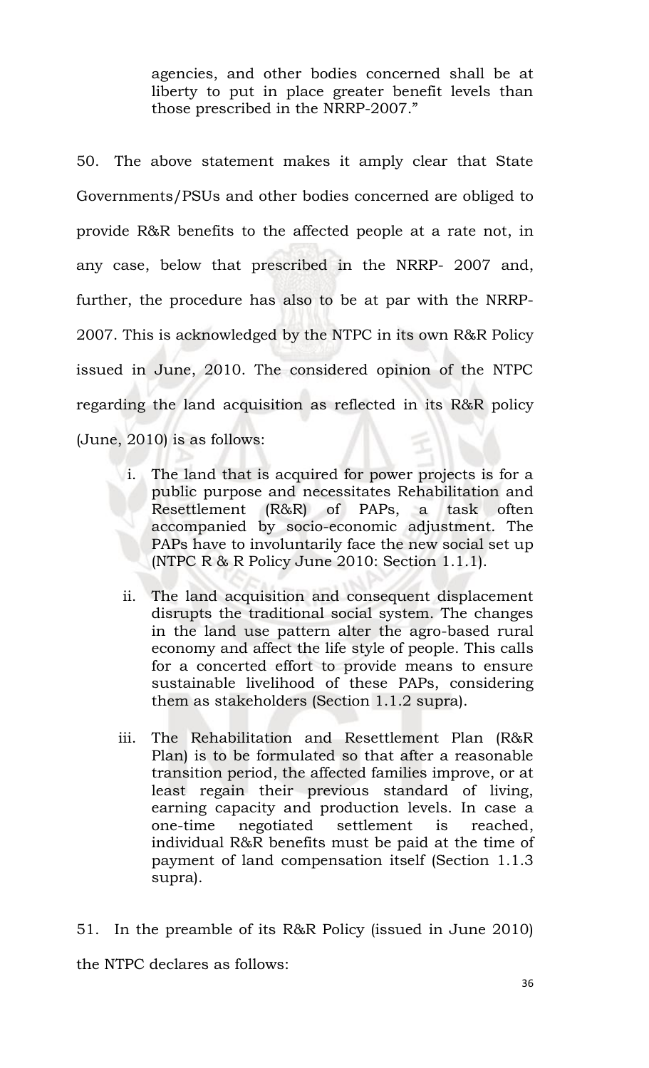> agencies, and other bodies concerned shall be at liberty to put in place greater benefit levels than those prescribed in the NRRP-2007."

50. The above statement makes it amply clear that State Governments/PSUs and other bodies concerned are obliged to provide R&R benefits to the affected people at a rate not, in any case, below that prescribed in the NRRP- 2007 and, further, the procedure has also to be at par with the NRRP-2007. This is acknowledged by the NTPC in its own R&R Policy issued in June, 2010. The considered opinion of the NTPC regarding the land acquisition as reflected in its R&R policy (June, 2010) is as follows:

i. The land that is acquired for power projects is for a public purpose and necessitates Rehabilitation and Resettlement (R&R) of PAPs, a task often accompanied by socio-economic adjustment. The PAPs have to involuntarily face the new social set up (NTPC R & R Policy June 2010: Section 1.1.1).

ii. The land acquisition and consequent displacement disrupts the traditional social system. The changes in the land use pattern alter the agro-based rural economy and affect the life style of people. This calls for a concerted effort to provide means to ensure sustainable livelihood of these PAPs, considering them as stakeholders (Section 1.1.2 supra).

iii. The Rehabilitation and Resettlement Plan (R&R Plan) is to be formulated so that after a reasonable transition period, the affected families improve, or at least regain their previous standard of living, earning capacity and production levels. In case a one-time negotiated settlement is reached, individual R&R benefits must be paid at the time of payment of land compensation itself (Section 1.1.3 supra).

51. In the preamble of its R&R Policy (issued in June 2010) the NTPC declares as follows: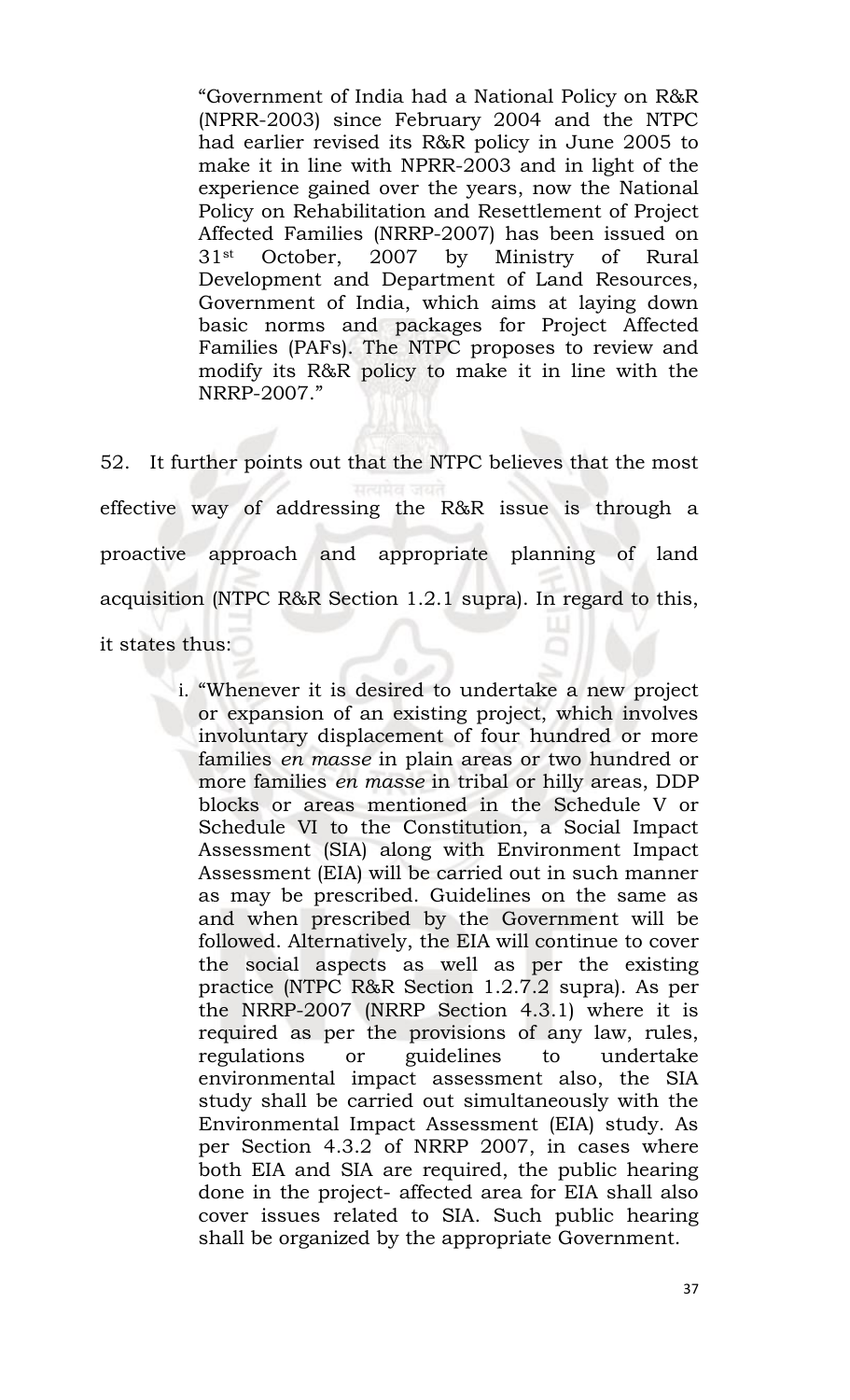> "Government of India had a National Policy on R&R (NPRR-2003) since February 2004 and the NTPC had earlier revised its R&R policy in June 2005 to make it in line with NPRR-2003 and in light of the experience gained over the years, now the National Policy on Rehabilitation and Resettlement of Project Affected Families (NRRP-2007) has been issued on 31st October, 2007 by Ministry of Rural Development and Department of Land Resources, Government of India, which aims at laying down basic norms and packages for Project Affected Families (PAFs). The NTPC proposes to review and modify its R&R policy to make it in line with the NRRP-2007."

52. It further points out that the NTPC believes that the most effective way of addressing the R&R issue is through a proactive approach and appropriate planning of land acquisition (NTPC R&R Section 1.2.1 supra). In regard to this, it states thus:

> i. "Whenever it is desired to undertake a new project or expansion of an existing project, which involves involuntary displacement of four hundred or more families *en masse* in plain areas or two hundred or more families *en masse* in tribal or hilly areas, DDP blocks or areas mentioned in the Schedule V or Schedule VI to the Constitution, a Social Impact Assessment (SIA) along with Environment Impact Assessment (EIA) will be carried out in such manner as may be prescribed. Guidelines on the same as and when prescribed by the Government will be followed. Alternatively, the EIA will continue to cover the social aspects as well as per the existing practice (NTPC R&R Section 1.2.7.2 supra). As per the NRRP-2007 (NRRP Section 4.3.1) where it is required as per the provisions of any law, rules, regulations or guidelines to undertake environmental impact assessment also, the SIA study shall be carried out simultaneously with the Environmental Impact Assessment (EIA) study. As per Section 4.3.2 of NRRP 2007, in cases where both EIA and SIA are required, the public hearing done in the project- affected area for EIA shall also cover issues related to SIA. Such public hearing shall be organized by the appropriate Government.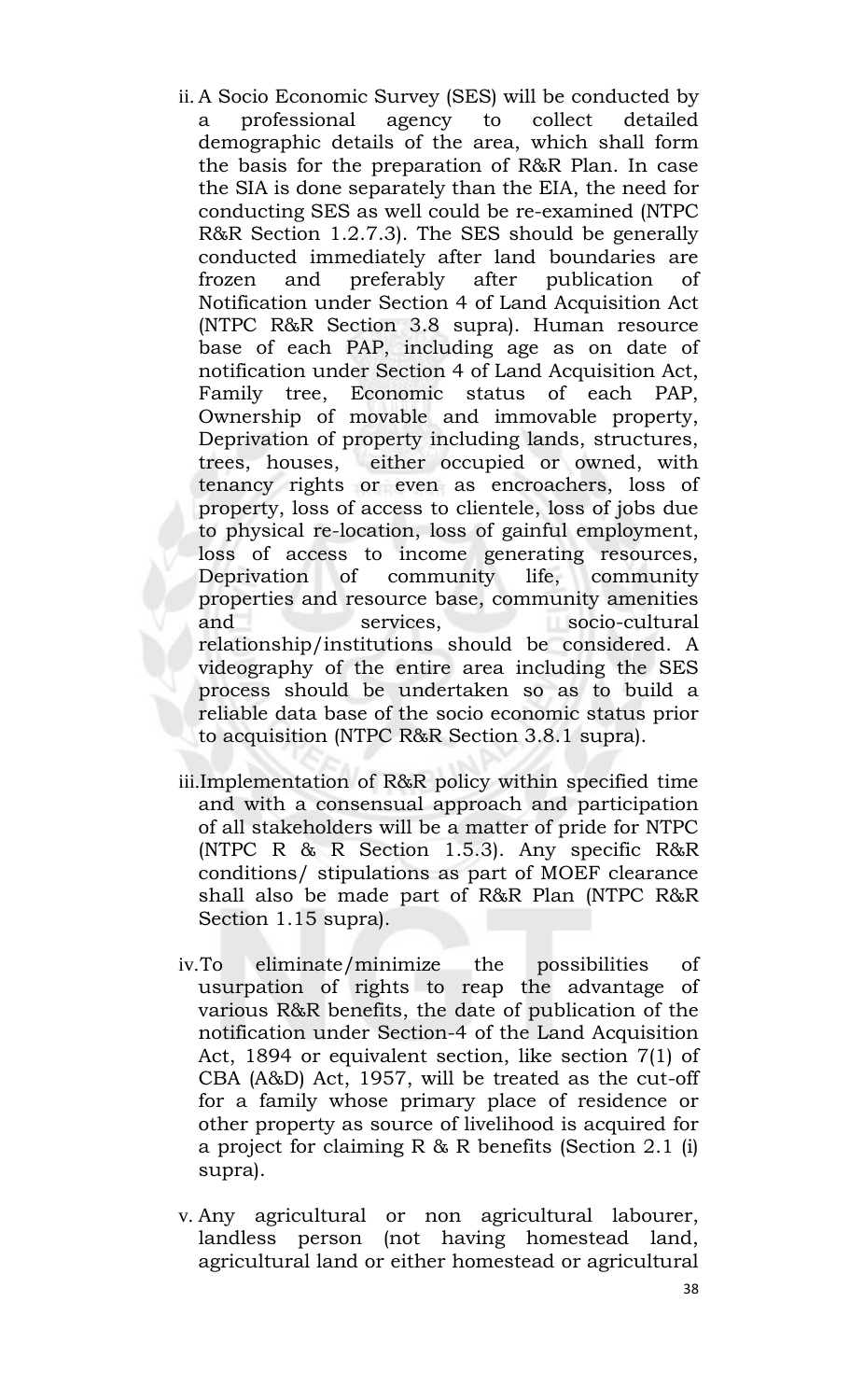ii. A Socio Economic Survey (SES) will be conducted by a professional agency to collect detailed demographic details of the area, which shall form the basis for the preparation of R&R Plan. In case the SIA is done separately than the EIA, the need for conducting SES as well could be re-examined (NTPC R&R Section 1.2.7.3). The SES should be generally conducted immediately after land boundaries are frozen and preferably after publication of Notification under Section 4 of Land Acquisition Act (NTPC R&R Section 3.8 supra). Human resource base of each PAP, including age as on date of notification under Section 4 of Land Acquisition Act, Family tree, Economic status of each PAP, Ownership of movable and immovable property, Deprivation of property including lands, structures, trees, houses, either occupied or owned, with tenancy rights or even as encroachers, loss of property, loss of access to clientele, loss of jobs due to physical re-location, loss of gainful employment, loss of access to income generating resources, Deprivation of community life, community properties and resource base, community amenities and services, socio-cultural relationship/institutions should be considered. A videography of the entire area including the SES process should be undertaken so as to build a reliable data base of the socio economic status prior to acquisition (NTPC R&R Section 3.8.1 supra).

iii. Implementation of R&R policy within specified time and with a consensual approach and participation of all stakeholders will be a matter of pride for NTPC (NTPC R & R Section 1.5.3). Any specific R&R conditions/ stipulations as part of MOEF clearance shall also be made part of R&R Plan (NTPC R&R Section 1.15 supra).

iv. To eliminate/minimize the possibilities of usurpation of rights to reap the advantage of various R&R benefits, the date of publication of the notification under Section-4 of the Land Acquisition Act, 1894 or equivalent section, like section 7(1) of CBA (A&D) Act, 1957, will be treated as the cut-off for a family whose primary place of residence or other property as source of livelihood is acquired for a project for claiming R & R benefits (Section 2.1 (i) supra).

v. Any agricultural or non agricultural labourer, landless person (not having homestead land, agricultural land or either homestead or agricultural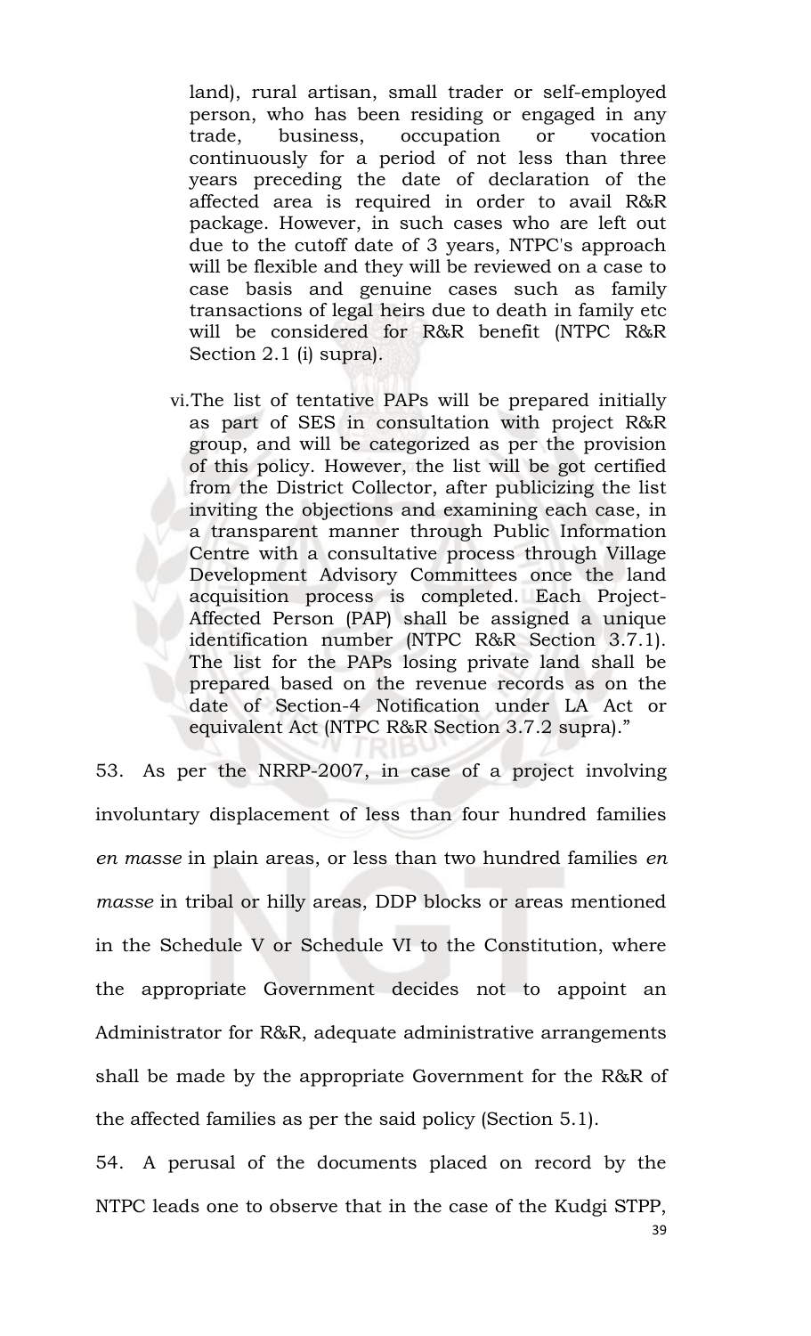land), rural artisan, small trader or self-employed person, who has been residing or engaged in any trade, business, occupation or vocation continuously for a period of not less than three years preceding the date of declaration of the affected area is required in order to avail R&R package. However, in such cases who are left out due to the cutoff date of 3 years, NTPC's approach will be flexible and they will be reviewed on a case to case basis and genuine cases such as family transactions of legal heirs due to death in family etc will be considered for R&R benefit (NTPC R&R Section 2.1 (i) supra).

> vi. The list of tentative PAPs will be prepared initially as part of SES in consultation with project R&R group, and will be categorized as per the provision of this policy. However, the list will be got certified from the District Collector, after publicizing the list inviting the objections and examining each case, in a transparent manner through Public Information Centre with a consultative process through Village Development Advisory Committees once the land acquisition process is completed. Each Project-Affected Person (PAP) shall be assigned a unique identification number (NTPC R&R Section 3.7.1). The list for the PAPs losing private land shall be prepared based on the revenue records as on the date of Section-4 Notification under LA Act or equivalent Act (NTPC R&R Section 3.7.2 supra)."

53. As per the NRRP-2007, in case of a project involving involuntary displacement of less than four hundred families *en masse* in plain areas, or less than two hundred families *en masse* in tribal or hilly areas, DDP blocks or areas mentioned in the Schedule V or Schedule VI to the Constitution, where the appropriate Government decides not to appoint an Administrator for R&R, adequate administrative arrangements shall be made by the appropriate Government for the R&R of the affected families as per the said policy (Section 5.1).

54. A perusal of the documents placed on record by the NTPC leads one to observe that in the case of the Kudgi STPP,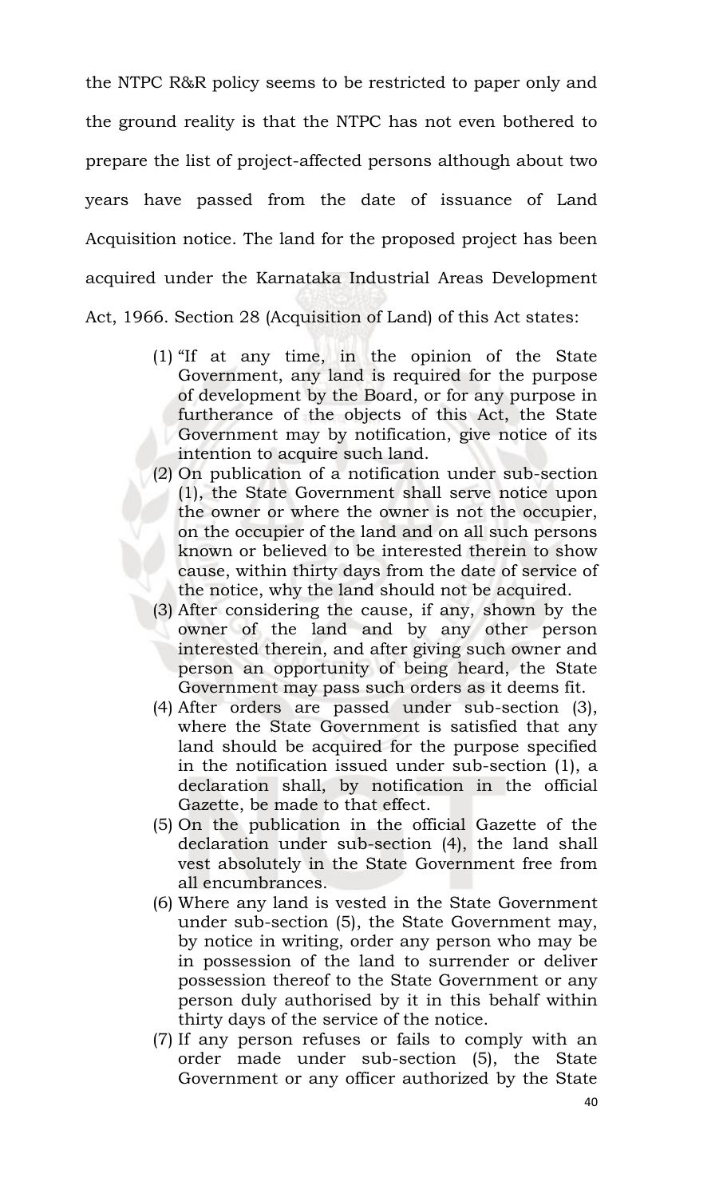the NTPC R&R policy seems to be restricted to paper only and the ground reality is that the NTPC has not even bothered to prepare the list of project-affected persons although about two years have passed from the date of issuance of Land Acquisition notice. The land for the proposed project has been acquired under the Karnataka Industrial Areas Development Act, 1966. Section 28 (Acquisition of Land) of this Act states:

> (1) "If at any time, in the opinion of the State Government, any land is required for the purpose of development by the Board, or for any purpose in furtherance of the objects of this Act, the State Government may by notification, give notice of its intention to acquire such land.
>
> (2) On publication of a notification under sub-section (1), the State Government shall serve notice upon the owner or where the owner is not the occupier, on the occupier of the land and on all such persons known or believed to be interested therein to show cause, within thirty days from the date of service of the notice, why the land should not be acquired.
>
> (3) After considering the cause, if any, shown by the owner of the land and by any other person interested therein, and after giving such owner and person an opportunity of being heard, the State Government may pass such orders as it deems fit.
>
> (4) After orders are passed under sub-section (3), where the State Government is satisfied that any land should be acquired for the purpose specified in the notification issued under sub-section (1), a declaration shall, by notification in the official Gazette, be made to that effect.
>
> (5) On the publication in the official Gazette of the declaration under sub-section (4), the land shall vest absolutely in the State Government free from all encumbrances.
>
> (6) Where any land is vested in the State Government under sub-section (5), the State Government may, by notice in writing, order any person who may be in possession of the land to surrender or deliver possession thereof to the State Government or any person duly authorised by it in this behalf within thirty days of the service of the notice.
>
> (7) If any person refuses or fails to comply with an order made under sub-section (5), the State Government or any officer authorized by the State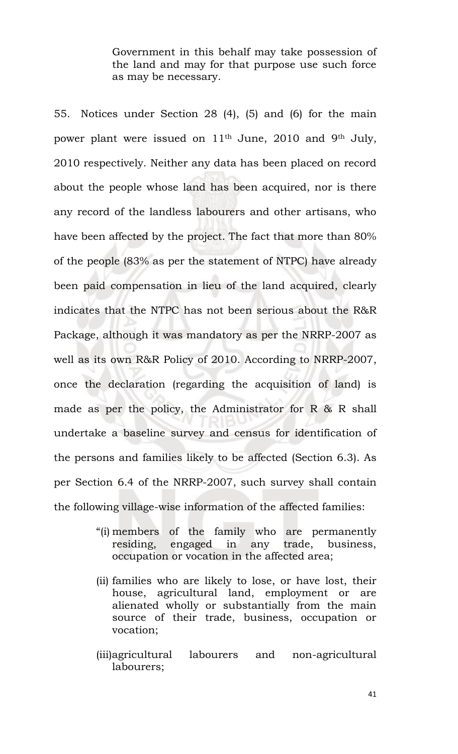Government in this behalf may take possession of the land and may for that purpose use such force as may be necessary.

55. Notices under Section 28 (4), (5) and (6) for the main power plant were issued on 11th June, 2010 and 9th July, 2010 respectively. Neither any data has been placed on record about the people whose land has been acquired, nor is there any record of the landless labourers and other artisans, who have been affected by the project. The fact that more than 80% of the people (83% as per the statement of NTPC) have already been paid compensation in lieu of the land acquired, clearly indicates that the NTPC has not been serious about the R&R Package, although it was mandatory as per the NRRP-2007 as well as its own R&R Policy of 2010. According to NRRP-2007, once the declaration (regarding the acquisition of land) is made as per the policy, the Administrator for R & R shall undertake a baseline survey and census for identification of the persons and families likely to be affected (Section 6.3). As per Section 6.4 of the NRRP-2007, such survey shall contain the following village-wise information of the affected families:

> "(i) members of the family who are permanently residing, engaged in any trade, business, occupation or vocation in the affected area;
>
> (ii) families who are likely to lose, or have lost, their house, agricultural land, employment or are alienated wholly or substantially from the main source of their trade, business, occupation or vocation;
>
> (iii) agricultural labourers and non-agricultural labourers;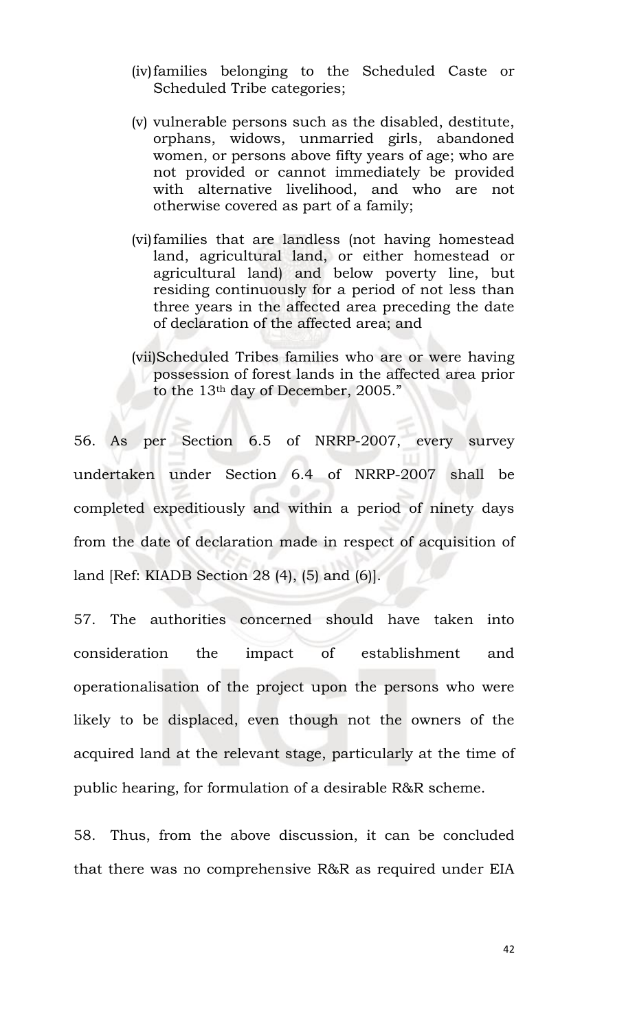(iv) families belonging to the Scheduled Caste or Scheduled Tribe categories;

(v) vulnerable persons such as the disabled, destitute, orphans, widows, unmarried girls, abandoned women, or persons above fifty years of age; who are not provided or cannot immediately be provided with alternative livelihood, and who are not otherwise covered as part of a family;

(vi) families that are landless (not having homestead land, agricultural land, or either homestead or agricultural land) and below poverty line, but residing continuously for a period of not less than three years in the affected area preceding the date of declaration of the affected area; and

(vii) Scheduled Tribes families who are or were having possession of forest lands in the affected area prior to the 13th day of December, 2005."

56. As per Section 6.5 of NRRP-2007, every survey undertaken under Section 6.4 of NRRP-2007 shall be completed expeditiously and within a period of ninety days from the date of declaration made in respect of acquisition of land [Ref: KIADB Section 28 (4), (5) and (6)].

57. The authorities concerned should have taken into consideration the impact of establishment and operationalisation of the project upon the persons who were likely to be displaced, even though not the owners of the acquired land at the relevant stage, particularly at the time of public hearing, for formulation of a desirable R&R scheme.

58. Thus, from the above discussion, it can be concluded that there was no comprehensive R&R as required under EIA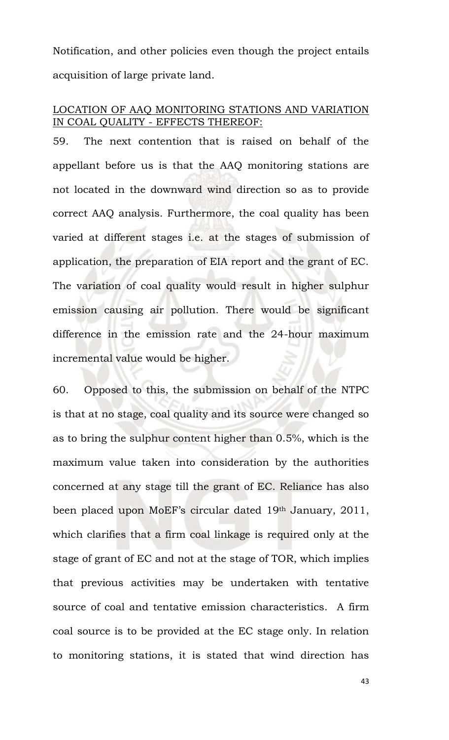Notification, and other policies even though the project entails acquisition of large private land.

<u>LOCATION OF AAQ MONITORING STATIONS AND VARIATION IN COAL QUALITY - EFFECTS THEREOF:</u>

59. The next contention that is raised on behalf of the appellant before us is that the AAQ monitoring stations are not located in the downward wind direction so as to provide correct AAQ analysis. Furthermore, the coal quality has been varied at different stages i.e. at the stages of submission of application, the preparation of EIA report and the grant of EC. The variation of coal quality would result in higher sulphur emission causing air pollution. There would be significant difference in the emission rate and the 24-hour maximum incremental value would be higher.

60. Opposed to this, the submission on behalf of the NTPC is that at no stage, coal quality and its source were changed so as to bring the sulphur content higher than 0.5%, which is the maximum value taken into consideration by the authorities concerned at any stage till the grant of EC. Reliance has also been placed upon MoEF's circular dated 19th January, 2011, which clarifies that a firm coal linkage is required only at the stage of grant of EC and not at the stage of TOR, which implies that previous activities may be undertaken with tentative source of coal and tentative emission characteristics. A firm coal source is to be provided at the EC stage only. In relation to monitoring stations, it is stated that wind direction has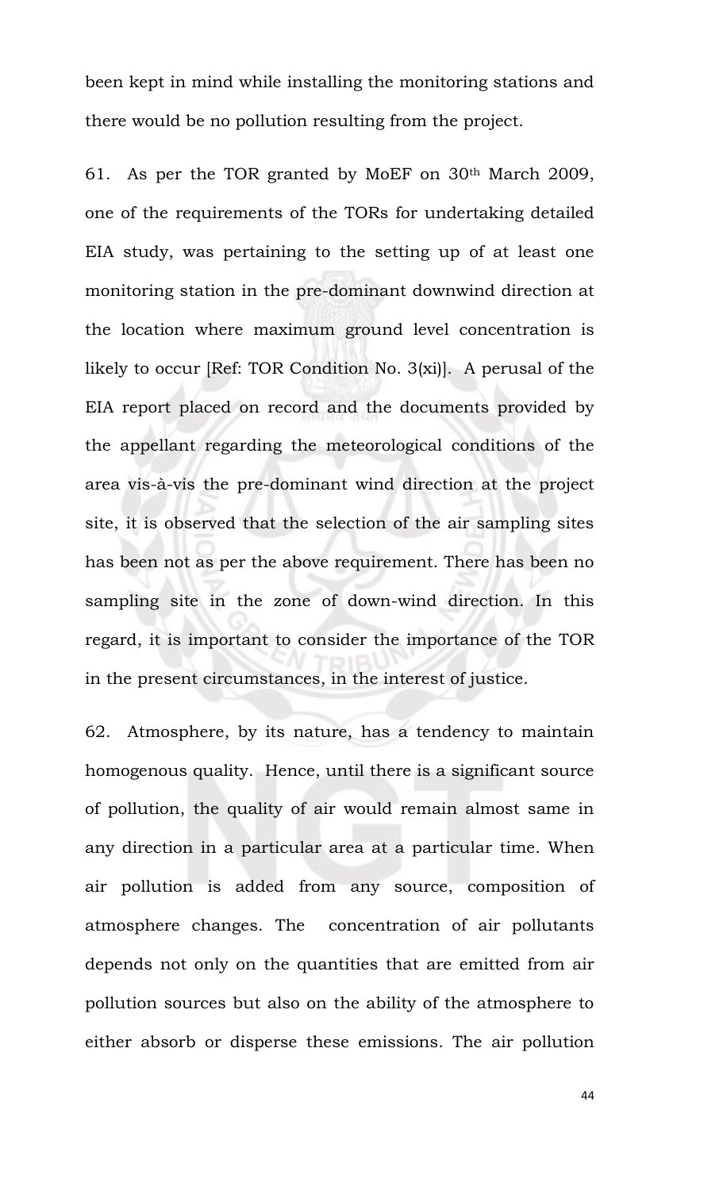been kept in mind while installing the monitoring stations and there would be no pollution resulting from the project.

61. As per the TOR granted by MoEF on 30th March 2009, one of the requirements of the TORs for undertaking detailed EIA study, was pertaining to the setting up of at least one monitoring station in the pre-dominant downwind direction at the location where maximum ground level concentration is likely to occur [Ref: TOR Condition No. 3(xi)]. A perusal of the EIA report placed on record and the documents provided by the appellant regarding the meteorological conditions of the area vis-à-vis the pre-dominant wind direction at the project site, it is observed that the selection of the air sampling sites has been not as per the above requirement. There has been no sampling site in the zone of down-wind direction. In this regard, it is important to consider the importance of the TOR in the present circumstances, in the interest of justice.

62. Atmosphere, by its nature, has a tendency to maintain homogenous quality. Hence, until there is a significant source of pollution, the quality of air would remain almost same in any direction in a particular area at a particular time. When air pollution is added from any source, composition of atmosphere changes. The concentration of air pollutants depends not only on the quantities that are emitted from air pollution sources but also on the ability of the atmosphere to either absorb or disperse these emissions. The air pollution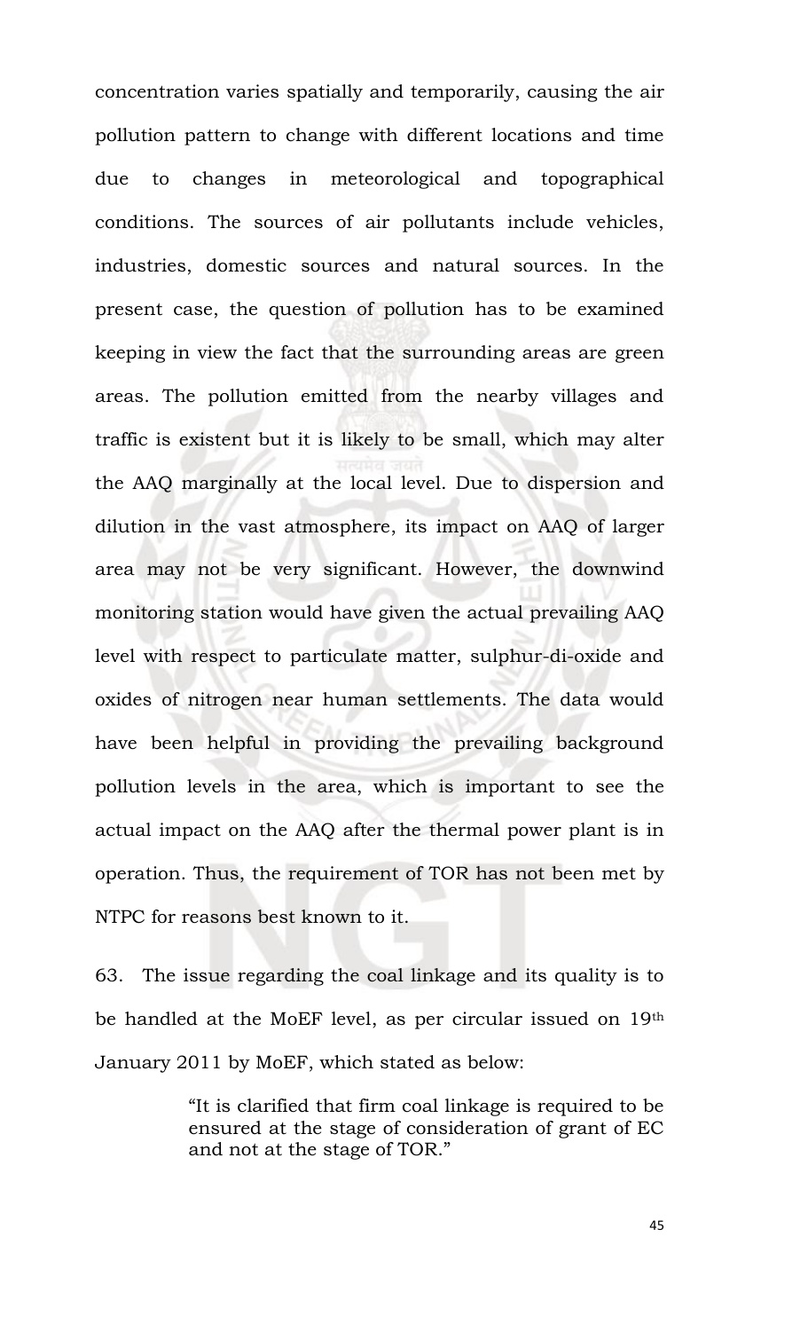concentration varies spatially and temporarily, causing the air pollution pattern to change with different locations and time due to changes in meteorological and topographical conditions. The sources of air pollutants include vehicles, industries, domestic sources and natural sources. In the present case, the question of pollution has to be examined keeping in view the fact that the surrounding areas are green areas. The pollution emitted from the nearby villages and traffic is existent but it is likely to be small, which may alter the AAQ marginally at the local level. Due to dispersion and dilution in the vast atmosphere, its impact on AAQ of larger area may not be very significant. However, the downwind monitoring station would have given the actual prevailing AAQ level with respect to particulate matter, sulphur-di-oxide and oxides of nitrogen near human settlements. The data would have been helpful in providing the prevailing background pollution levels in the area, which is important to see the actual impact on the AAQ after the thermal power plant is in operation. Thus, the requirement of TOR has not been met by NTPC for reasons best known to it.

63. The issue regarding the coal linkage and its quality is to be handled at the MoEF level, as per circular issued on 19th January 2011 by MoEF, which stated as below:

> "It is clarified that firm coal linkage is required to be ensured at the stage of consideration of grant of EC and not at the stage of TOR."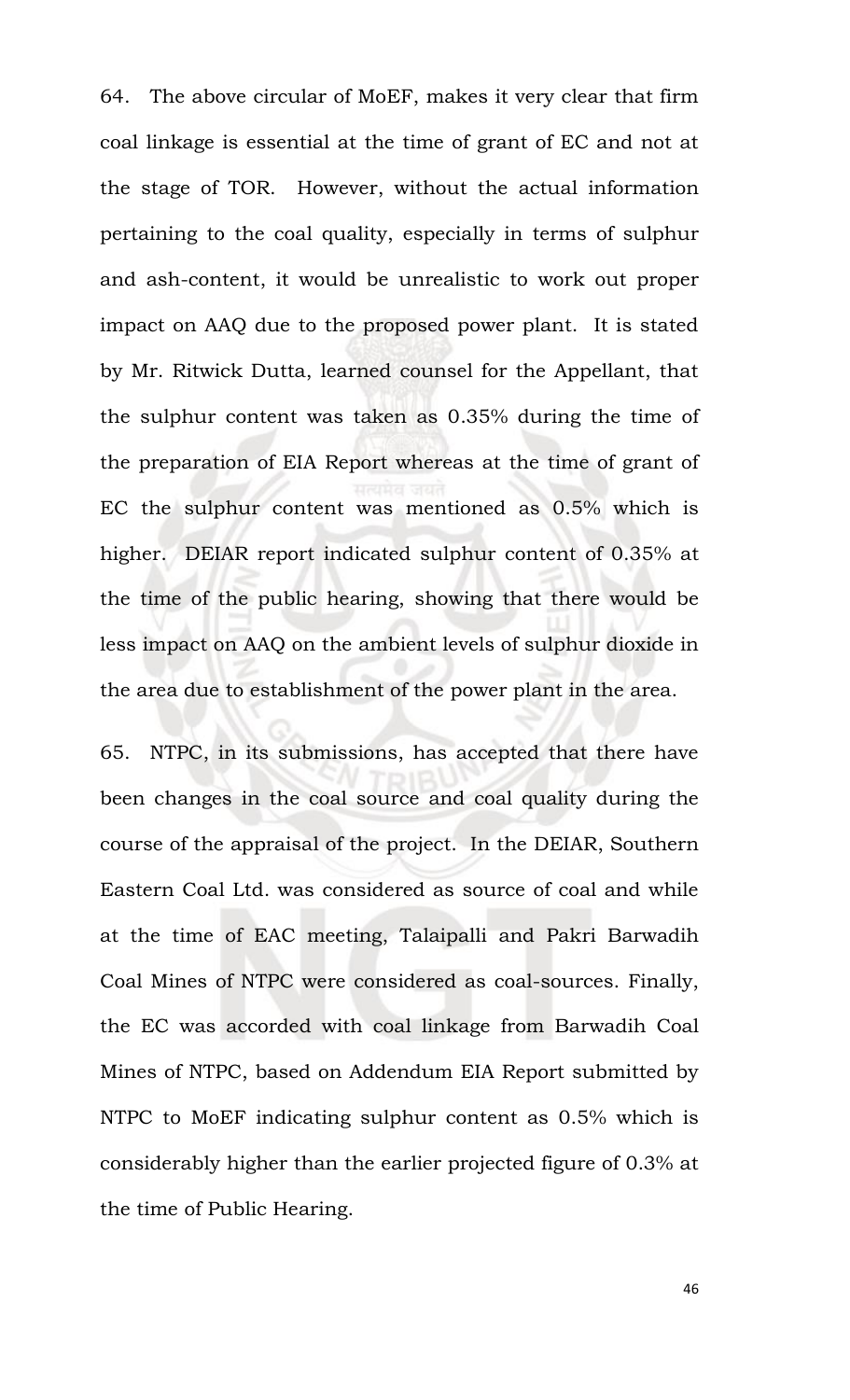64. The above circular of MoEF, makes it very clear that firm coal linkage is essential at the time of grant of EC and not at the stage of TOR. However, without the actual information pertaining to the coal quality, especially in terms of sulphur and ash-content, it would be unrealistic to work out proper impact on AAQ due to the proposed power plant. It is stated by Mr. Ritwick Dutta, learned counsel for the Appellant, that the sulphur content was taken as 0.35% during the time of the preparation of EIA Report whereas at the time of grant of EC the sulphur content was mentioned as 0.5% which is higher. DEIAR report indicated sulphur content of 0.35% at the time of the public hearing, showing that there would be less impact on AAQ on the ambient levels of sulphur dioxide in the area due to establishment of the power plant in the area.

65. NTPC, in its submissions, has accepted that there have been changes in the coal source and coal quality during the course of the appraisal of the project. In the DEIAR, Southern Eastern Coal Ltd. was considered as source of coal and while at the time of EAC meeting, Talaipalli and Pakri Barwadih Coal Mines of NTPC were considered as coal-sources. Finally, the EC was accorded with coal linkage from Barwadih Coal Mines of NTPC, based on Addendum EIA Report submitted by NTPC to MoEF indicating sulphur content as 0.5% which is considerably higher than the earlier projected figure of 0.3% at the time of Public Hearing.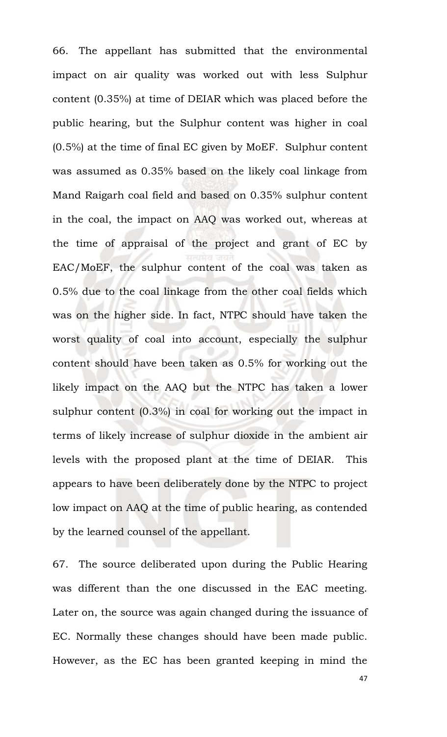66. The appellant has submitted that the environmental impact on air quality was worked out with less Sulphur content (0.35%) at time of DEIAR which was placed before the public hearing, but the Sulphur content was higher in coal (0.5%) at the time of final EC given by MoEF. Sulphur content was assumed as 0.35% based on the likely coal linkage from Mand Raigarh coal field and based on 0.35% sulphur content in the coal, the impact on AAQ was worked out, whereas at the time of appraisal of the project and grant of EC by EAC/MoEF, the sulphur content of the coal was taken as 0.5% due to the coal linkage from the other coal fields which was on the higher side. In fact, NTPC should have taken the worst quality of coal into account, especially the sulphur content should have been taken as 0.5% for working out the likely impact on the AAQ but the NTPC has taken a lower sulphur content (0.3%) in coal for working out the impact in terms of likely increase of sulphur dioxide in the ambient air levels with the proposed plant at the time of DEIAR. This appears to have been deliberately done by the NTPC to project low impact on AAQ at the time of public hearing, as contended by the learned counsel of the appellant.

67. The source deliberated upon during the Public Hearing was different than the one discussed in the EAC meeting. Later on, the source was again changed during the issuance of EC. Normally these changes should have been made public. However, as the EC has been granted keeping in mind the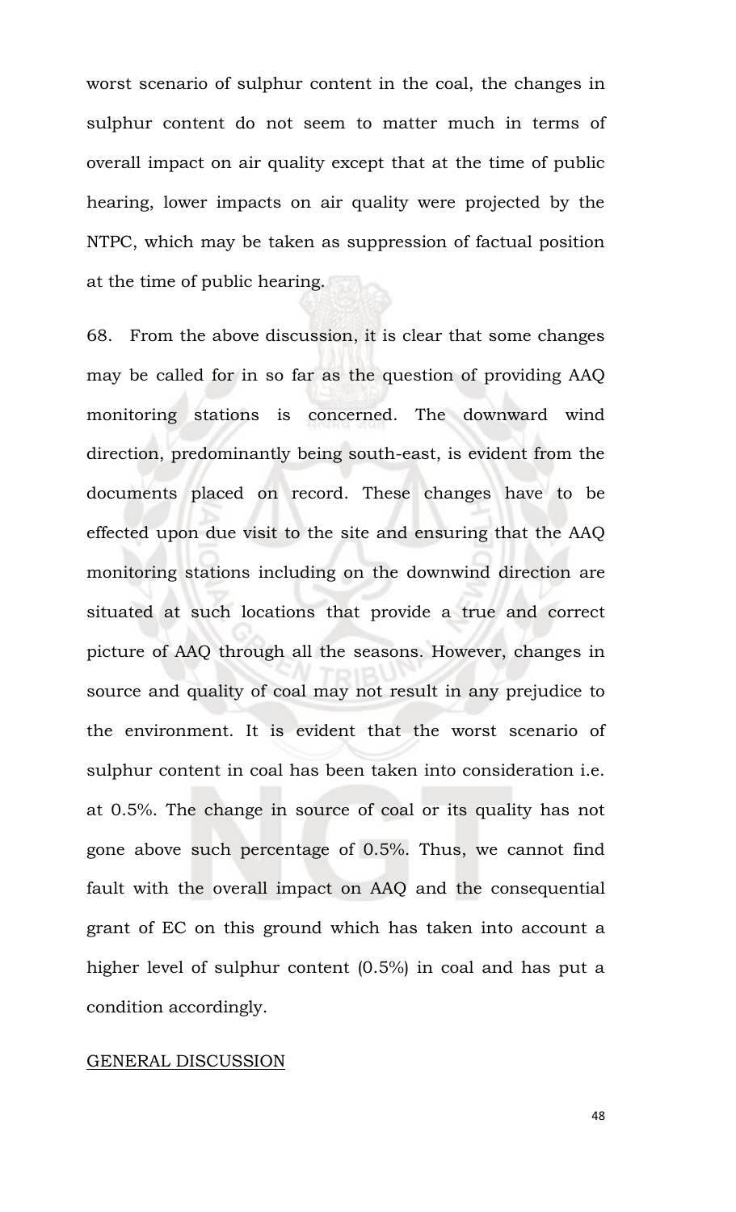worst scenario of sulphur content in the coal, the changes in sulphur content do not seem to matter much in terms of overall impact on air quality except that at the time of public hearing, lower impacts on air quality were projected by the NTPC, which may be taken as suppression of factual position at the time of public hearing.

68. From the above discussion, it is clear that some changes may be called for in so far as the question of providing AAQ monitoring stations is concerned. The downward wind direction, predominantly being south-east, is evident from the documents placed on record. These changes have to be effected upon due visit to the site and ensuring that the AAQ monitoring stations including on the downwind direction are situated at such locations that provide a true and correct picture of AAQ through all the seasons. However, changes in source and quality of coal may not result in any prejudice to the environment. It is evident that the worst scenario of sulphur content in coal has been taken into consideration i.e. at 0.5%. The change in source of coal or its quality has not gone above such percentage of 0.5%. Thus, we cannot find fault with the overall impact on AAQ and the consequential grant of EC on this ground which has taken into account a higher level of sulphur content (0.5%) in coal and has put a condition accordingly.

<u>GENERAL DISCUSSION</u>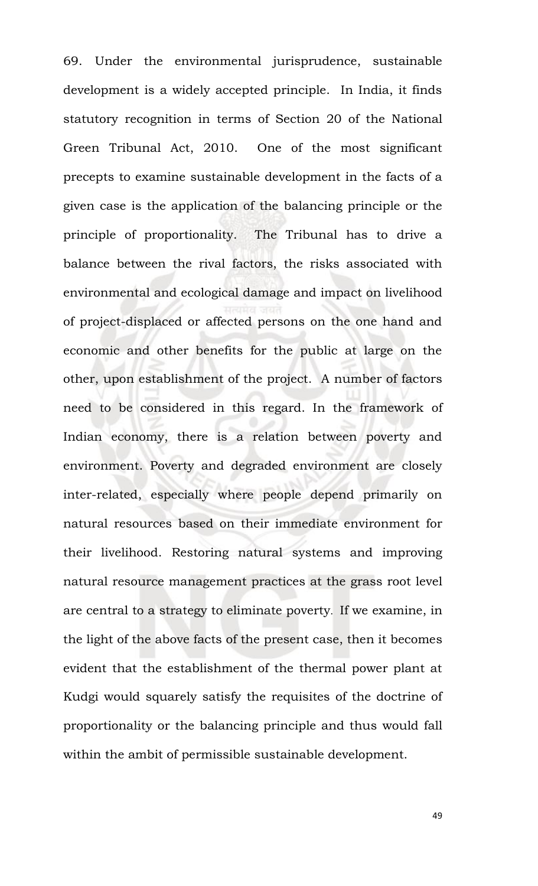69. Under the environmental jurisprudence, sustainable development is a widely accepted principle. In India, it finds statutory recognition in terms of Section 20 of the National Green Tribunal Act, 2010. One of the most significant precepts to examine sustainable development in the facts of a given case is the application of the balancing principle or the principle of proportionality. The Tribunal has to drive a balance between the rival factors, the risks associated with environmental and ecological damage and impact on livelihood of project-displaced or affected persons on the one hand and economic and other benefits for the public at large on the other, upon establishment of the project. A number of factors need to be considered in this regard. In the framework of Indian economy, there is a relation between poverty and environment. Poverty and degraded environment are closely inter-related, especially where people depend primarily on natural resources based on their immediate environment for their livelihood. Restoring natural systems and improving natural resource management practices at the grass root level are central to a strategy to eliminate poverty. If we examine, in the light of the above facts of the present case, then it becomes evident that the establishment of the thermal power plant at Kudgi would squarely satisfy the requisites of the doctrine of proportionality or the balancing principle and thus would fall within the ambit of permissible sustainable development.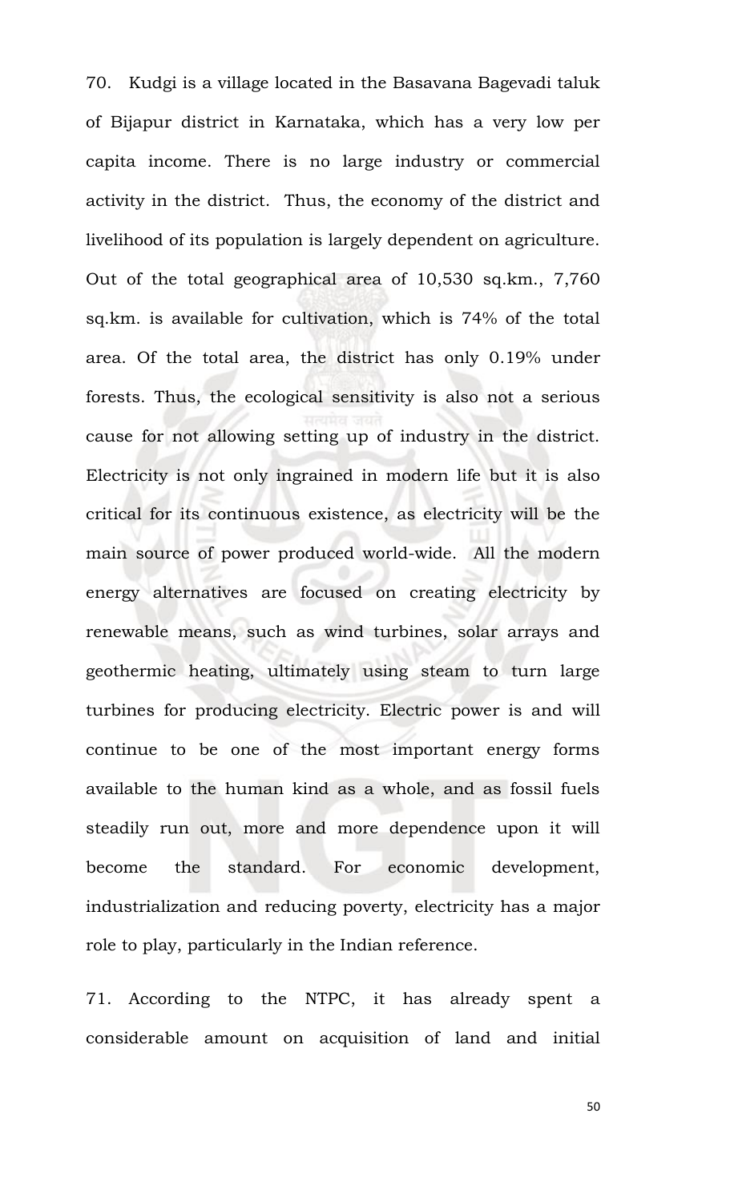70. Kudgi is a village located in the Basavana Bagevadi taluk of Bijapur district in Karnataka, which has a very low per capita income. There is no large industry or commercial activity in the district. Thus, the economy of the district and livelihood of its population is largely dependent on agriculture. Out of the total geographical area of 10,530 sq.km., 7,760 sq.km. is available for cultivation, which is 74% of the total area. Of the total area, the district has only 0.19% under forests. Thus, the ecological sensitivity is also not a serious cause for not allowing setting up of industry in the district. Electricity is not only ingrained in modern life but it is also critical for its continuous existence, as electricity will be the main source of power produced world-wide. All the modern energy alternatives are focused on creating electricity by renewable means, such as wind turbines, solar arrays and geothermic heating, ultimately using steam to turn large turbines for producing electricity. Electric power is and will continue to be one of the most important energy forms available to the human kind as a whole, and as fossil fuels steadily run out, more and more dependence upon it will become the standard. For economic development, industrialization and reducing poverty, electricity has a major role to play, particularly in the Indian reference.

71. According to the NTPC, it has already spent a considerable amount on acquisition of land and initial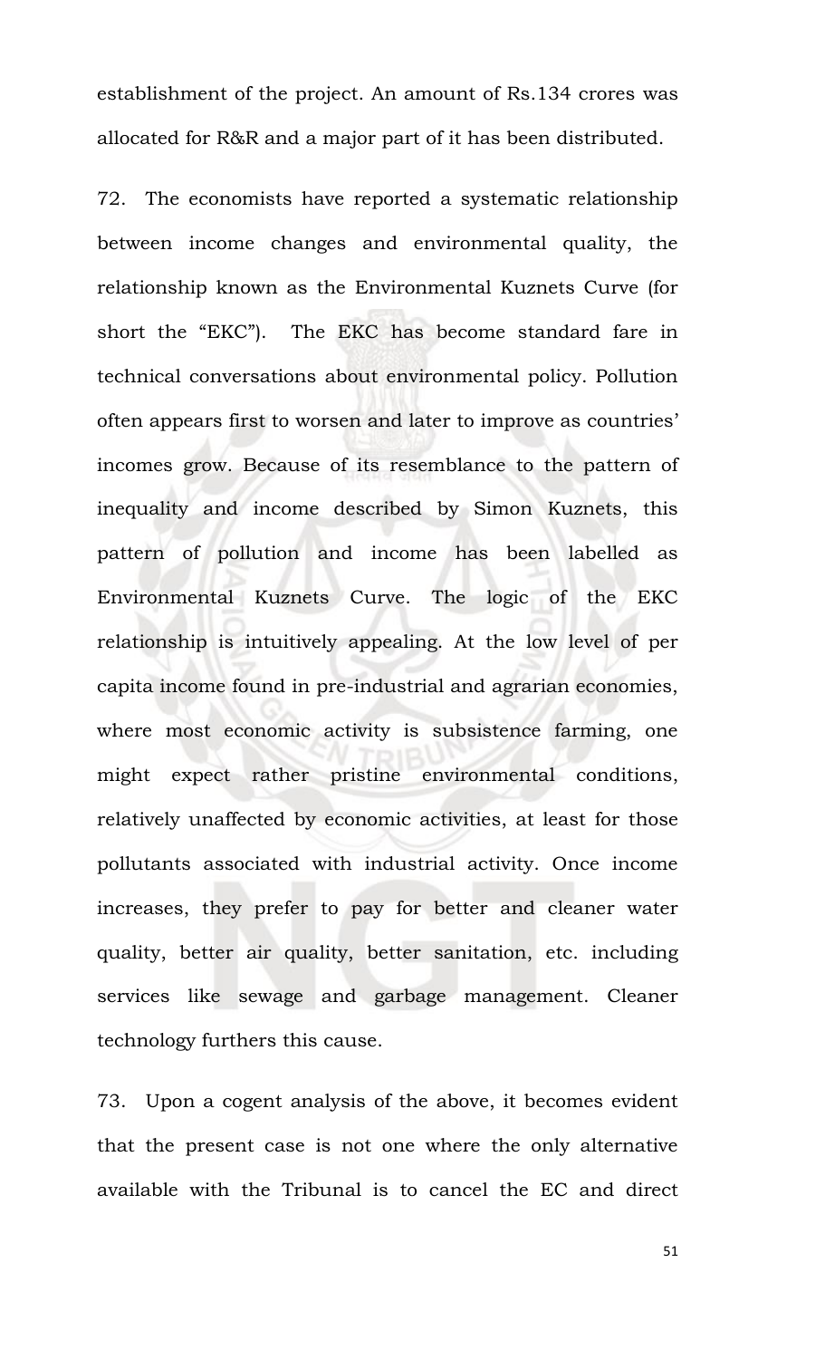establishment of the project. An amount of Rs.134 crores was allocated for R&R and a major part of it has been distributed.

72. The economists have reported a systematic relationship between income changes and environmental quality, the relationship known as the Environmental Kuznets Curve (for short the "EKC"). The EKC has become standard fare in technical conversations about environmental policy. Pollution often appears first to worsen and later to improve as countries' incomes grow. Because of its resemblance to the pattern of inequality and income described by Simon Kuznets, this pattern of pollution and income has been labelled as Environmental Kuznets Curve. The logic of the EKC relationship is intuitively appealing. At the low level of per capita income found in pre-industrial and agrarian economies, where most economic activity is subsistence farming, one might expect rather pristine environmental conditions, relatively unaffected by economic activities, at least for those pollutants associated with industrial activity. Once income increases, they prefer to pay for better and cleaner water quality, better air quality, better sanitation, etc. including services like sewage and garbage management. Cleaner technology furthers this cause.

73. Upon a cogent analysis of the above, it becomes evident that the present case is not one where the only alternative available with the Tribunal is to cancel the EC and direct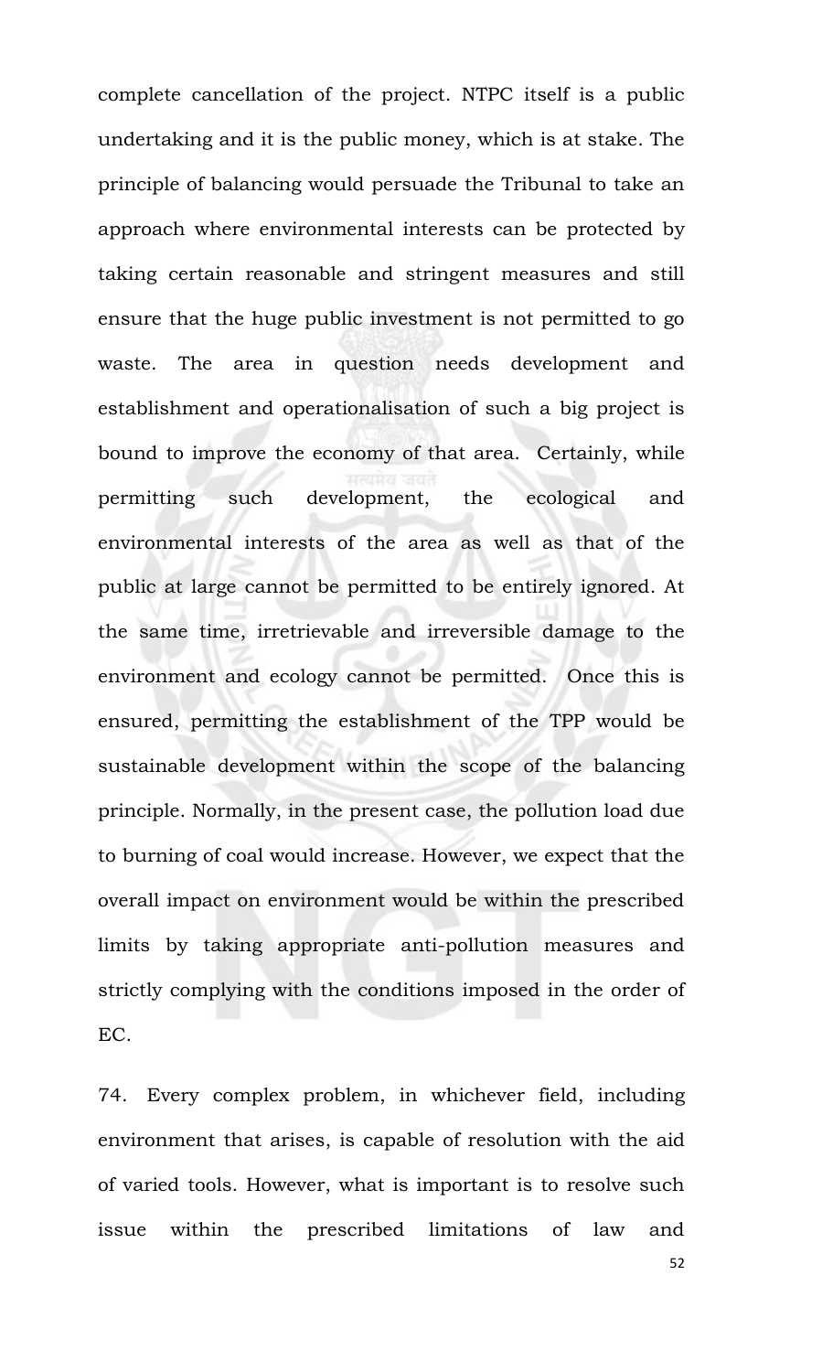complete cancellation of the project. NTPC itself is a public undertaking and it is the public money, which is at stake. The principle of balancing would persuade the Tribunal to take an approach where environmental interests can be protected by taking certain reasonable and stringent measures and still ensure that the huge public investment is not permitted to go waste. The area in question needs development and establishment and operationalisation of such a big project is bound to improve the economy of that area. Certainly, while permitting such development, the ecological and environmental interests of the area as well as that of the public at large cannot be permitted to be entirely ignored. At the same time, irretrievable and irreversible damage to the environment and ecology cannot be permitted. Once this is ensured, permitting the establishment of the TPP would be sustainable development within the scope of the balancing principle. Normally, in the present case, the pollution load due to burning of coal would increase. However, we expect that the overall impact on environment would be within the prescribed limits by taking appropriate anti-pollution measures and strictly complying with the conditions imposed in the order of EC.

74. Every complex problem, in whichever field, including environment that arises, is capable of resolution with the aid of varied tools. However, what is important is to resolve such issue within the prescribed limitations of law and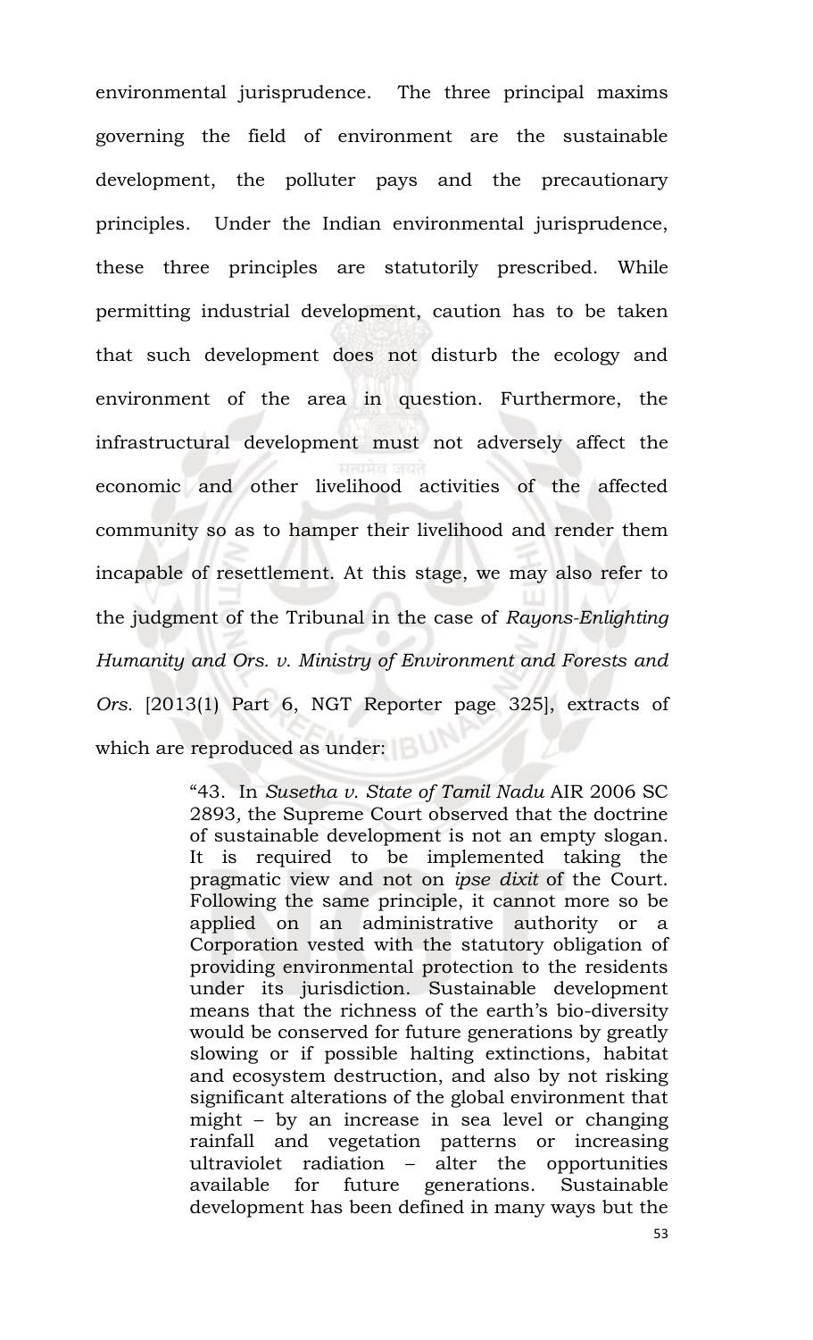environmental jurisprudence. The three principal maxims governing the field of environment are the sustainable development, the polluter pays and the precautionary principles. Under the Indian environmental jurisprudence, these three principles are statutorily prescribed. While permitting industrial development, caution has to be taken that such development does not disturb the ecology and environment of the area in question. Furthermore, the infrastructural development must not adversely affect the economic and other livelihood activities of the affected community so as to hamper their livelihood and render them incapable of resettlement. At this stage, we may also refer to the judgment of the Tribunal in the case of *Rayons-Enlighting Humanity and Ors. v. Ministry of Environment and Forests and Ors.* [2013(1) Part 6, NGT Reporter page 325], extracts of which are reproduced as under:

> "43. In *Susetha v. State of Tamil Nadu* AIR 2006 SC 2893, the Supreme Court observed that the doctrine of sustainable development is not an empty slogan. It is required to be implemented taking the pragmatic view and not on *ipse dixit* of the Court. Following the same principle, it cannot more so be applied on an administrative authority or a Corporation vested with the statutory obligation of providing environmental protection to the residents under its jurisdiction. Sustainable development means that the richness of the earth's bio-diversity would be conserved for future generations by greatly slowing or if possible halting extinctions, habitat and ecosystem destruction, and also by not risking significant alterations of the global environment that might – by an increase in sea level or changing rainfall and vegetation patterns or increasing ultraviolet radiation – alter the opportunities available for future generations. Sustainable development has been defined in many ways but the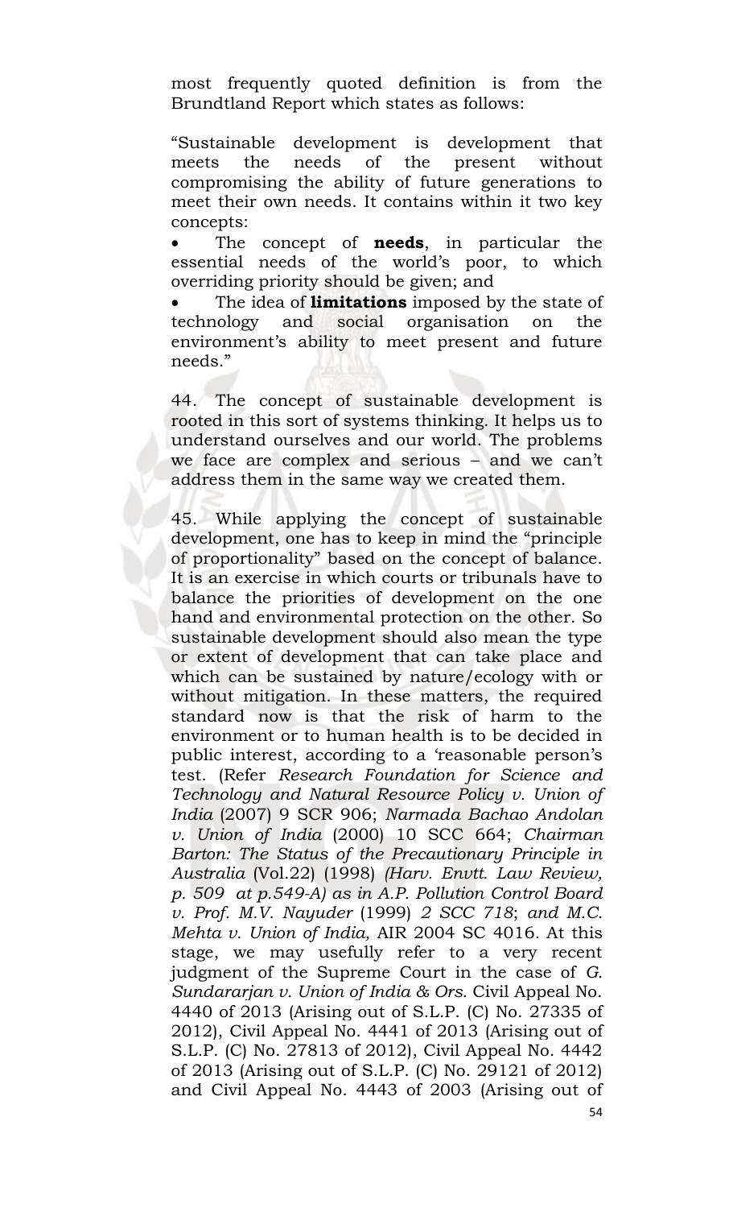most frequently quoted definition is from the Brundtland Report which states as follows:

"Sustainable development is development that meets the needs of the present without compromising the ability of future generations to meet their own needs. It contains within it two key concepts:

- The concept of **needs**, in particular the essential needs of the world's poor, to which overriding priority should be given; and
- The idea of **limitations** imposed by the state of technology and social organisation on the environment's ability to meet present and future needs."

44. The concept of sustainable development is rooted in this sort of systems thinking. It helps us to understand ourselves and our world. The problems we face are complex and serious – and we can't address them in the same way we created them.

45. While applying the concept of sustainable development, one has to keep in mind the "principle of proportionality" based on the concept of balance. It is an exercise in which courts or tribunals have to balance the priorities of development on the one hand and environmental protection on the other. So sustainable development should also mean the type or extent of development that can take place and which can be sustained by nature/ecology with or without mitigation. In these matters, the required standard now is that the risk of harm to the environment or to human health is to be decided in public interest, according to a 'reasonable person's test. (Refer *Research Foundation for Science and Technology and Natural Resource Policy v. Union of India* (2007) 9 SCR 906; *Narmada Bachao Andolan v. Union of India* (2000) 10 SCC 664; *Chairman Barton: The Status of the Precautionary Principle in Australia* (Vol.22) (1998) *(Harv. Envtt. Law Review, p. 509 at p.549-A) as in A.P. Pollution Control Board v. Prof. M.V. Nayuder* (1999) *2 SCC 718*; *and M.C. Mehta v. Union of India,* AIR 2004 SC 4016. At this stage, we may usefully refer to a very recent judgment of the Supreme Court in the case of *G. Sundararjan v. Union of India & Ors.* Civil Appeal No. 4440 of 2013 (Arising out of S.L.P. (C) No. 27335 of 2012), Civil Appeal No. 4441 of 2013 (Arising out of S.L.P. (C) No. 27813 of 2012), Civil Appeal No. 4442 of 2013 (Arising out of S.L.P. (C) No. 29121 of 2012) and Civil Appeal No. 4443 of 2003 (Arising out of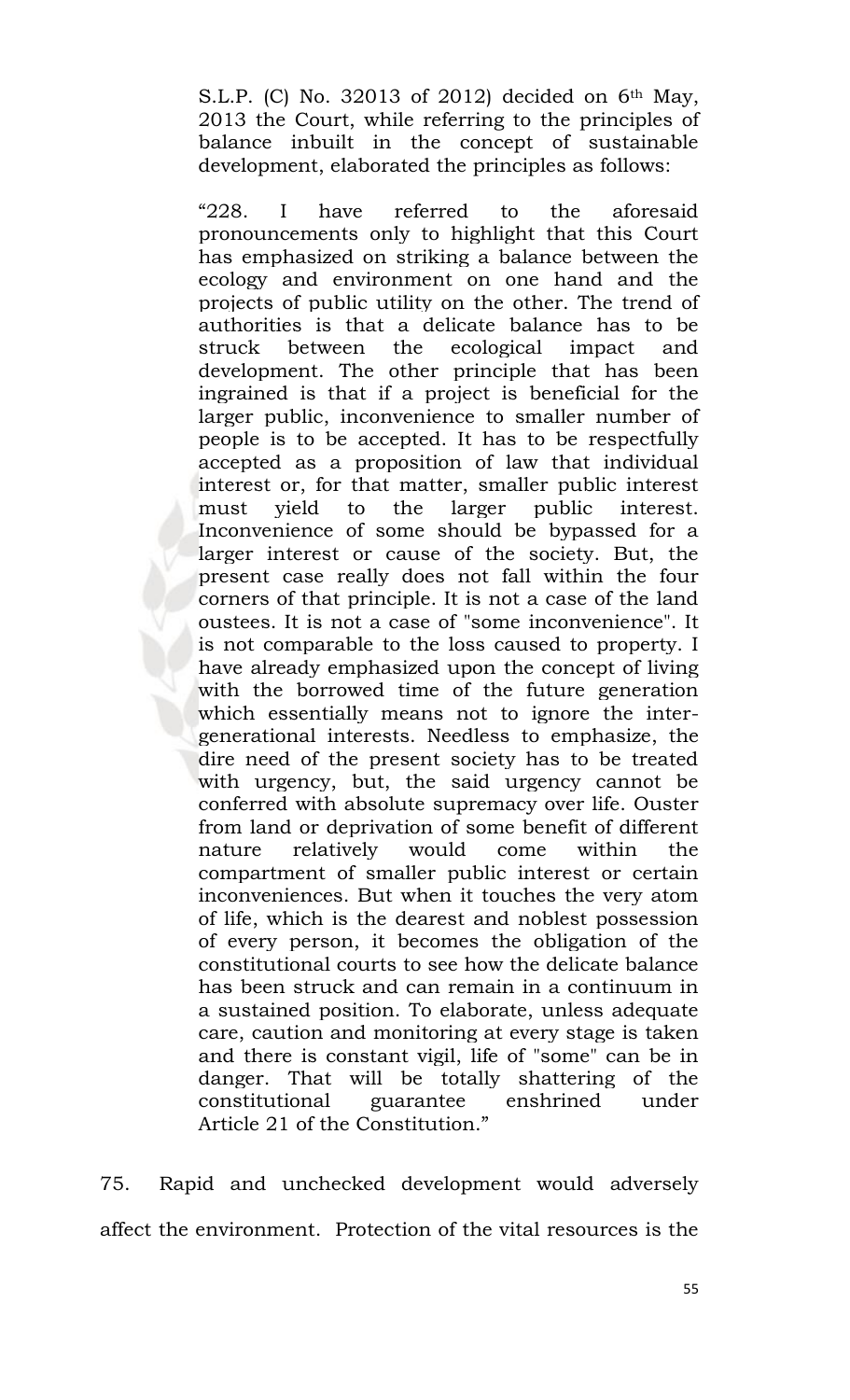S.L.P. (C) No. 32013 of 2012) decided on 6th May, 2013 the Court, while referring to the principles of balance inbuilt in the concept of sustainable development, elaborated the principles as follows:

> "228. I have referred to the aforesaid pronouncements only to highlight that this Court has emphasized on striking a balance between the ecology and environment on one hand and the projects of public utility on the other. The trend of authorities is that a delicate balance has to be struck between the ecological impact and development. The other principle that has been ingrained is that if a project is beneficial for the larger public, inconvenience to smaller number of people is to be accepted. It has to be respectfully accepted as a proposition of law that individual interest or, for that matter, smaller public interest must yield to the larger public interest. Inconvenience of some should be bypassed for a larger interest or cause of the society. But, the present case really does not fall within the four corners of that principle. It is not a case of the land oustees. It is not a case of "some inconvenience". It is not comparable to the loss caused to property. I have already emphasized upon the concept of living with the borrowed time of the future generation which essentially means not to ignore the inter-generational interests. Needless to emphasize, the dire need of the present society has to be treated with urgency, but, the said urgency cannot be conferred with absolute supremacy over life. Ouster from land or deprivation of some benefit of different nature relatively would come within the compartment of smaller public interest or certain inconveniences. But when it touches the very atom of life, which is the dearest and noblest possession of every person, it becomes the obligation of the constitutional courts to see how the delicate balance has been struck and can remain in a continuum in a sustained position. To elaborate, unless adequate care, caution and monitoring at every stage is taken and there is constant vigil, life of "some" can be in danger. That will be totally shattering of the constitutional guarantee enshrined under Article 21 of the Constitution."

75. Rapid and unchecked development would adversely affect the environment. Protection of the vital resources is the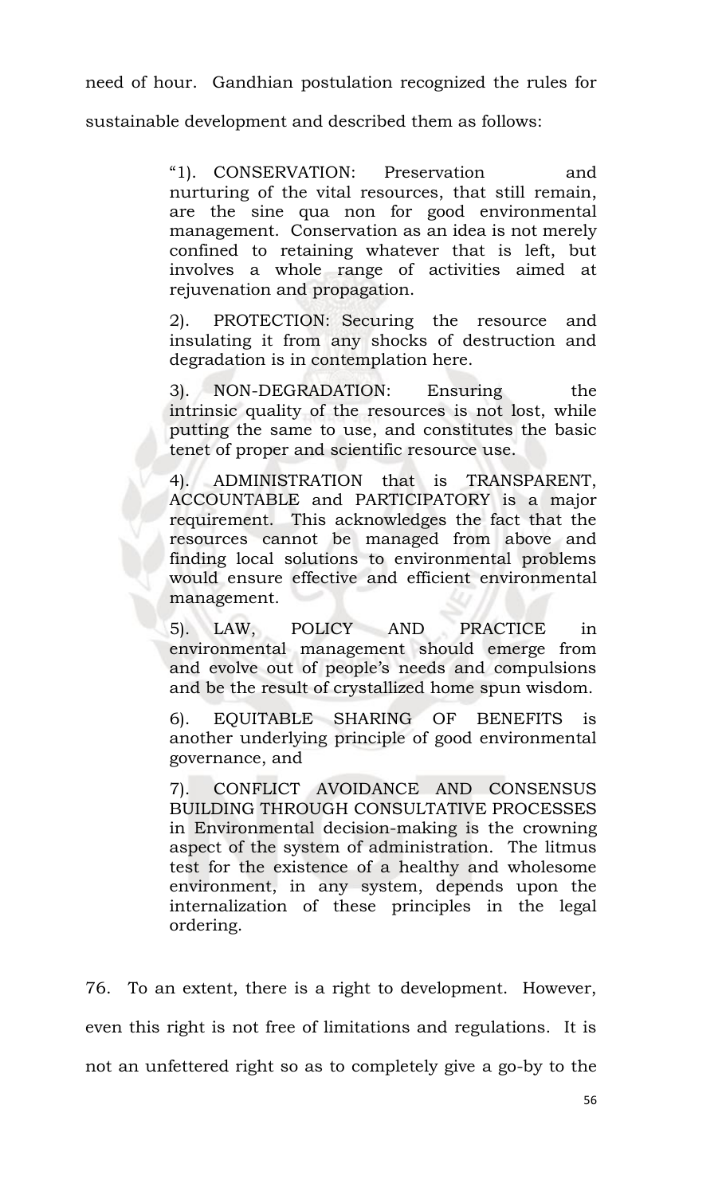need of hour. Gandhian postulation recognized the rules for sustainable development and described them as follows:

> "1). CONSERVATION: Preservation and nurturing of the vital resources, that still remain, are the sine qua non for good environmental management. Conservation as an idea is not merely confined to retaining whatever that is left, but involves a whole range of activities aimed at rejuvenation and propagation.
>
> 2). PROTECTION: Securing the resource and insulating it from any shocks of destruction and degradation is in contemplation here.
>
> 3). NON-DEGRADATION: Ensuring the intrinsic quality of the resources is not lost, while putting the same to use, and constitutes the basic tenet of proper and scientific resource use.
>
> 4). ADMINISTRATION that is TRANSPARENT, ACCOUNTABLE and PARTICIPATORY is a major requirement. This acknowledges the fact that the resources cannot be managed from above and finding local solutions to environmental problems would ensure effective and efficient environmental management.
>
> 5). LAW, POLICY AND PRACTICE in environmental management should emerge from and evolve out of people's needs and compulsions and be the result of crystallized home spun wisdom.
>
> 6). EQUITABLE SHARING OF BENEFITS is another underlying principle of good environmental governance, and
>
> 7). CONFLICT AVOIDANCE AND CONSENSUS BUILDING THROUGH CONSULTATIVE PROCESSES in Environmental decision-making is the crowning aspect of the system of administration. The litmus test for the existence of a healthy and wholesome environment, in any system, depends upon the internalization of these principles in the legal ordering.

76. To an extent, there is a right to development. However, even this right is not free of limitations and regulations. It is not an unfettered right so as to completely give a go-by to the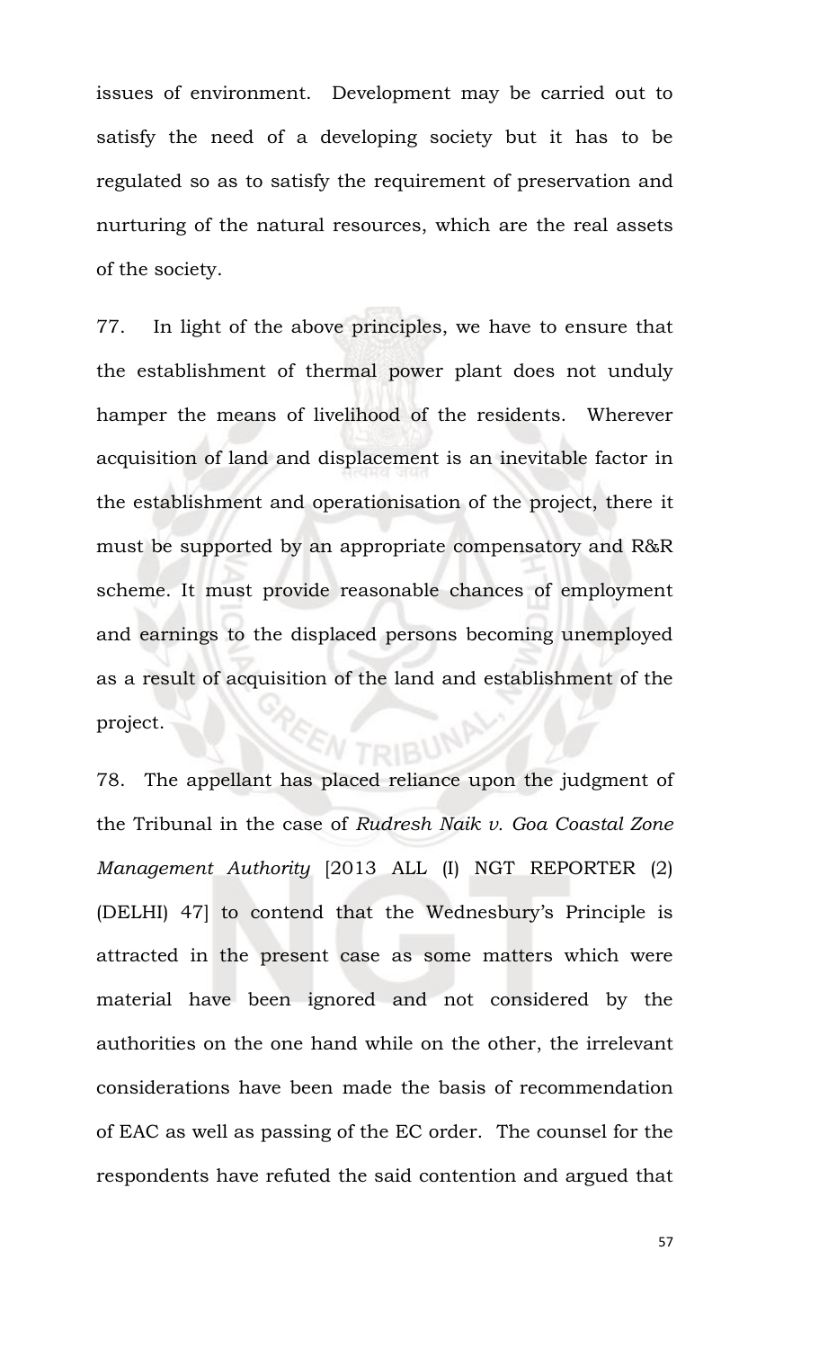issues of environment. Development may be carried out to satisfy the need of a developing society but it has to be regulated so as to satisfy the requirement of preservation and nurturing of the natural resources, which are the real assets of the society.

77. In light of the above principles, we have to ensure that the establishment of thermal power plant does not unduly hamper the means of livelihood of the residents. Wherever acquisition of land and displacement is an inevitable factor in the establishment and operationisation of the project, there it must be supported by an appropriate compensatory and R&R scheme. It must provide reasonable chances of employment and earnings to the displaced persons becoming unemployed as a result of acquisition of the land and establishment of the project.

78. The appellant has placed reliance upon the judgment of the Tribunal in the case of *Rudresh Naik v. Goa Coastal Zone Management Authority* [2013 ALL (I) NGT REPORTER (2) (DELHI) 47] to contend that the Wednesbury's Principle is attracted in the present case as some matters which were material have been ignored and not considered by the authorities on the one hand while on the other, the irrelevant considerations have been made the basis of recommendation of EAC as well as passing of the EC order. The counsel for the respondents have refuted the said contention and argued that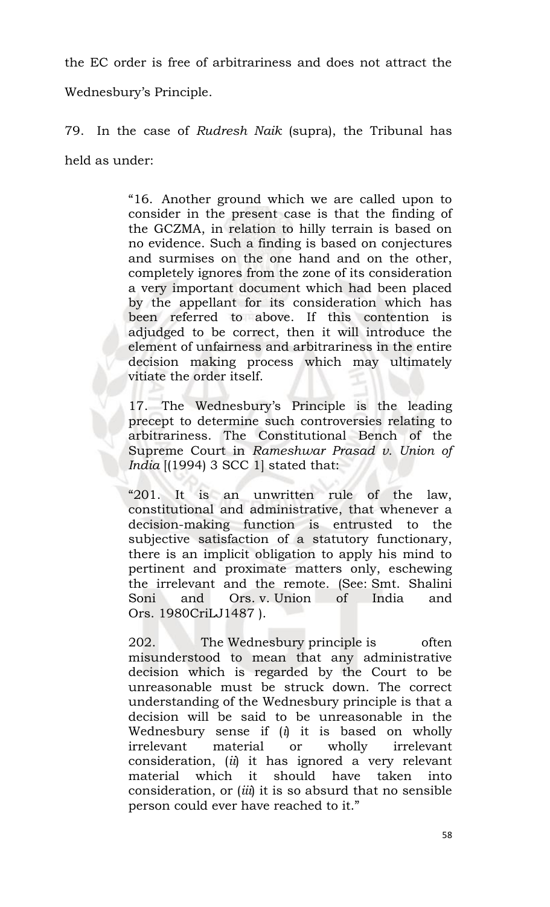the EC order is free of arbitrariness and does not attract the Wednesbury's Principle.

79. In the case of *Rudresh Naik* (supra), the Tribunal has held as under:

> "16. Another ground which we are called upon to consider in the present case is that the finding of the GCZMA, in relation to hilly terrain is based on no evidence. Such a finding is based on conjectures and surmises on the one hand and on the other, completely ignores from the zone of its consideration a very important document which had been placed by the appellant for its consideration which has been referred to above. If this contention is adjudged to be correct, then it will introduce the element of unfairness and arbitrariness in the entire decision making process which may ultimately vitiate the order itself.
>
> 17. The Wednesbury's Principle is the leading precept to determine such controversies relating to arbitrariness. The Constitutional Bench of the Supreme Court in *Rameshwar Prasad v. Union of India* [(1994) 3 SCC 1] stated that:
>
> "201. It is an unwritten rule of the law, constitutional and administrative, that whenever a decision-making function is entrusted to the subjective satisfaction of a statutory functionary, there is an implicit obligation to apply his mind to pertinent and proximate matters only, eschewing the irrelevant and the remote. (See: Smt. Shalini Soni and Ors. v. Union of India and Ors. 1980CriLJ1487 ).
>
> 202. The Wednesbury principle is often misunderstood to mean that any administrative decision which is regarded by the Court to be unreasonable must be struck down. The correct understanding of the Wednesbury principle is that a decision will be said to be unreasonable in the Wednesbury sense if (*i*) it is based on wholly irrelevant material or wholly irrelevant consideration, (*ii*) it has ignored a very relevant material which it should have taken into consideration, or (*iii*) it is so absurd that no sensible person could ever have reached to it."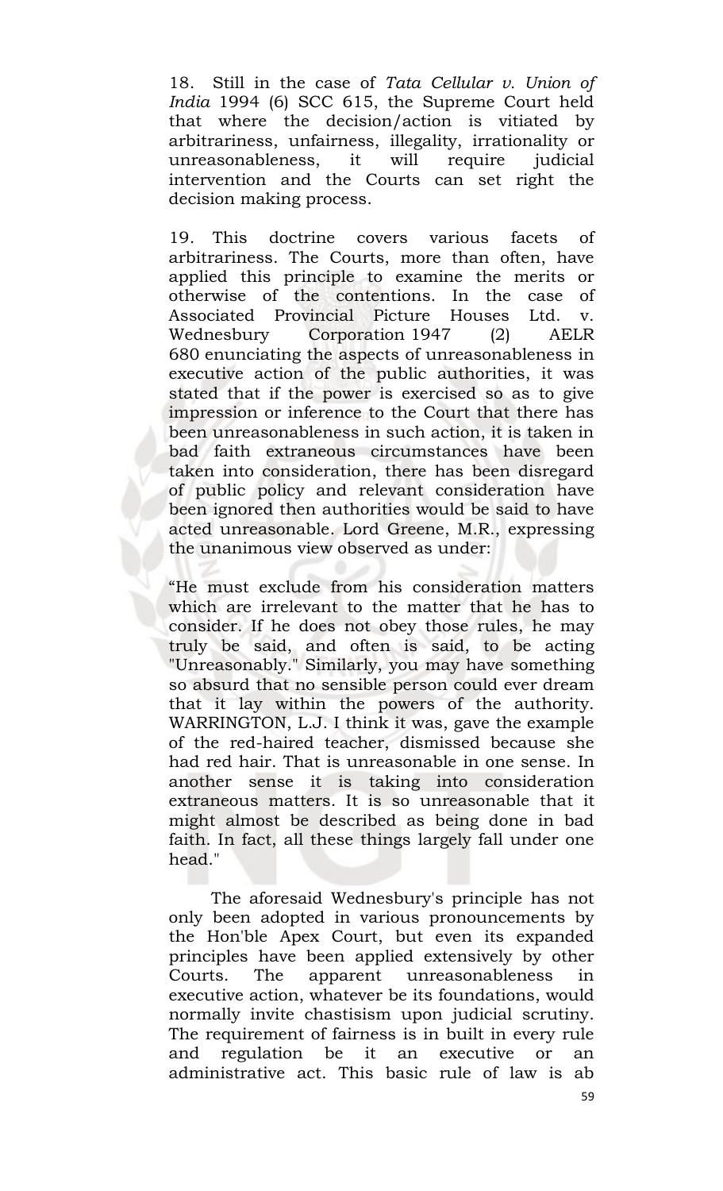18. Still in the case of *Tata Cellular v. Union of India* 1994 (6) SCC 615, the Supreme Court held that where the decision/action is vitiated by arbitrariness, unfairness, illegality, irrationality or unreasonableness, it will require judicial intervention and the Courts can set right the decision making process.

19. This doctrine covers various facets of arbitrariness. The Courts, more than often, have applied this principle to examine the merits or otherwise of the contentions. In the case of Associated Provincial Picture Houses Ltd. v. Wednesbury Corporation 1947 (2) AELR 680 enunciating the aspects of unreasonableness in executive action of the public authorities, it was stated that if the power is exercised so as to give impression or inference to the Court that there has been unreasonableness in such action, it is taken in bad faith extraneous circumstances have been taken into consideration, there has been disregard of public policy and relevant consideration have been ignored then authorities would be said to have acted unreasonable. Lord Greene, M.R., expressing the unanimous view observed as under:

"He must exclude from his consideration matters which are irrelevant to the matter that he has to consider. If he does not obey those rules, he may truly be said, and often is said, to be acting "Unreasonably." Similarly, you may have something so absurd that no sensible person could ever dream that it lay within the powers of the authority. WARRINGTON, L.J. I think it was, gave the example of the red-haired teacher, dismissed because she had red hair. That is unreasonable in one sense. In another sense it is taking into consideration extraneous matters. It is so unreasonable that it might almost be described as being done in bad faith. In fact, all these things largely fall under one head."

The aforesaid Wednesbury's principle has not only been adopted in various pronouncements by the Hon'ble Apex Court, but even its expanded principles have been applied extensively by other Courts. The apparent unreasonableness in executive action, whatever be its foundations, would normally invite chastisism upon judicial scrutiny. The requirement of fairness is in built in every rule and regulation be it an executive or an administrative act. This basic rule of law is ab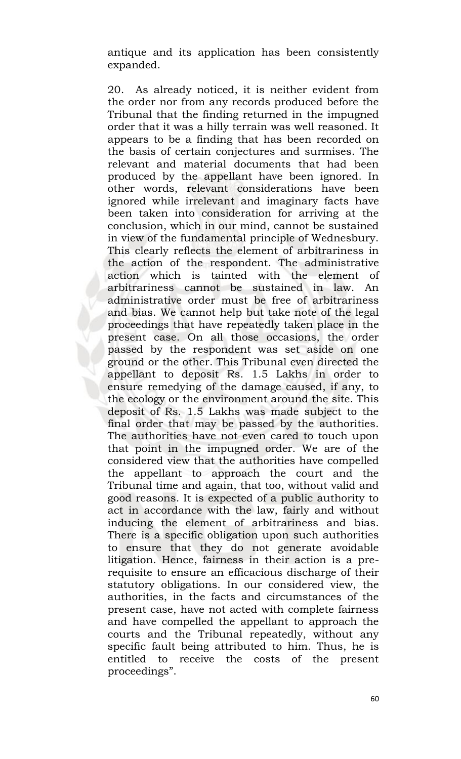antique and its application has been consistently expanded.

20. As already noticed, it is neither evident from the order nor from any records produced before the Tribunal that the finding returned in the impugned order that it was a hilly terrain was well reasoned. It appears to be a finding that has been recorded on the basis of certain conjectures and surmises. The relevant and material documents that had been produced by the appellant have been ignored. In other words, relevant considerations have been ignored while irrelevant and imaginary facts have been taken into consideration for arriving at the conclusion, which in our mind, cannot be sustained in view of the fundamental principle of Wednesbury. This clearly reflects the element of arbitrariness in the action of the respondent. The administrative action which is tainted with the element of arbitrariness cannot be sustained in law. An administrative order must be free of arbitrariness and bias. We cannot help but take note of the legal proceedings that have repeatedly taken place in the present case. On all those occasions, the order passed by the respondent was set aside on one ground or the other. This Tribunal even directed the appellant to deposit Rs. 1.5 Lakhs in order to ensure remedying of the damage caused, if any, to the ecology or the environment around the site. This deposit of Rs. 1.5 Lakhs was made subject to the final order that may be passed by the authorities. The authorities have not even cared to touch upon that point in the impugned order. We are of the considered view that the authorities have compelled the appellant to approach the court and the Tribunal time and again, that too, without valid and good reasons. It is expected of a public authority to act in accordance with the law, fairly and without inducing the element of arbitrariness and bias. There is a specific obligation upon such authorities to ensure that they do not generate avoidable litigation. Hence, fairness in their action is a pre-requisite to ensure an efficacious discharge of their statutory obligations. In our considered view, the authorities, in the facts and circumstances of the present case, have not acted with complete fairness and have compelled the appellant to approach the courts and the Tribunal repeatedly, without any specific fault being attributed to him. Thus, he is entitled to receive the costs of the present proceedings".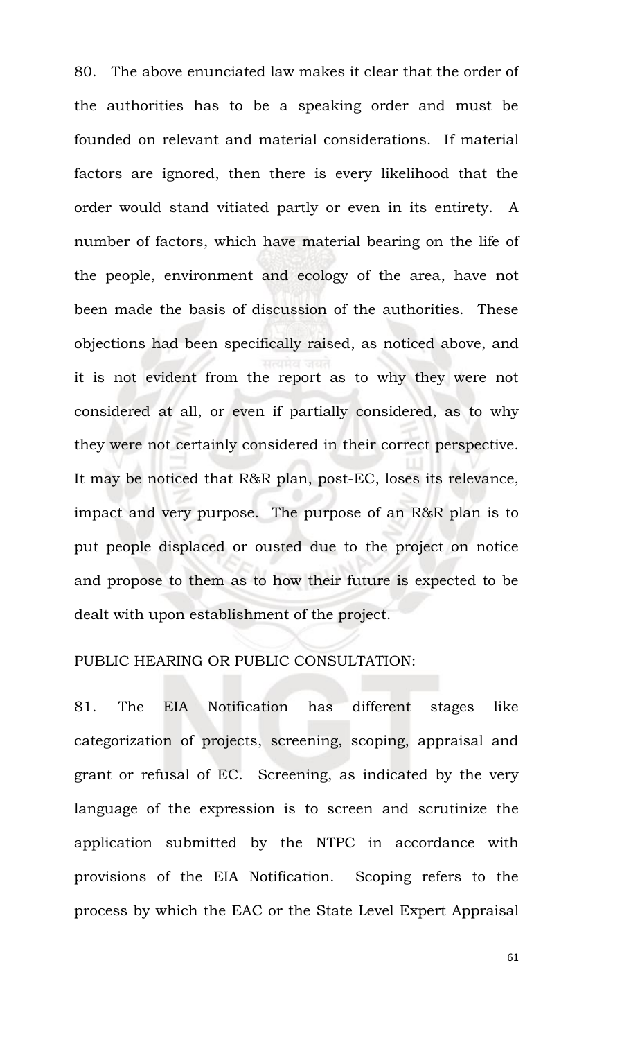80. The above enunciated law makes it clear that the order of the authorities has to be a speaking order and must be founded on relevant and material considerations. If material factors are ignored, then there is every likelihood that the order would stand vitiated partly or even in its entirety. A number of factors, which have material bearing on the life of the people, environment and ecology of the area, have not been made the basis of discussion of the authorities. These objections had been specifically raised, as noticed above, and it is not evident from the report as to why they were not considered at all, or even if partially considered, as to why they were not certainly considered in their correct perspective. It may be noticed that R&R plan, post-EC, loses its relevance, impact and very purpose. The purpose of an R&R plan is to put people displaced or ousted due to the project on notice and propose to them as to how their future is expected to be dealt with upon establishment of the project.

<u>PUBLIC HEARING OR PUBLIC CONSULTATION:</u>

81. The EIA Notification has different stages like categorization of projects, screening, scoping, appraisal and grant or refusal of EC. Screening, as indicated by the very language of the expression is to screen and scrutinize the application submitted by the NTPC in accordance with provisions of the EIA Notification. Scoping refers to the process by which the EAC or the State Level Expert Appraisal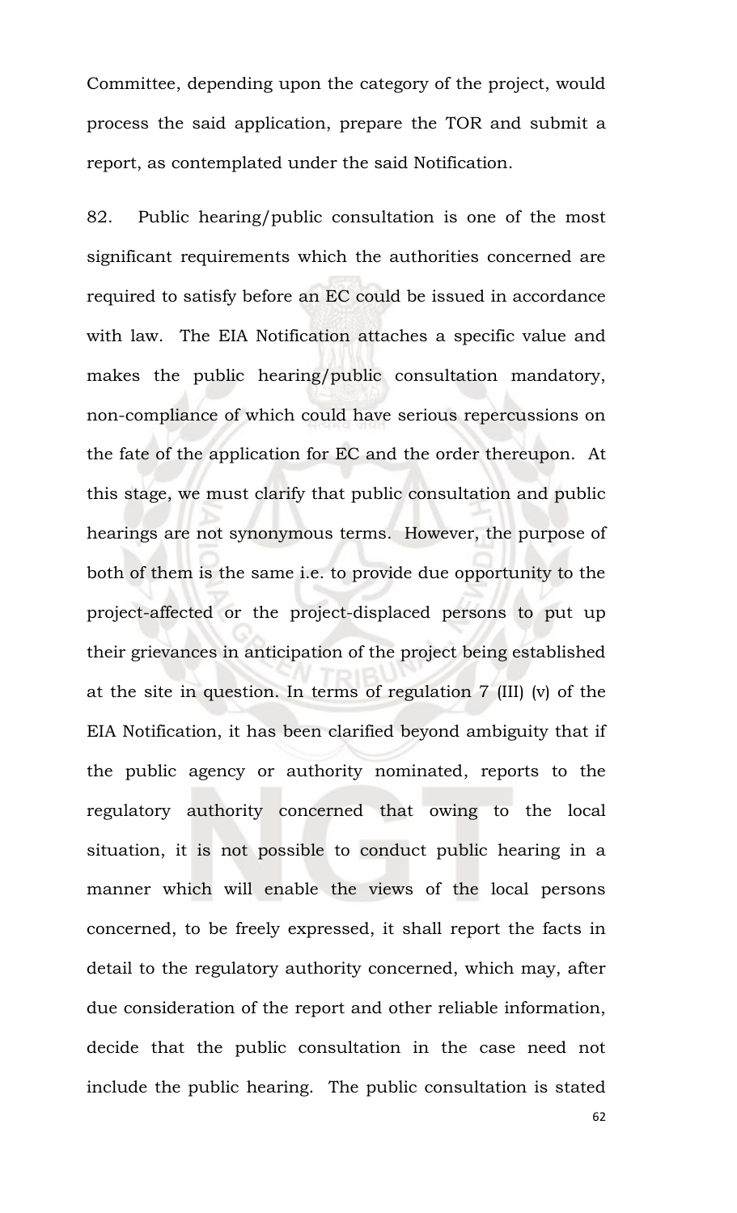Committee, depending upon the category of the project, would process the said application, prepare the TOR and submit a report, as contemplated under the said Notification.

82. Public hearing/public consultation is one of the most significant requirements which the authorities concerned are required to satisfy before an EC could be issued in accordance with law. The EIA Notification attaches a specific value and makes the public hearing/public consultation mandatory, non-compliance of which could have serious repercussions on the fate of the application for EC and the order thereupon. At this stage, we must clarify that public consultation and public hearings are not synonymous terms. However, the purpose of both of them is the same i.e. to provide due opportunity to the project-affected or the project-displaced persons to put up their grievances in anticipation of the project being established at the site in question. In terms of regulation 7 (III) (v) of the EIA Notification, it has been clarified beyond ambiguity that if the public agency or authority nominated, reports to the regulatory authority concerned that owing to the local situation, it is not possible to conduct public hearing in a manner which will enable the views of the local persons concerned, to be freely expressed, it shall report the facts in detail to the regulatory authority concerned, which may, after due consideration of the report and other reliable information, decide that the public consultation in the case need not include the public hearing. The public consultation is stated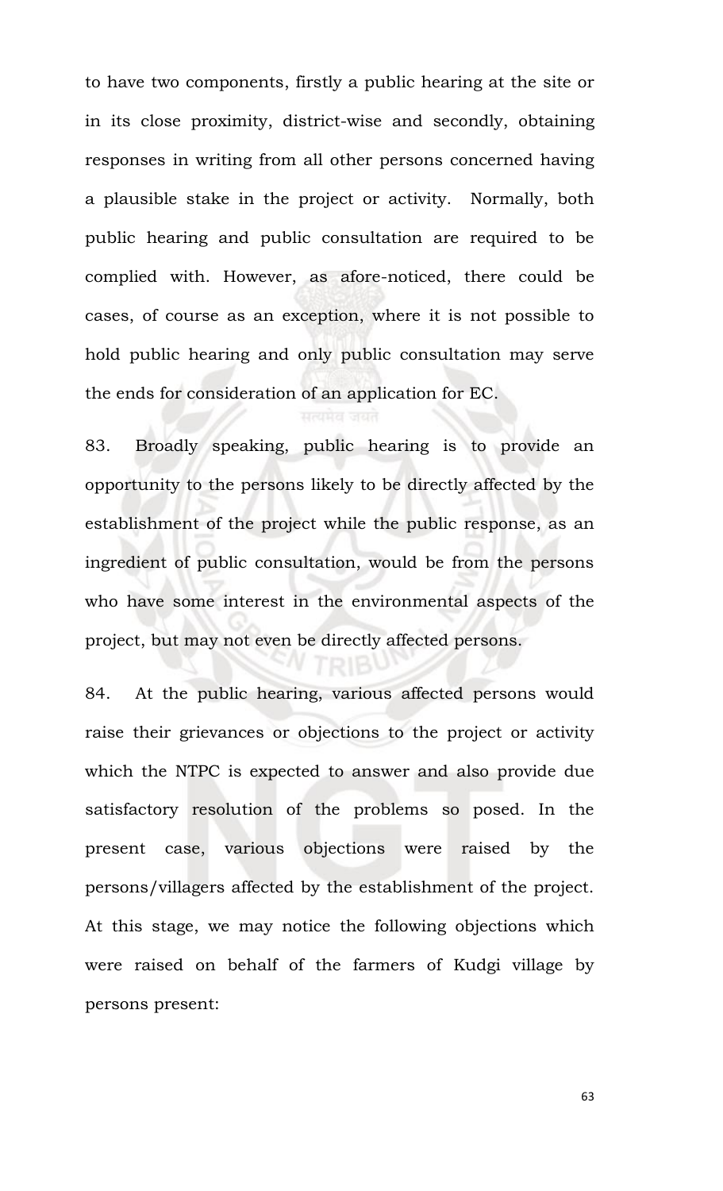to have two components, firstly a public hearing at the site or in its close proximity, district-wise and secondly, obtaining responses in writing from all other persons concerned having a plausible stake in the project or activity. Normally, both public hearing and public consultation are required to be complied with. However, as afore-noticed, there could be cases, of course as an exception, where it is not possible to hold public hearing and only public consultation may serve the ends for consideration of an application for EC.

83. Broadly speaking, public hearing is to provide an opportunity to the persons likely to be directly affected by the establishment of the project while the public response, as an ingredient of public consultation, would be from the persons who have some interest in the environmental aspects of the project, but may not even be directly affected persons.

84. At the public hearing, various affected persons would raise their grievances or objections to the project or activity which the NTPC is expected to answer and also provide due satisfactory resolution of the problems so posed. In the present case, various objections were raised by the persons/villagers affected by the establishment of the project. At this stage, we may notice the following objections which were raised on behalf of the farmers of Kudgi village by persons present: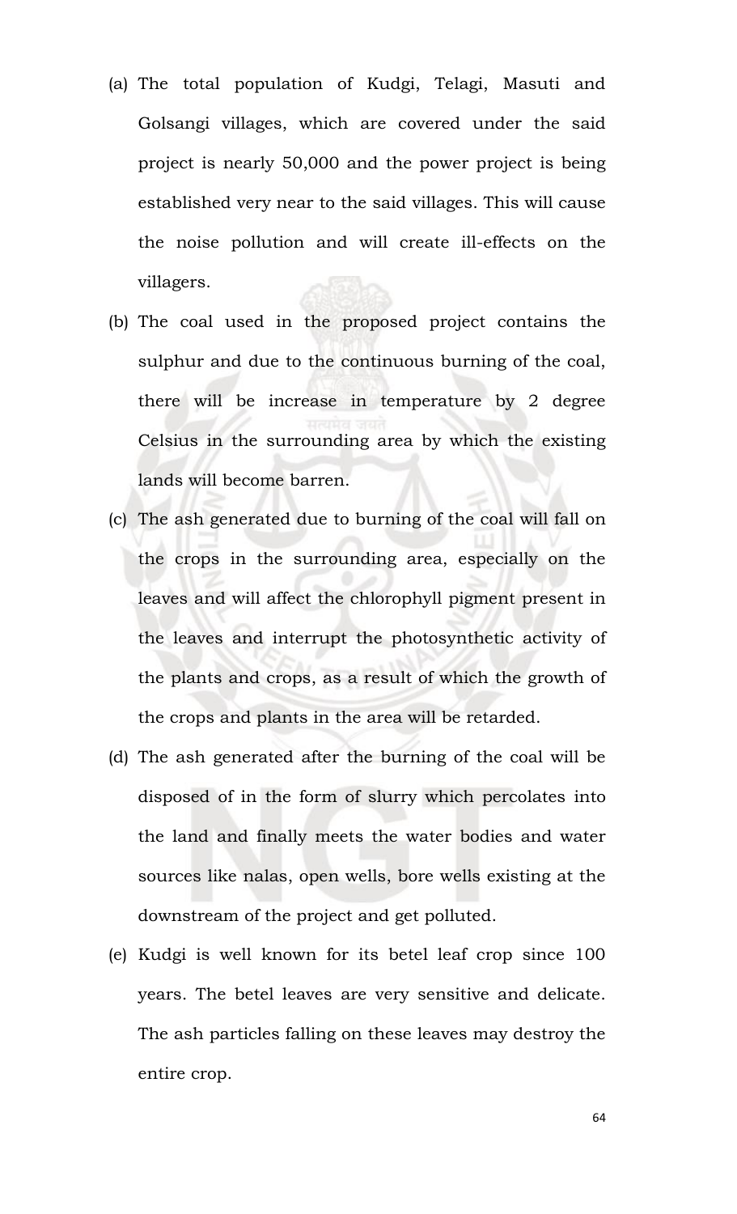(a) The total population of Kudgi, Telagi, Masuti and Golsangi villages, which are covered under the said project is nearly 50,000 and the power project is being established very near to the said villages. This will cause the noise pollution and will create ill-effects on the villagers.

(b) The coal used in the proposed project contains the sulphur and due to the continuous burning of the coal, there will be increase in temperature by 2 degree Celsius in the surrounding area by which the existing lands will become barren.

(c) The ash generated due to burning of the coal will fall on the crops in the surrounding area, especially on the leaves and will affect the chlorophyll pigment present in the leaves and interrupt the photosynthetic activity of the plants and crops, as a result of which the growth of the crops and plants in the area will be retarded.

(d) The ash generated after the burning of the coal will be disposed of in the form of slurry which percolates into the land and finally meets the water bodies and water sources like nalas, open wells, bore wells existing at the downstream of the project and get polluted.

(e) Kudgi is well known for its betel leaf crop since 100 years. The betel leaves are very sensitive and delicate. The ash particles falling on these leaves may destroy the entire crop.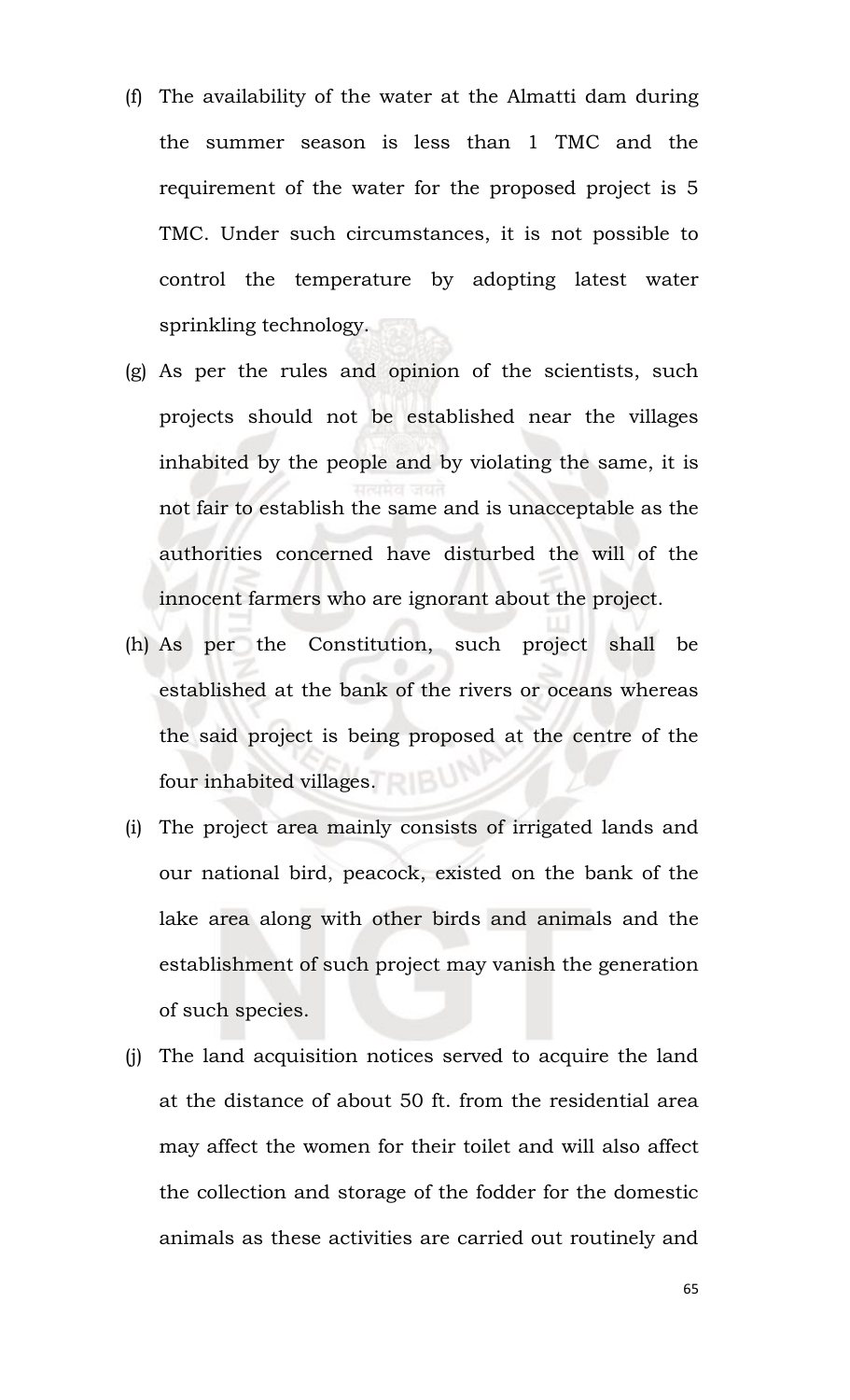(f) The availability of the water at the Almatti dam during the summer season is less than 1 TMC and the requirement of the water for the proposed project is 5 TMC. Under such circumstances, it is not possible to control the temperature by adopting latest water sprinkling technology.

(g) As per the rules and opinion of the scientists, such projects should not be established near the villages inhabited by the people and by violating the same, it is not fair to establish the same and is unacceptable as the authorities concerned have disturbed the will of the innocent farmers who are ignorant about the project.

(h) As per the Constitution, such project shall be established at the bank of the rivers or oceans whereas the said project is being proposed at the centre of the four inhabited villages.

(i) The project area mainly consists of irrigated lands and our national bird, peacock, existed on the bank of the lake area along with other birds and animals and the establishment of such project may vanish the generation of such species.

(j) The land acquisition notices served to acquire the land at the distance of about 50 ft. from the residential area may affect the women for their toilet and will also affect the collection and storage of the fodder for the domestic animals as these activities are carried out routinely and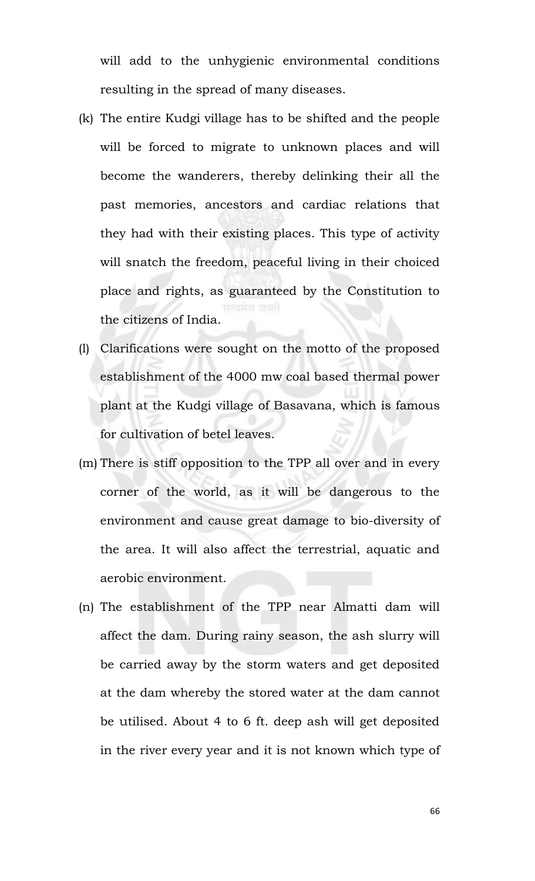will add to the unhygienic environmental conditions resulting in the spread of many diseases.

(k) The entire Kudgi village has to be shifted and the people will be forced to migrate to unknown places and will become the wanderers, thereby delinking their all the past memories, ancestors and cardiac relations that they had with their existing places. This type of activity will snatch the freedom, peaceful living in their choiced place and rights, as guaranteed by the Constitution to the citizens of India.

(l) Clarifications were sought on the motto of the proposed establishment of the 4000 mw coal based thermal power plant at the Kudgi village of Basavana, which is famous for cultivation of betel leaves.

(m) There is stiff opposition to the TPP all over and in every corner of the world, as it will be dangerous to the environment and cause great damage to bio-diversity of the area. It will also affect the terrestrial, aquatic and aerobic environment.

(n) The establishment of the TPP near Almatti dam will affect the dam. During rainy season, the ash slurry will be carried away by the storm waters and get deposited at the dam whereby the stored water at the dam cannot be utilised. About 4 to 6 ft. deep ash will get deposited in the river every year and it is not known which type of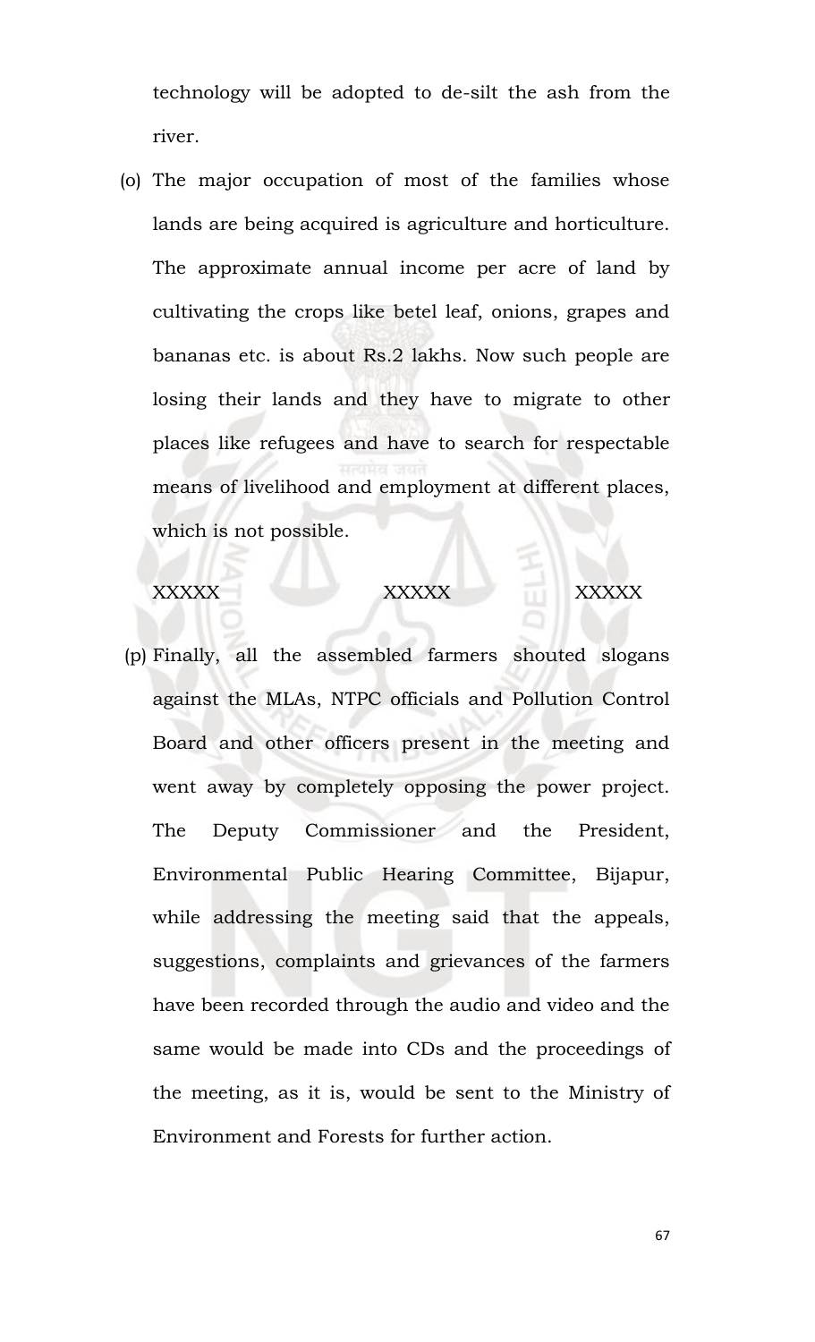technology will be adopted to de-silt the ash from the river.

(o) The major occupation of most of the families whose lands are being acquired is agriculture and horticulture. The approximate annual income per acre of land by cultivating the crops like betel leaf, onions, grapes and bananas etc. is about Rs.2 lakhs. Now such people are losing their lands and they have to migrate to other places like refugees and have to search for respectable means of livelihood and employment at different places, which is not possible.

XXXXX XXXXX XXXXX

(p) Finally, all the assembled farmers shouted slogans against the MLAs, NTPC officials and Pollution Control Board and other officers present in the meeting and went away by completely opposing the power project. The Deputy Commissioner and the President, Environmental Public Hearing Committee, Bijapur, while addressing the meeting said that the appeals, suggestions, complaints and grievances of the farmers have been recorded through the audio and video and the same would be made into CDs and the proceedings of the meeting, as it is, would be sent to the Ministry of Environment and Forests for further action.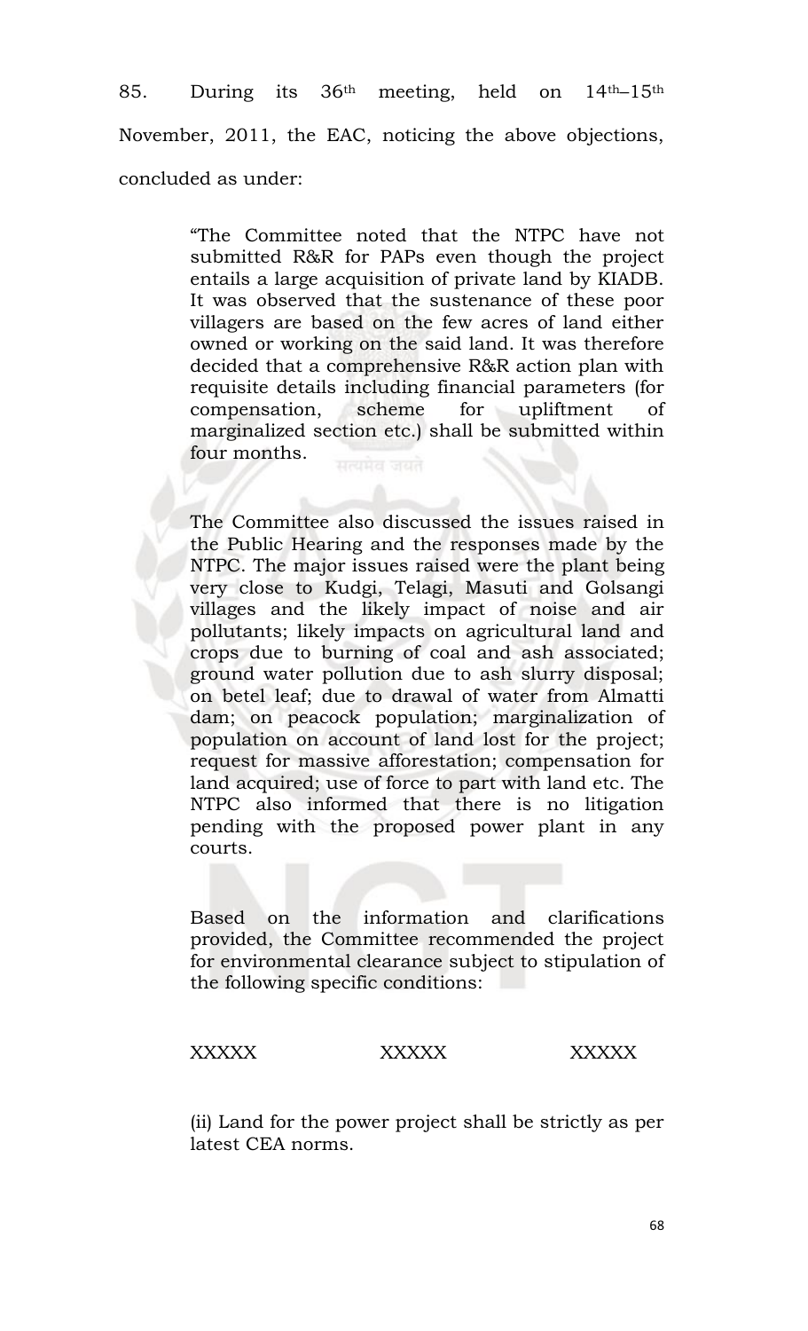85. During its 36th meeting, held on 14th–15th November, 2011, the EAC, noticing the above objections, concluded as under:

> "The Committee noted that the NTPC have not submitted R&R for PAPs even though the project entails a large acquisition of private land by KIADB. It was observed that the sustenance of these poor villagers are based on the few acres of land either owned or working on the said land. It was therefore decided that a comprehensive R&R action plan with requisite details including financial parameters (for compensation, scheme for upliftment of marginalized section etc.) shall be submitted within four months.
>
> The Committee also discussed the issues raised in the Public Hearing and the responses made by the NTPC. The major issues raised were the plant being very close to Kudgi, Telagi, Masuti and Golsangi villages and the likely impact of noise and air pollutants; likely impacts on agricultural land and crops due to burning of coal and ash associated; ground water pollution due to ash slurry disposal; on betel leaf; due to drawal of water from Almatti dam; on peacock population; marginalization of population on account of land lost for the project; request for massive afforestation; compensation for land acquired; use of force to part with land etc. The NTPC also informed that there is no litigation pending with the proposed power plant in any courts.
>
> Based on the information and clarifications provided, the Committee recommended the project for environmental clearance subject to stipulation of the following specific conditions:
>
> XXXXX XXXXX XXXXX
>
> (ii) Land for the power project shall be strictly as per latest CEA norms.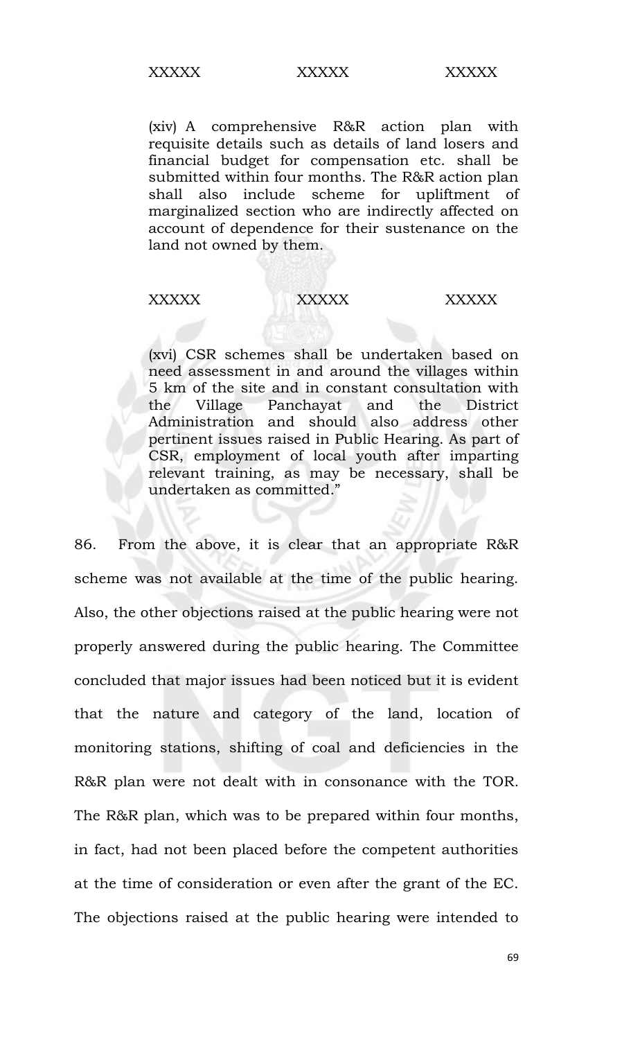XXXXX XXXXX XXXXX

> (xiv) A comprehensive R&R action plan with requisite details such as details of land losers and financial budget for compensation etc. shall be submitted within four months. The R&R action plan shall also include scheme for upliftment of marginalized section who are indirectly affected on account of dependence for their sustenance on the land not owned by them.

XXXXX XXXXX XXXXX

> (xvi) CSR schemes shall be undertaken based on need assessment in and around the villages within 5 km of the site and in constant consultation with the Village Panchayat and the District Administration and should also address other pertinent issues raised in Public Hearing. As part of CSR, employment of local youth after imparting relevant training, as may be necessary, shall be undertaken as committed."

86. From the above, it is clear that an appropriate R&R scheme was not available at the time of the public hearing. Also, the other objections raised at the public hearing were not properly answered during the public hearing. The Committee concluded that major issues had been noticed but it is evident that the nature and category of the land, location of monitoring stations, shifting of coal and deficiencies in the R&R plan were not dealt with in consonance with the TOR. The R&R plan, which was to be prepared within four months, in fact, had not been placed before the competent authorities at the time of consideration or even after the grant of the EC. The objections raised at the public hearing were intended to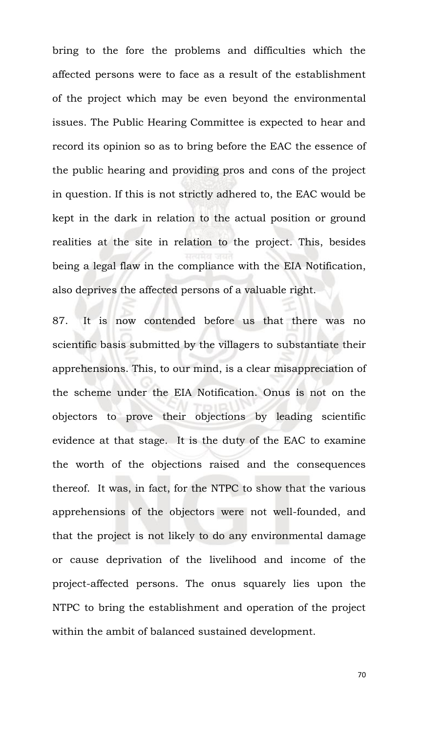bring to the fore the problems and difficulties which the affected persons were to face as a result of the establishment of the project which may be even beyond the environmental issues. The Public Hearing Committee is expected to hear and record its opinion so as to bring before the EAC the essence of the public hearing and providing pros and cons of the project in question. If this is not strictly adhered to, the EAC would be kept in the dark in relation to the actual position or ground realities at the site in relation to the project. This, besides being a legal flaw in the compliance with the EIA Notification, also deprives the affected persons of a valuable right.

87. It is now contended before us that there was no scientific basis submitted by the villagers to substantiate their apprehensions. This, to our mind, is a clear misappreciation of the scheme under the EIA Notification. Onus is not on the objectors to prove their objections by leading scientific evidence at that stage. It is the duty of the EAC to examine the worth of the objections raised and the consequences thereof. It was, in fact, for the NTPC to show that the various apprehensions of the objectors were not well-founded, and that the project is not likely to do any environmental damage or cause deprivation of the livelihood and income of the project-affected persons. The onus squarely lies upon the NTPC to bring the establishment and operation of the project within the ambit of balanced sustained development.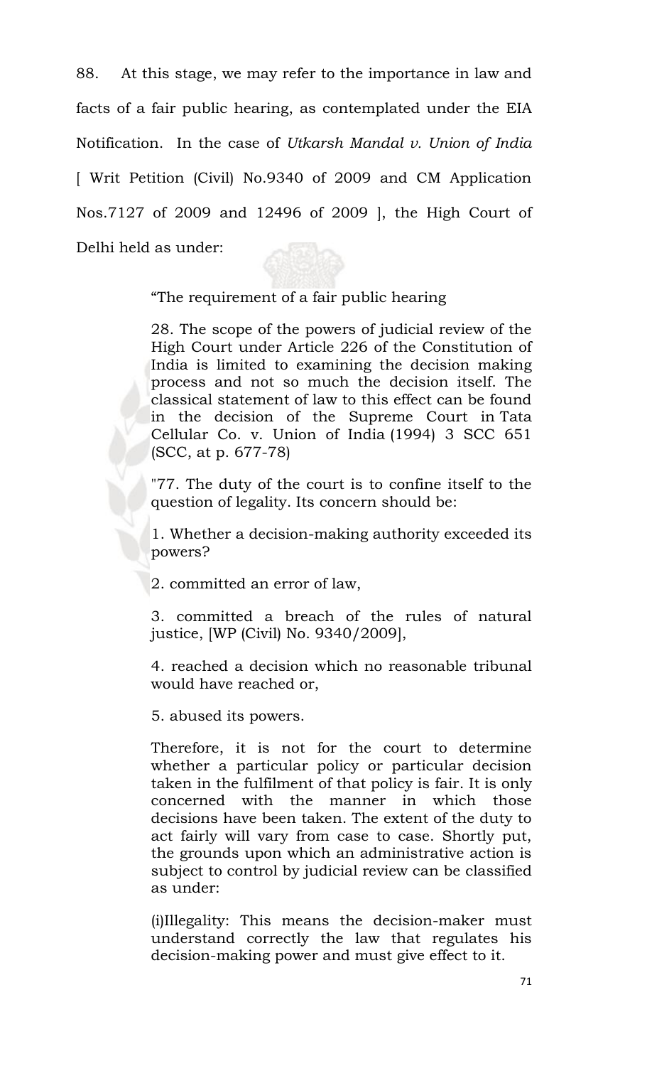88. At this stage, we may refer to the importance in law and facts of a fair public hearing, as contemplated under the EIA Notification. In the case of *Utkarsh Mandal v. Union of India* [ Writ Petition (Civil) No.9340 of 2009 and CM Application Nos.7127 of 2009 and 12496 of 2009 ], the High Court of Delhi held as under:

> "The requirement of a fair public hearing
>
> 28. The scope of the powers of judicial review of the High Court under Article 226 of the Constitution of India is limited to examining the decision making process and not so much the decision itself. The classical statement of law to this effect can be found in the decision of the Supreme Court in Tata Cellular Co. v. Union of India (1994) 3 SCC 651 (SCC, at p. 677-78)
>
> "77. The duty of the court is to confine itself to the question of legality. Its concern should be:
>
> 1. Whether a decision-making authority exceeded its powers?
>
> 2. committed an error of law,
>
> 3. committed a breach of the rules of natural justice, [WP (Civil) No. 9340/2009],
>
> 4. reached a decision which no reasonable tribunal would have reached or,
>
> 5. abused its powers.
>
> Therefore, it is not for the court to determine whether a particular policy or particular decision taken in the fulfilment of that policy is fair. It is only concerned with the manner in which those decisions have been taken. The extent of the duty to act fairly will vary from case to case. Shortly put, the grounds upon which an administrative action is subject to control by judicial review can be classified as under:
>
> (i)Illegality: This means the decision-maker must understand correctly the law that regulates his decision-making power and must give effect to it.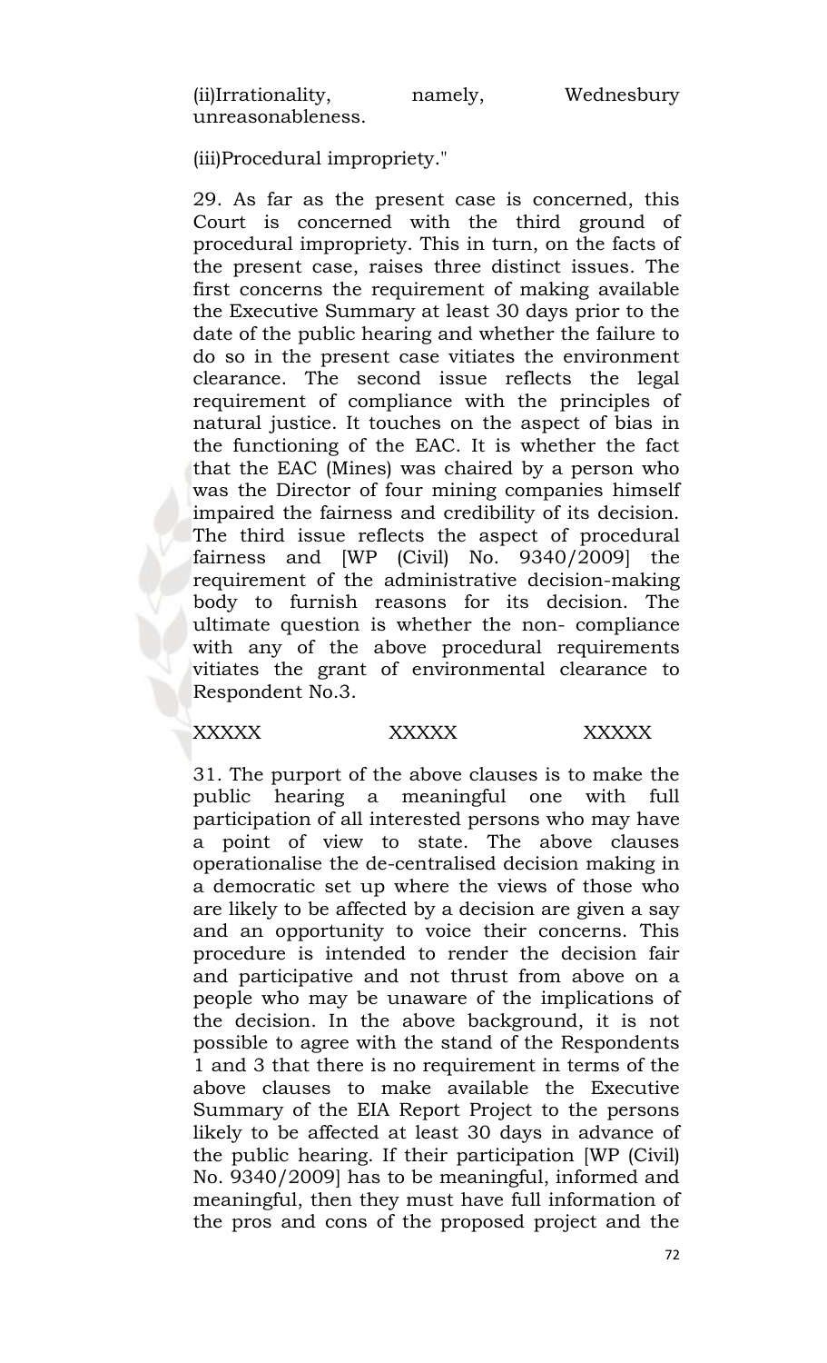(ii)Irrationality, namely, Wednesbury unreasonableness.

(iii)Procedural impropriety."

29. As far as the present case is concerned, this Court is concerned with the third ground of procedural impropriety. This in turn, on the facts of the present case, raises three distinct issues. The first concerns the requirement of making available the Executive Summary at least 30 days prior to the date of the public hearing and whether the failure to do so in the present case vitiates the environment clearance. The second issue reflects the legal requirement of compliance with the principles of natural justice. It touches on the aspect of bias in the functioning of the EAC. It is whether the fact that the EAC (Mines) was chaired by a person who was the Director of four mining companies himself impaired the fairness and credibility of its decision. The third issue reflects the aspect of procedural fairness and [WP (Civil) No. 9340/2009] the requirement of the administrative decision-making body to furnish reasons for its decision. The ultimate question is whether the non- compliance with any of the above procedural requirements vitiates the grant of environmental clearance to Respondent No.3.

XXXXX XXXXX XXXXX

31. The purport of the above clauses is to make the public hearing a meaningful one with full participation of all interested persons who may have a point of view to state. The above clauses operationalise the de-centralised decision making in a democratic set up where the views of those who are likely to be affected by a decision are given a say and an opportunity to voice their concerns. This procedure is intended to render the decision fair and participative and not thrust from above on a people who may be unaware of the implications of the decision. In the above background, it is not possible to agree with the stand of the Respondents 1 and 3 that there is no requirement in terms of the above clauses to make available the Executive Summary of the EIA Report Project to the persons likely to be affected at least 30 days in advance of the public hearing. If their participation [WP (Civil) No. 9340/2009] has to be meaningful, informed and meaningful, then they must have full information of the pros and cons of the proposed project and the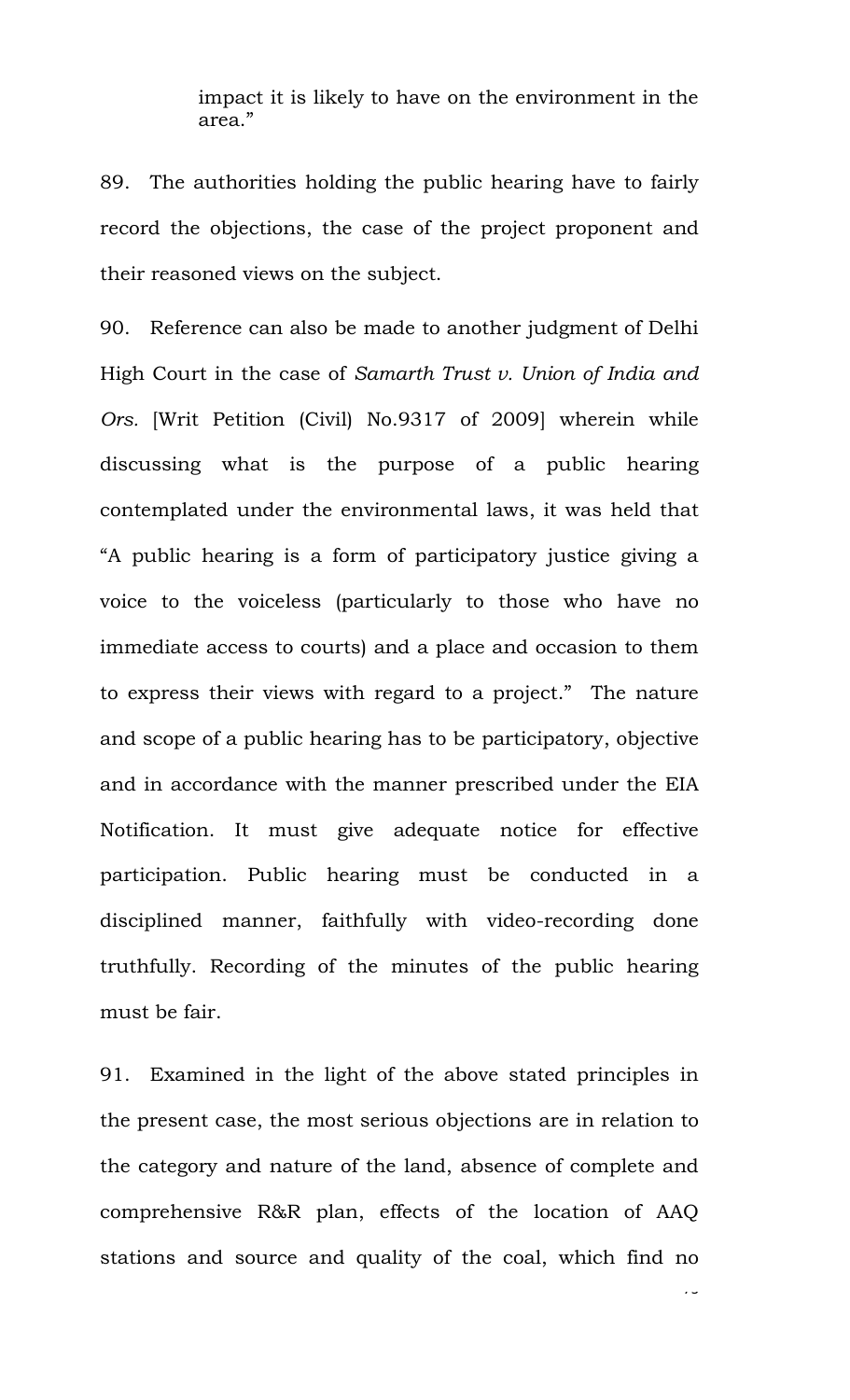impact it is likely to have on the environment in the area."

89. The authorities holding the public hearing have to fairly record the objections, the case of the project proponent and their reasoned views on the subject.

90. Reference can also be made to another judgment of Delhi High Court in the case of *Samarth Trust v. Union of India and Ors.* [Writ Petition (Civil) No.9317 of 2009] wherein while discussing what is the purpose of a public hearing contemplated under the environmental laws, it was held that "A public hearing is a form of participatory justice giving a voice to the voiceless (particularly to those who have no immediate access to courts) and a place and occasion to them to express their views with regard to a project." The nature and scope of a public hearing has to be participatory, objective and in accordance with the manner prescribed under the EIA Notification. It must give adequate notice for effective participation. Public hearing must be conducted in a disciplined manner, faithfully with video-recording done truthfully. Recording of the minutes of the public hearing must be fair.

91. Examined in the light of the above stated principles in the present case, the most serious objections are in relation to the category and nature of the land, absence of complete and comprehensive R&R plan, effects of the location of AAQ stations and source and quality of the coal, which find no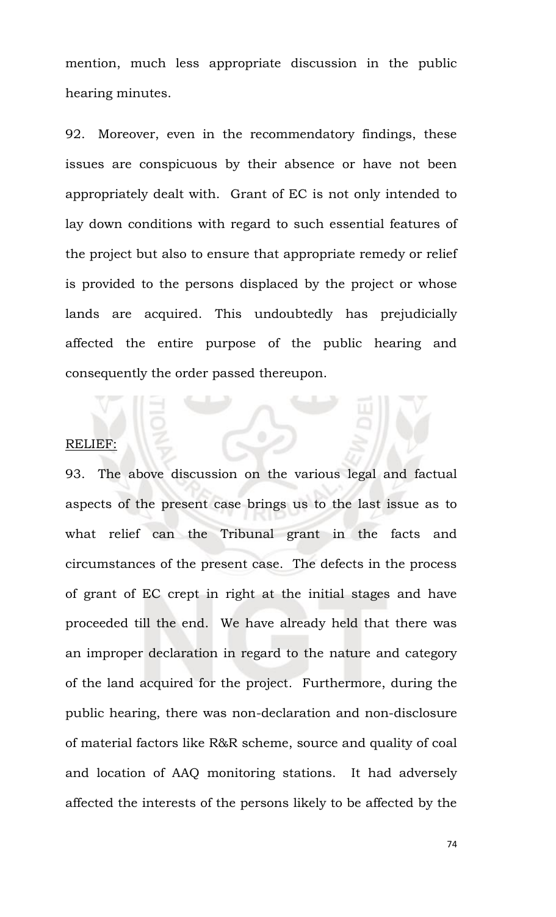mention, much less appropriate discussion in the public hearing minutes.

92. Moreover, even in the recommendatory findings, these issues are conspicuous by their absence or have not been appropriately dealt with. Grant of EC is not only intended to lay down conditions with regard to such essential features of the project but also to ensure that appropriate remedy or relief is provided to the persons displaced by the project or whose lands are acquired. This undoubtedly has prejudicially affected the entire purpose of the public hearing and consequently the order passed thereupon.

RELIEF:

93. The above discussion on the various legal and factual aspects of the present case brings us to the last issue as to what relief can the Tribunal grant in the facts and circumstances of the present case. The defects in the process of grant of EC crept in right at the initial stages and have proceeded till the end. We have already held that there was an improper declaration in regard to the nature and category of the land acquired for the project. Furthermore, during the public hearing, there was non-declaration and non-disclosure of material factors like R&R scheme, source and quality of coal and location of AAQ monitoring stations. It had adversely affected the interests of the persons likely to be affected by the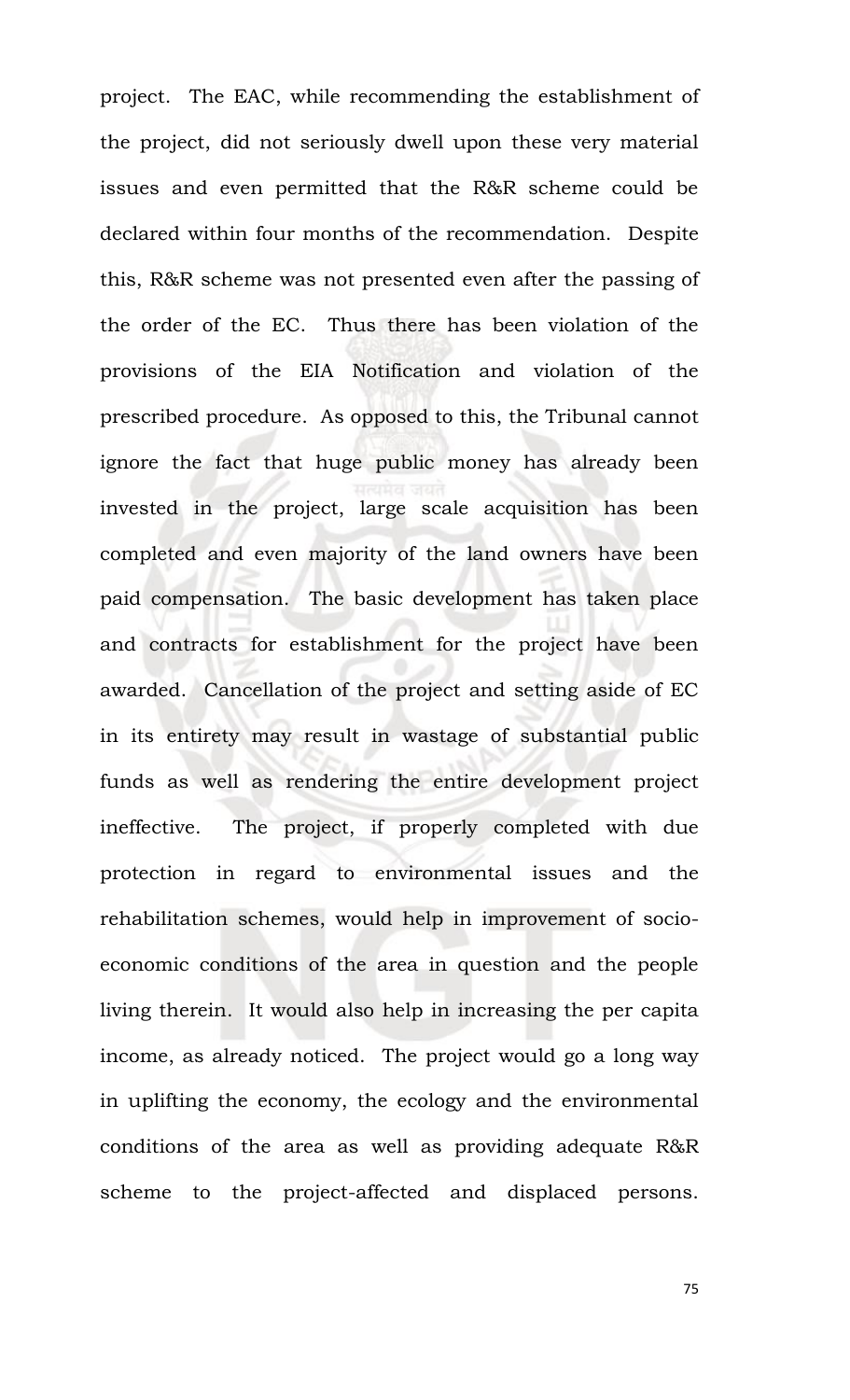project. The EAC, while recommending the establishment of the project, did not seriously dwell upon these very material issues and even permitted that the R&R scheme could be declared within four months of the recommendation. Despite this, R&R scheme was not presented even after the passing of the order of the EC. Thus there has been violation of the provisions of the EIA Notification and violation of the prescribed procedure. As opposed to this, the Tribunal cannot ignore the fact that huge public money has already been invested in the project, large scale acquisition has been completed and even majority of the land owners have been paid compensation. The basic development has taken place and contracts for establishment for the project have been awarded. Cancellation of the project and setting aside of EC in its entirety may result in wastage of substantial public funds as well as rendering the entire development project ineffective. The project, if properly completed with due protection in regard to environmental issues and the rehabilitation schemes, would help in improvement of socio-economic conditions of the area in question and the people living therein. It would also help in increasing the per capita income, as already noticed. The project would go a long way in uplifting the economy, the ecology and the environmental conditions of the area as well as providing adequate R&R scheme to the project-affected and displaced persons.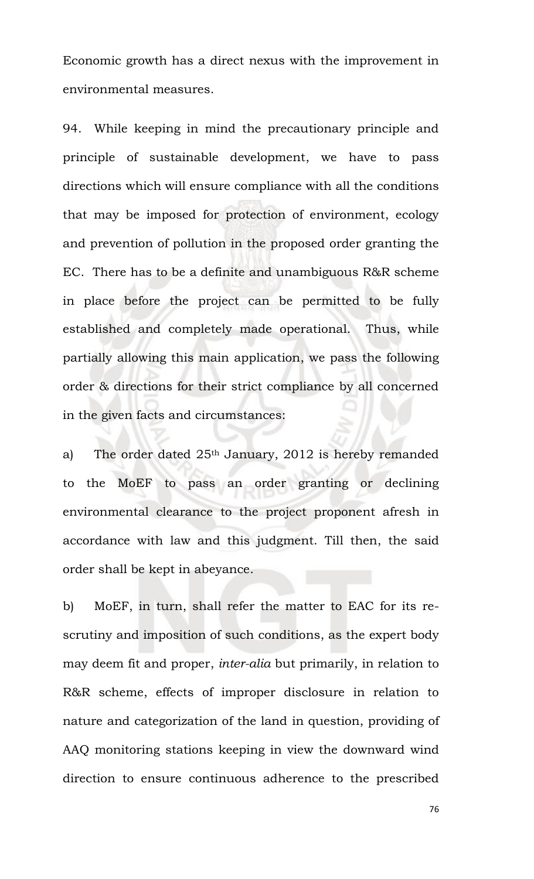Economic growth has a direct nexus with the improvement in environmental measures.

94. While keeping in mind the precautionary principle and principle of sustainable development, we have to pass directions which will ensure compliance with all the conditions that may be imposed for protection of environment, ecology and prevention of pollution in the proposed order granting the EC. There has to be a definite and unambiguous R&R scheme in place before the project can be permitted to be fully established and completely made operational. Thus, while partially allowing this main application, we pass the following order & directions for their strict compliance by all concerned in the given facts and circumstances:

a) The order dated 25th January, 2012 is hereby remanded to the MoEF to pass an order granting or declining environmental clearance to the project proponent afresh in accordance with law and this judgment. Till then, the said order shall be kept in abeyance.

b) MoEF, in turn, shall refer the matter to EAC for its re-scrutiny and imposition of such conditions, as the expert body may deem fit and proper, *inter-alia* but primarily, in relation to R&R scheme, effects of improper disclosure in relation to nature and categorization of the land in question, providing of AAQ monitoring stations keeping in view the downward wind direction to ensure continuous adherence to the prescribed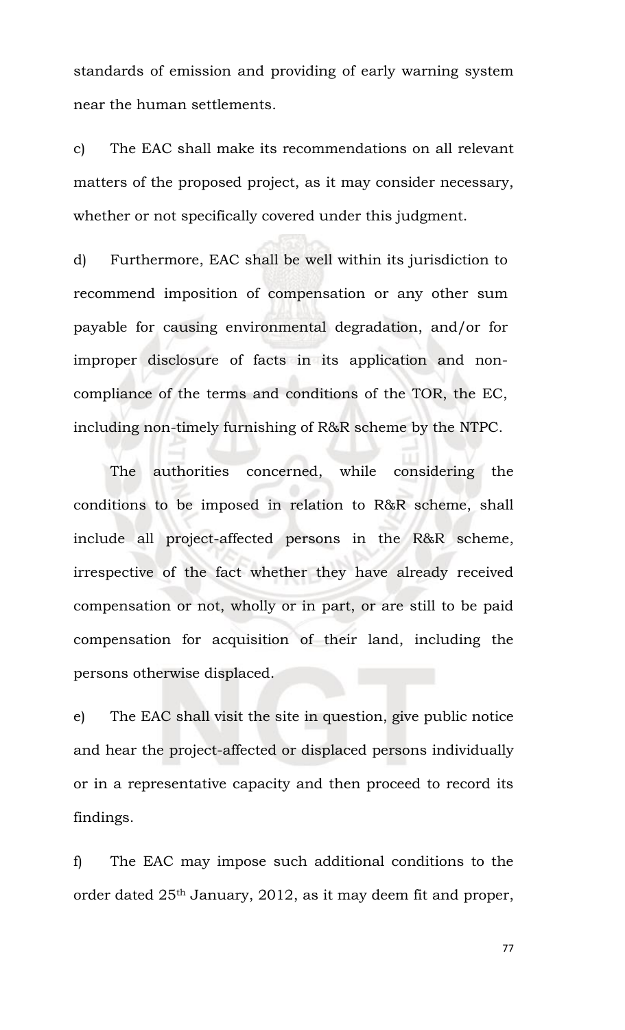standards of emission and providing of early warning system near the human settlements.

c) The EAC shall make its recommendations on all relevant matters of the proposed project, as it may consider necessary, whether or not specifically covered under this judgment.

d) Furthermore, EAC shall be well within its jurisdiction to recommend imposition of compensation or any other sum payable for causing environmental degradation, and/or for improper disclosure of facts in its application and non-compliance of the terms and conditions of the TOR, the EC, including non-timely furnishing of R&R scheme by the NTPC.

The authorities concerned, while considering the conditions to be imposed in relation to R&R scheme, shall include all project-affected persons in the R&R scheme, irrespective of the fact whether they have already received compensation or not, wholly or in part, or are still to be paid compensation for acquisition of their land, including the persons otherwise displaced.

e) The EAC shall visit the site in question, give public notice and hear the project-affected or displaced persons individually or in a representative capacity and then proceed to record its findings.

f) The EAC may impose such additional conditions to the order dated 25th January, 2012, as it may deem fit and proper,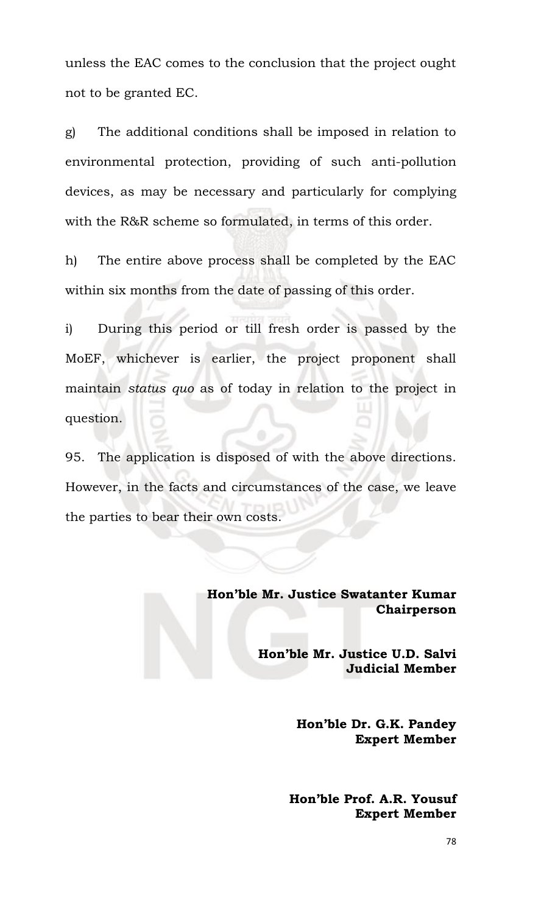unless the EAC comes to the conclusion that the project ought not to be granted EC.

g) The additional conditions shall be imposed in relation to environmental protection, providing of such anti-pollution devices, as may be necessary and particularly for complying with the R&R scheme so formulated, in terms of this order.

h) The entire above process shall be completed by the EAC within six months from the date of passing of this order.

i) During this period or till fresh order is passed by the MoEF, whichever is earlier, the project proponent shall maintain *status quo* as of today in relation to the project in question.

95. The application is disposed of with the above directions. However, in the facts and circumstances of the case, we leave the parties to bear their own costs.

**Hon'ble Mr. Justice Swatanter Kumar**
**Chairperson**

**Hon'ble Mr. Justice U.D. Salvi**
**Judicial Member**

**Hon'ble Dr. G.K. Pandey**
**Expert Member**

**Hon'ble Prof. A.R. Yousuf**
**Expert Member**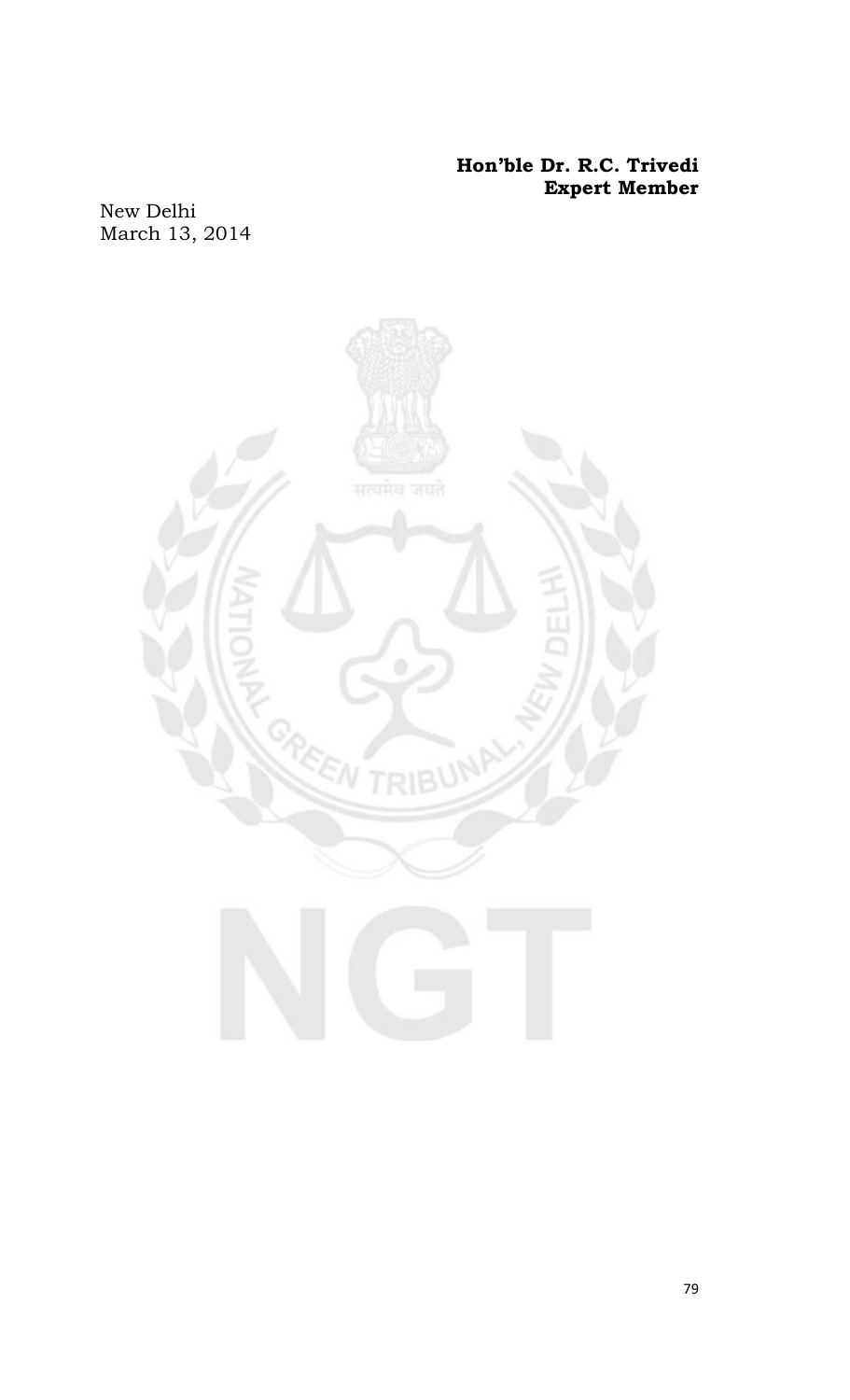**Hon'ble Dr. R.C. Trivedi**
**Expert Member**

New Delhi
March 13, 2014